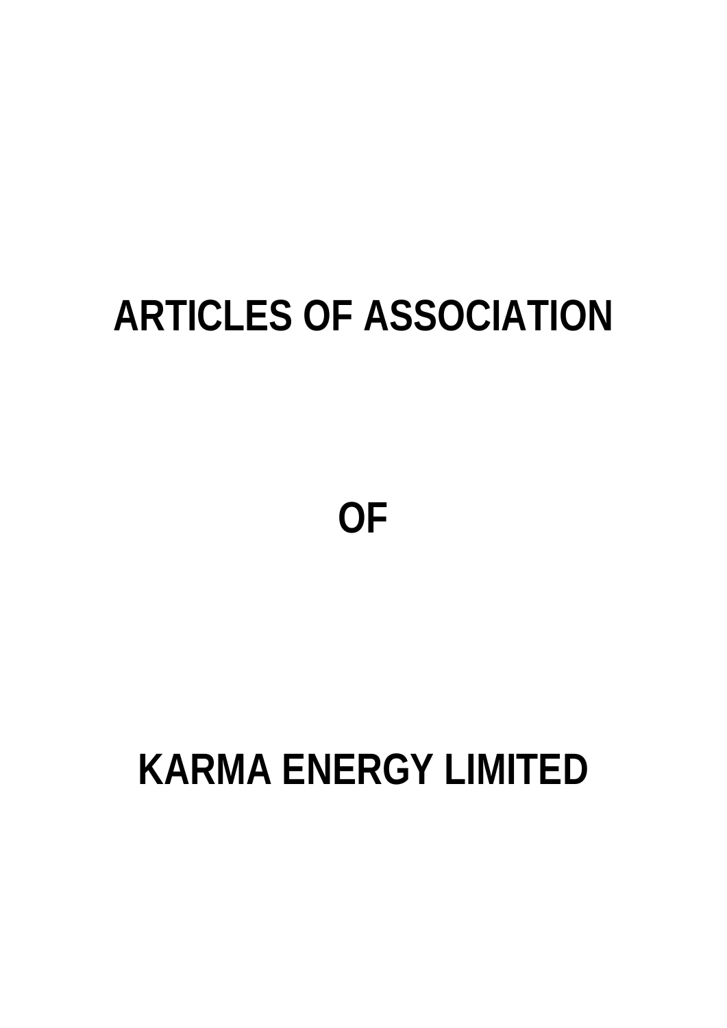# ARTICLES OF ASSOCIATION

# OF

# KARMA ENERGY LIMITED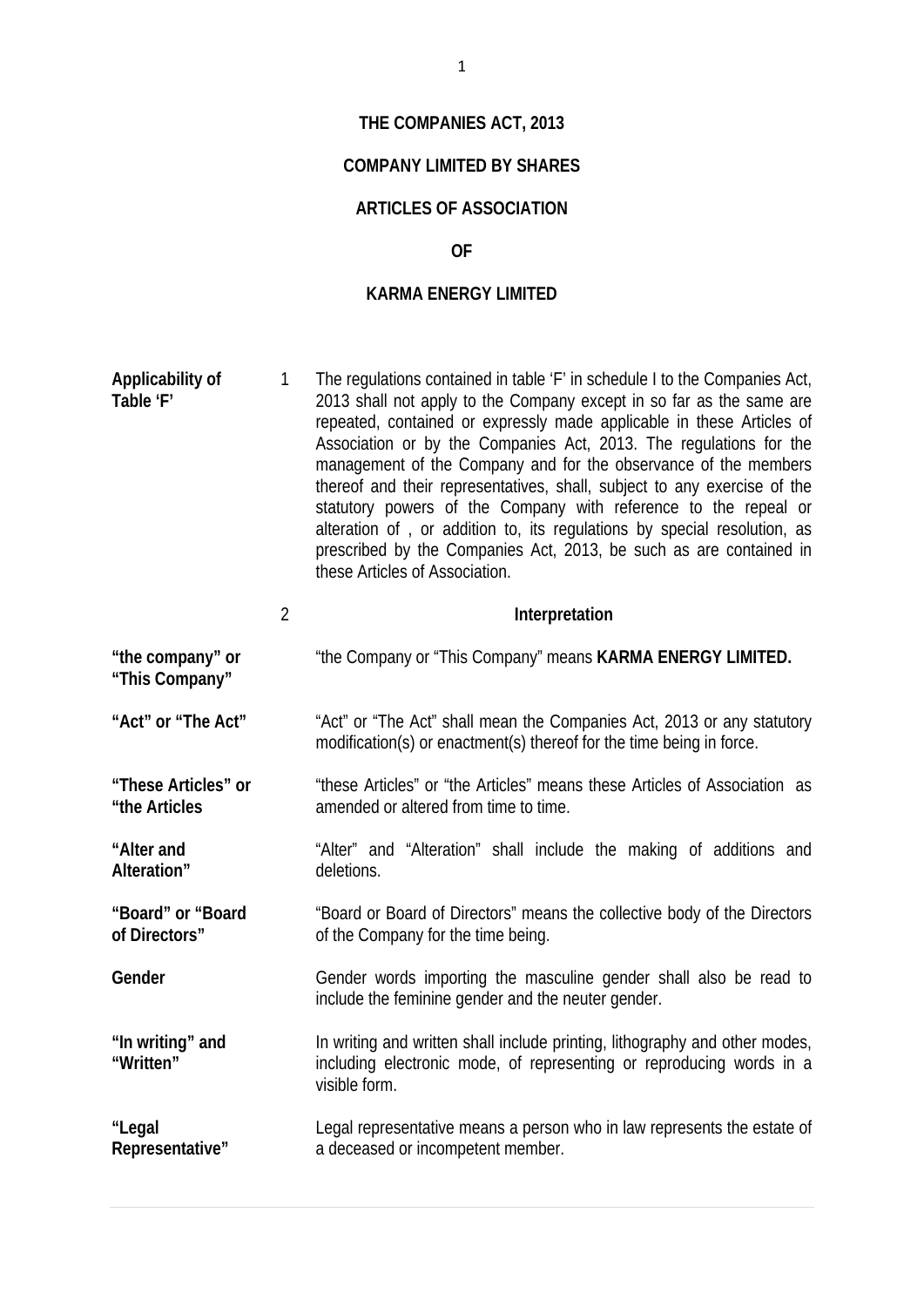# THE COMPANIES ACT, 2013

## COMPANY LIMITED BY SHARES

## ARTICLES OF ASSOCIATION

## OF

## KARMA ENERGY LIMITED

| | | |
|---|---|---|
| **Applicability of Table 'F'** | 1 | The regulations contained in table 'F' in schedule I to the Companies Act, 2013 shall not apply to the Company except in so far as the same are repeated, contained or expressly made applicable in these Articles of Association or by the Companies Act, 2013. The regulations for the management of the Company and for the observance of the members thereof and their representatives, shall, subject to any exercise of the statutory powers of the Company with reference to the repeal or alteration of , or addition to, its regulations by special resolution, as prescribed by the Companies Act, 2013, be such as are contained in these Articles of Association. |
| | 2 | **Interpretation** |
| **"the company" or "This Company"** | | "the Company or "This Company" means **KARMA ENERGY LIMITED.** |
| **"Act" or "The Act"** | | "Act" or "The Act" shall mean the Companies Act, 2013 or any statutory modification(s) or enactment(s) thereof for the time being in force. |
| **"These Articles" or "the Articles** | | "these Articles" or "the Articles" means these Articles of Association as amended or altered from time to time. |
| **"Alter and Alteration"** | | "Alter" and "Alteration" shall include the making of additions and deletions. |
| **"Board" or "Board of Directors"** | | "Board or Board of Directors" means the collective body of the Directors of the Company for the time being. |
| **Gender** | | Gender words importing the masculine gender shall also be read to include the feminine gender and the neuter gender. |
| **"In writing" and "Written"** | | In writing and written shall include printing, lithography and other modes, including electronic mode, of representing or reproducing words in a visible form. |
| **"Legal Representative"** | | Legal representative means a person who in law represents the estate of a deceased or incompetent member. |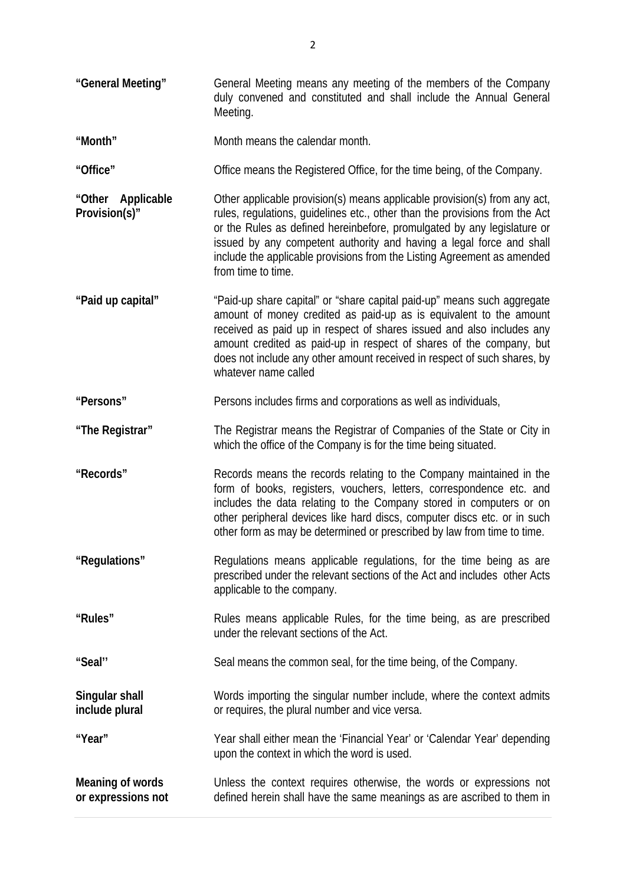**"General Meeting"** General Meeting means any meeting of the members of the Company duly convened and constituted and shall include the Annual General Meeting.

**"Month"** Month means the calendar month.

**"Office"** Office means the Registered Office, for the time being, of the Company.

**"Other Applicable Provision(s)"** Other applicable provision(s) means applicable provision(s) from any act, rules, regulations, guidelines etc., other than the provisions from the Act or the Rules as defined hereinbefore, promulgated by any legislature or issued by any competent authority and having a legal force and shall include the applicable provisions from the Listing Agreement as amended from time to time.

**"Paid up capital"** "Paid-up share capital" or "share capital paid-up" means such aggregate amount of money credited as paid-up as is equivalent to the amount received as paid up in respect of shares issued and also includes any amount credited as paid-up in respect of shares of the company, but does not include any other amount received in respect of such shares, by whatever name called

**"Persons"** Persons includes firms and corporations as well as individuals,

**"The Registrar"** The Registrar means the Registrar of Companies of the State or City in which the office of the Company is for the time being situated.

**"Records"** Records means the records relating to the Company maintained in the form of books, registers, vouchers, letters, correspondence etc. and includes the data relating to the Company stored in computers or on other peripheral devices like hard discs, computer discs etc. or in such other form as may be determined or prescribed by law from time to time.

**"Regulations"** Regulations means applicable regulations, for the time being as are prescribed under the relevant sections of the Act and includes other Acts applicable to the company.

**"Rules"** Rules means applicable Rules, for the time being, as are prescribed under the relevant sections of the Act.

**"Seal''** Seal means the common seal, for the time being, of the Company.

**Singular shall include plural** Words importing the singular number include, where the context admits or requires, the plural number and vice versa.

**"Year"** Year shall either mean the 'Financial Year' or 'Calendar Year' depending upon the context in which the word is used.

**Meaning of words or expressions not** Unless the context requires otherwise, the words or expressions not defined herein shall have the same meanings as are ascribed to them in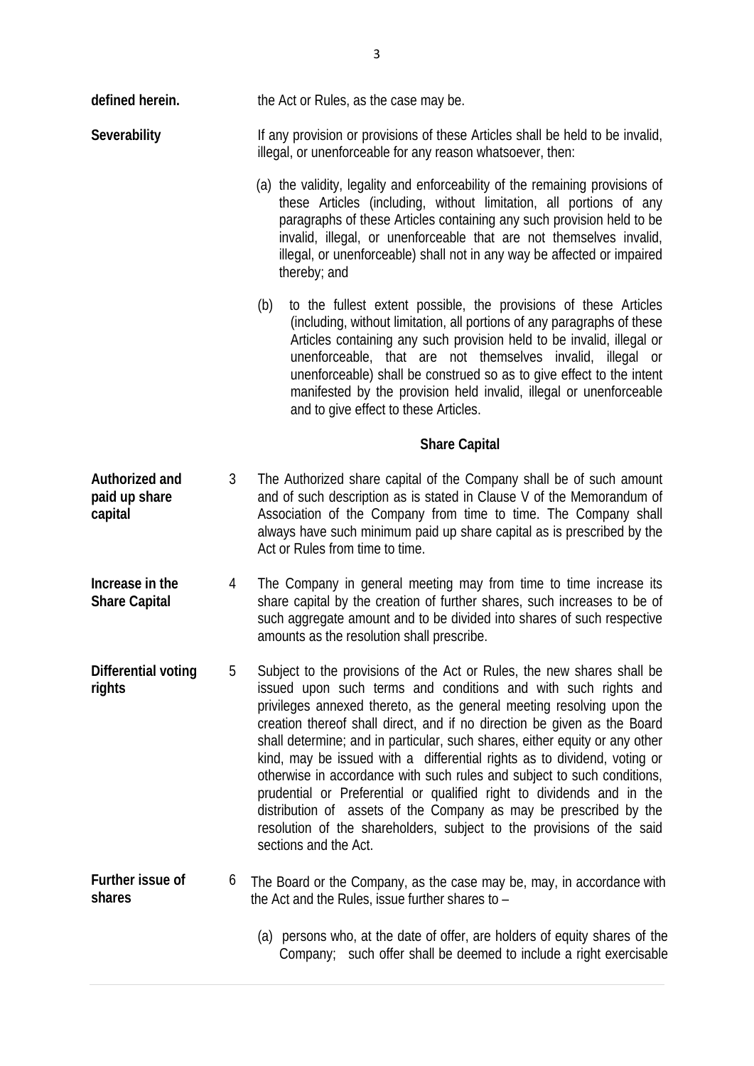**defined herein.** the Act or Rules, as the case may be.

**Severability** If any provision or provisions of these Articles shall be held to be invalid, illegal, or unenforceable for any reason whatsoever, then:

(a) the validity, legality and enforceability of the remaining provisions of these Articles (including, without limitation, all portions of any paragraphs of these Articles containing any such provision held to be invalid, illegal, or unenforceable that are not themselves invalid, illegal, or unenforceable) shall not in any way be affected or impaired thereby; and

(b) to the fullest extent possible, the provisions of these Articles (including, without limitation, all portions of any paragraphs of these Articles containing any such provision held to be invalid, illegal or unenforceable, that are not themselves invalid, illegal or unenforceable) shall be construed so as to give effect to the intent manifested by the provision held invalid, illegal or unenforceable and to give effect to these Articles.

## Share Capital

**Authorized and paid up share capital**

3 The Authorized share capital of the Company shall be of such amount and of such description as is stated in Clause V of the Memorandum of Association of the Company from time to time. The Company shall always have such minimum paid up share capital as is prescribed by the Act or Rules from time to time.

**Increase in the Share Capital**

4 The Company in general meeting may from time to time increase its share capital by the creation of further shares, such increases to be of such aggregate amount and to be divided into shares of such respective amounts as the resolution shall prescribe.

**Differential voting rights**

5 Subject to the provisions of the Act or Rules, the new shares shall be issued upon such terms and conditions and with such rights and privileges annexed thereto, as the general meeting resolving upon the creation thereof shall direct, and if no direction be given as the Board shall determine; and in particular, such shares, either equity or any other kind, may be issued with a differential rights as to dividend, voting or otherwise in accordance with such rules and subject to such conditions, prudential or Preferential or qualified right to dividends and in the distribution of assets of the Company as may be prescribed by the resolution of the shareholders, subject to the provisions of the said sections and the Act.

**Further issue of shares**

6 The Board or the Company, as the case may be, may, in accordance with the Act and the Rules, issue further shares to –

(a) persons who, at the date of offer, are holders of equity shares of the Company; such offer shall be deemed to include a right exercisable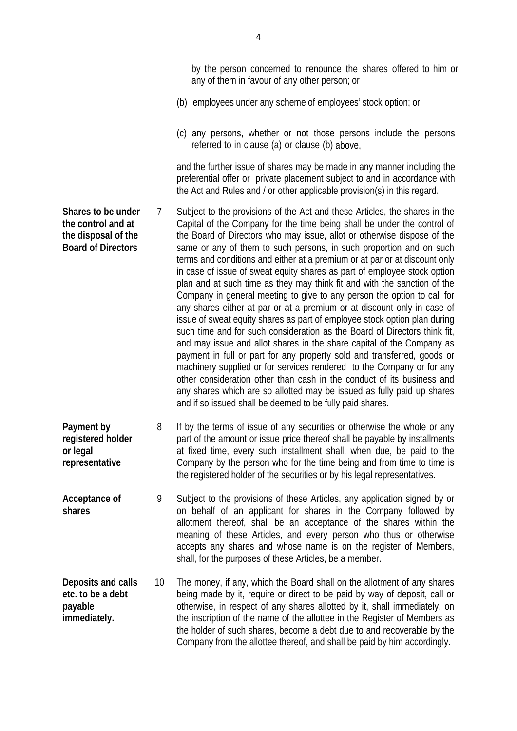by the person concerned to renounce the shares offered to him or any of them in favour of any other person; or

(b) employees under any scheme of employees' stock option; or

(c) any persons, whether or not those persons include the persons referred to in clause (a) or clause (b) above,

and the further issue of shares may be made in any manner including the preferential offer or private placement subject to and in accordance with the Act and Rules and / or other applicable provision(s) in this regard.

**Shares to be under the control and at the disposal of the Board of Directors**

7 Subject to the provisions of the Act and these Articles, the shares in the Capital of the Company for the time being shall be under the control of the Board of Directors who may issue, allot or otherwise dispose of the same or any of them to such persons, in such proportion and on such terms and conditions and either at a premium or at par or at discount only in case of issue of sweat equity shares as part of employee stock option plan and at such time as they may think fit and with the sanction of the Company in general meeting to give to any person the option to call for any shares either at par or at a premium or at discount only in case of issue of sweat equity shares as part of employee stock option plan during such time and for such consideration as the Board of Directors think fit, and may issue and allot shares in the share capital of the Company as payment in full or part for any property sold and transferred, goods or machinery supplied or for services rendered to the Company or for any other consideration other than cash in the conduct of its business and any shares which are so allotted may be issued as fully paid up shares and if so issued shall be deemed to be fully paid shares.

**Payment by registered holder or legal representative**

8 If by the terms of issue of any securities or otherwise the whole or any part of the amount or issue price thereof shall be payable by installments at fixed time, every such installment shall, when due, be paid to the Company by the person who for the time being and from time to time is the registered holder of the securities or by his legal representatives.

**Acceptance of shares**

9 Subject to the provisions of these Articles, any application signed by or on behalf of an applicant for shares in the Company followed by allotment thereof, shall be an acceptance of the shares within the meaning of these Articles, and every person who thus or otherwise accepts any shares and whose name is on the register of Members, shall, for the purposes of these Articles, be a member.

**Deposits and calls etc. to be a debt payable immediately.**

10 The money, if any, which the Board shall on the allotment of any shares being made by it, require or direct to be paid by way of deposit, call or otherwise, in respect of any shares allotted by it, shall immediately, on the inscription of the name of the allottee in the Register of Members as the holder of such shares, become a debt due to and recoverable by the Company from the allottee thereof, and shall be paid by him accordingly.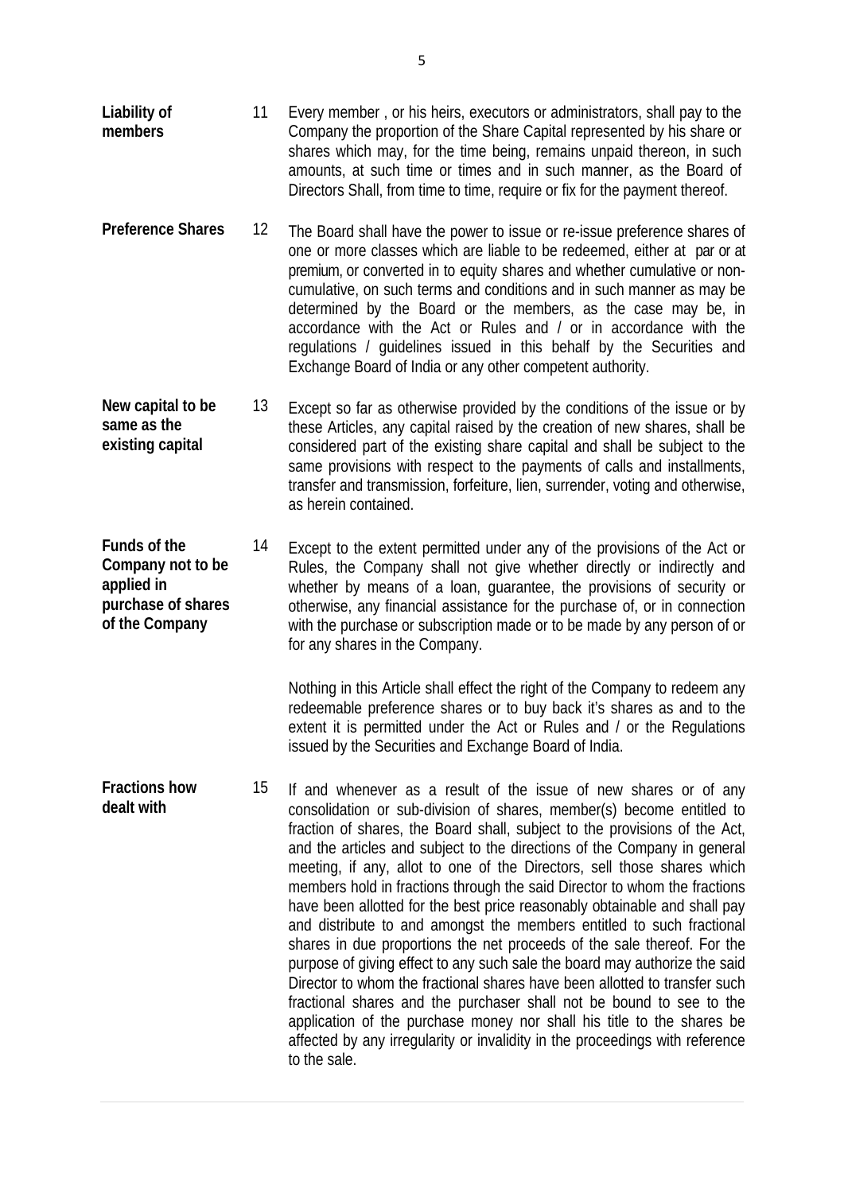**Liability of members**

11 Every member , or his heirs, executors or administrators, shall pay to the Company the proportion of the Share Capital represented by his share or shares which may, for the time being, remains unpaid thereon, in such amounts, at such time or times and in such manner, as the Board of Directors Shall, from time to time, require or fix for the payment thereof.

**Preference Shares**

12 The Board shall have the power to issue or re-issue preference shares of one or more classes which are liable to be redeemed, either at par or at premium, or converted in to equity shares and whether cumulative or non-cumulative, on such terms and conditions and in such manner as may be determined by the Board or the members, as the case may be, in accordance with the Act or Rules and / or in accordance with the regulations / guidelines issued in this behalf by the Securities and Exchange Board of India or any other competent authority.

**New capital to be same as the existing capital**

13 Except so far as otherwise provided by the conditions of the issue or by these Articles, any capital raised by the creation of new shares, shall be considered part of the existing share capital and shall be subject to the same provisions with respect to the payments of calls and installments, transfer and transmission, forfeiture, lien, surrender, voting and otherwise, as herein contained.

**Funds of the Company not to be applied in purchase of shares of the Company**

14 Except to the extent permitted under any of the provisions of the Act or Rules, the Company shall not give whether directly or indirectly and whether by means of a loan, guarantee, the provisions of security or otherwise, any financial assistance for the purchase of, or in connection with the purchase or subscription made or to be made by any person of or for any shares in the Company.

Nothing in this Article shall effect the right of the Company to redeem any redeemable preference shares or to buy back it's shares as and to the extent it is permitted under the Act or Rules and / or the Regulations issued by the Securities and Exchange Board of India.

**Fractions how dealt with**

15 If and whenever as a result of the issue of new shares or of any consolidation or sub-division of shares, member(s) become entitled to fraction of shares, the Board shall, subject to the provisions of the Act, and the articles and subject to the directions of the Company in general meeting, if any, allot to one of the Directors, sell those shares which members hold in fractions through the said Director to whom the fractions have been allotted for the best price reasonably obtainable and shall pay and distribute to and amongst the members entitled to such fractional shares in due proportions the net proceeds of the sale thereof. For the purpose of giving effect to any such sale the board may authorize the said Director to whom the fractional shares have been allotted to transfer such fractional shares and the purchaser shall not be bound to see to the application of the purchase money nor shall his title to the shares be affected by any irregularity or invalidity in the proceedings with reference to the sale.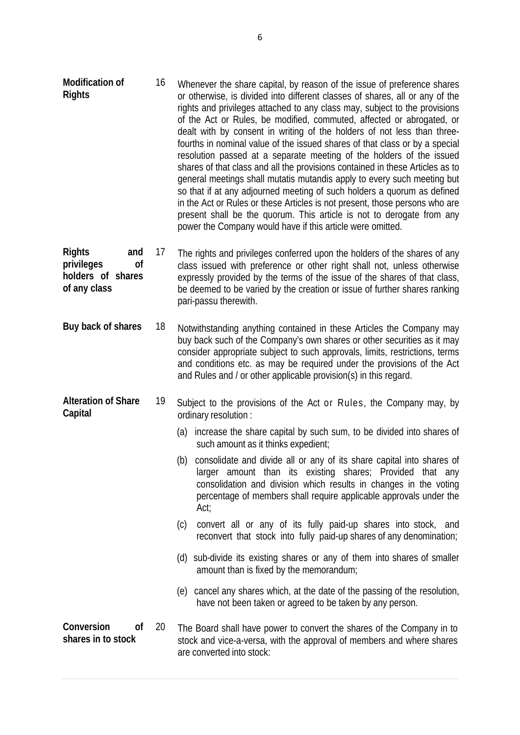**Modification of Rights**

16 Whenever the share capital, by reason of the issue of preference shares or otherwise, is divided into different classes of shares, all or any of the rights and privileges attached to any class may, subject to the provisions of the Act or Rules, be modified, commuted, affected or abrogated, or dealt with by consent in writing of the holders of not less than three-fourths in nominal value of the issued shares of that class or by a special resolution passed at a separate meeting of the holders of the issued shares of that class and all the provisions contained in these Articles as to general meetings shall mutatis mutandis apply to every such meeting but so that if at any adjourned meeting of such holders a quorum as defined in the Act or Rules or these Articles is not present, those persons who are present shall be the quorum. This article is not to derogate from any power the Company would have if this article were omitted.

**Rights and privileges of holders of shares of any class**

17 The rights and privileges conferred upon the holders of the shares of any class issued with preference or other right shall not, unless otherwise expressly provided by the terms of the issue of the shares of that class, be deemed to be varied by the creation or issue of further shares ranking pari-passu therewith.

**Buy back of shares**

18 Notwithstanding anything contained in these Articles the Company may buy back such of the Company's own shares or other securities as it may consider appropriate subject to such approvals, limits, restrictions, terms and conditions etc. as may be required under the provisions of the Act and Rules and / or other applicable provision(s) in this regard.

**Alteration of Share Capital**

19 Subject to the provisions of the Act or Rules, the Company may, by ordinary resolution :

(a) increase the share capital by such sum, to be divided into shares of such amount as it thinks expedient;

(b) consolidate and divide all or any of its share capital into shares of larger amount than its existing shares; Provided that any consolidation and division which results in changes in the voting percentage of members shall require applicable approvals under the Act;

(c) convert all or any of its fully paid-up shares into stock, and reconvert that stock into fully paid-up shares of any denomination;

(d) sub-divide its existing shares or any of them into shares of smaller amount than is fixed by the memorandum;

(e) cancel any shares which, at the date of the passing of the resolution, have not been taken or agreed to be taken by any person.

**Conversion of shares in to stock**

20 The Board shall have power to convert the shares of the Company in to stock and vice-a-versa, with the approval of members and where shares are converted into stock: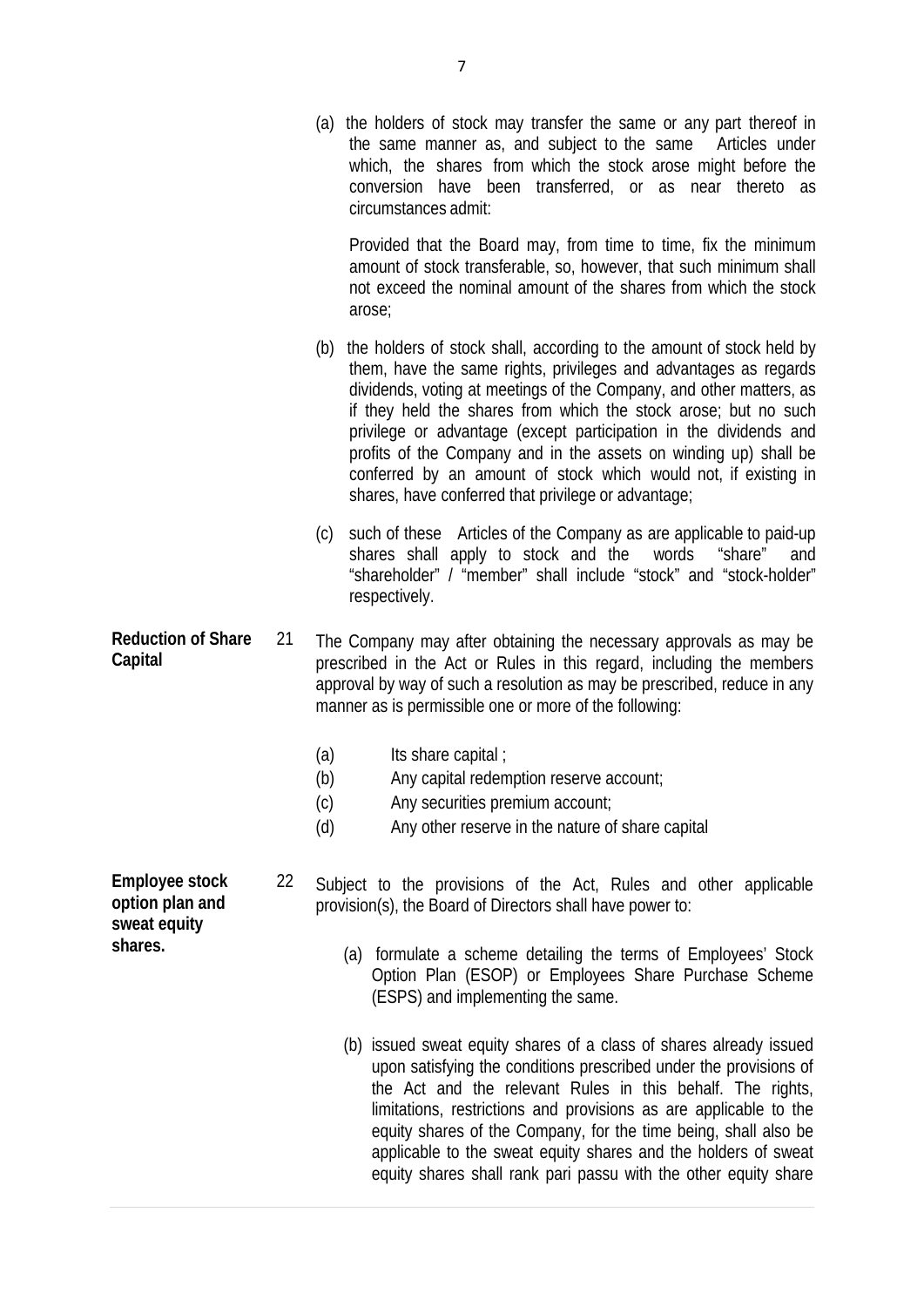(a) the holders of stock may transfer the same or any part thereof in the same manner as, and subject to the same Articles under which, the shares from which the stock arose might before the conversion have been transferred, or as near thereto as circumstances admit:

Provided that the Board may, from time to time, fix the minimum amount of stock transferable, so, however, that such minimum shall not exceed the nominal amount of the shares from which the stock arose;

(b) the holders of stock shall, according to the amount of stock held by them, have the same rights, privileges and advantages as regards dividends, voting at meetings of the Company, and other matters, as if they held the shares from which the stock arose; but no such privilege or advantage (except participation in the dividends and profits of the Company and in the assets on winding up) shall be conferred by an amount of stock which would not, if existing in shares, have conferred that privilege or advantage;

(c) such of these Articles of the Company as are applicable to paid-up shares shall apply to stock and the words "share" and "shareholder" / "member" shall include "stock" and "stock-holder" respectively.

**Reduction of Share Capital**

21 The Company may after obtaining the necessary approvals as may be prescribed in the Act or Rules in this regard, including the members approval by way of such a resolution as may be prescribed, reduce in any manner as is permissible one or more of the following:

(a) Its share capital ;
(b) Any capital redemption reserve account;
(c) Any securities premium account;
(d) Any other reserve in the nature of share capital

**Employee stock option plan and sweat equity shares.**

22 Subject to the provisions of the Act, Rules and other applicable provision(s), the Board of Directors shall have power to:

(a) formulate a scheme detailing the terms of Employees' Stock Option Plan (ESOP) or Employees Share Purchase Scheme (ESPS) and implementing the same.

(b) issued sweat equity shares of a class of shares already issued upon satisfying the conditions prescribed under the provisions of the Act and the relevant Rules in this behalf. The rights, limitations, restrictions and provisions as are applicable to the equity shares of the Company, for the time being, shall also be applicable to the sweat equity shares and the holders of sweat equity shares shall rank pari passu with the other equity share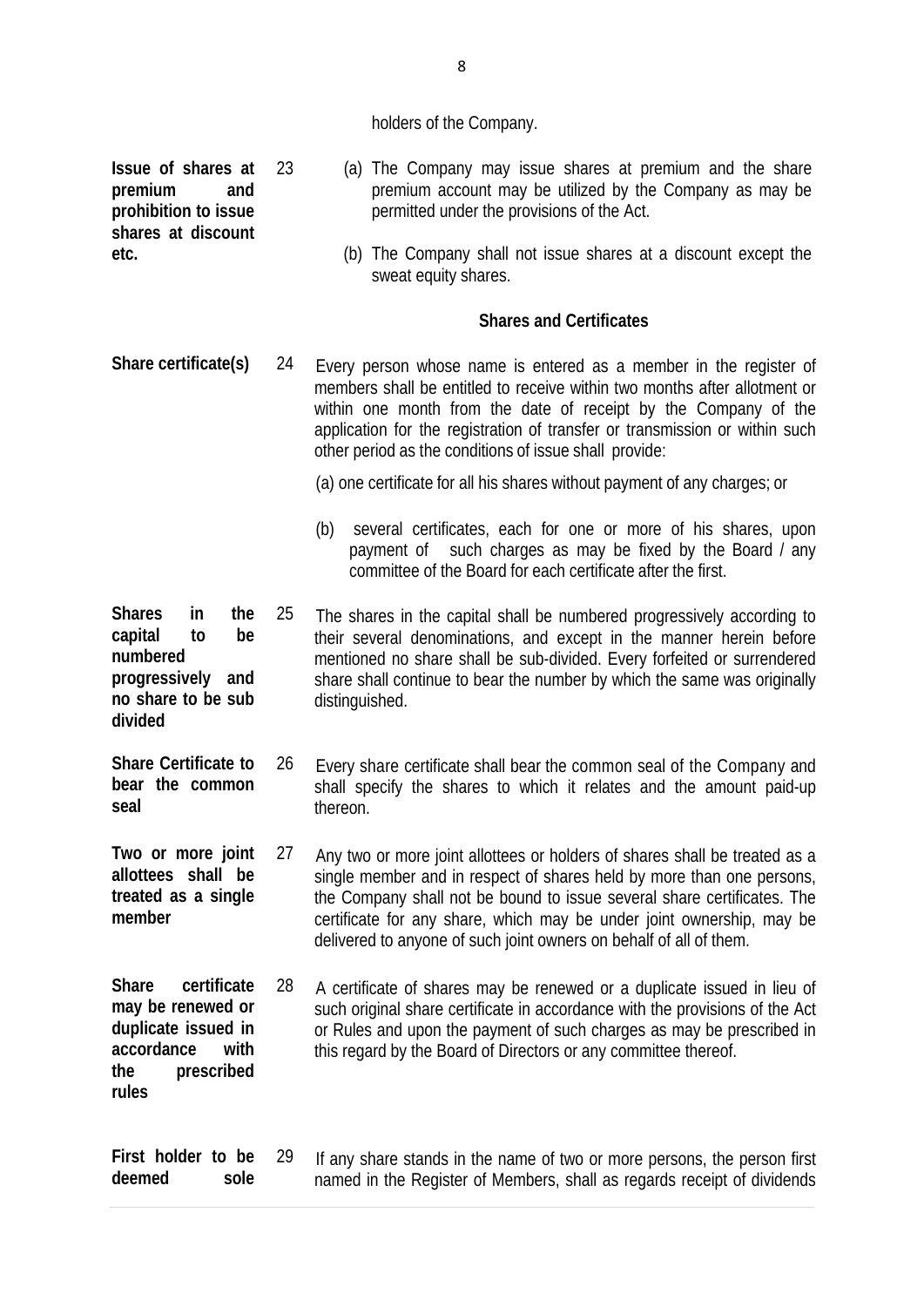holders of the Company.

**Issue of shares at premium and prohibition to issue shares at discount etc.**

23 (a) The Company may issue shares at premium and the share premium account may be utilized by the Company as may be permitted under the provisions of the Act.

(b) The Company shall not issue shares at a discount except the sweat equity shares.

### Shares and Certificates

**Share certificate(s)**

24 Every person whose name is entered as a member in the register of members shall be entitled to receive within two months after allotment or within one month from the date of receipt by the Company of the application for the registration of transfer or transmission or within such other period as the conditions of issue shall provide:

(a) one certificate for all his shares without payment of any charges; or

(b) several certificates, each for one or more of his shares, upon payment of such charges as may be fixed by the Board / any committee of the Board for each certificate after the first.

**Shares in the capital to be numbered progressively and no share to be sub divided**

25 The shares in the capital shall be numbered progressively according to their several denominations, and except in the manner herein before mentioned no share shall be sub-divided. Every forfeited or surrendered share shall continue to bear the number by which the same was originally distinguished.

**Share Certificate to bear the common seal**

26 Every share certificate shall bear the common seal of the Company and shall specify the shares to which it relates and the amount paid-up thereon.

**Two or more joint allottees shall be treated as a single member**

27 Any two or more joint allottees or holders of shares shall be treated as a single member and in respect of shares held by more than one persons, the Company shall not be bound to issue several share certificates. The certificate for any share, which may be under joint ownership, may be delivered to anyone of such joint owners on behalf of all of them.

**Share certificate may be renewed or duplicate issued in accordance with the prescribed rules**

28 A certificate of shares may be renewed or a duplicate issued in lieu of such original share certificate in accordance with the provisions of the Act or Rules and upon the payment of such charges as may be prescribed in this regard by the Board of Directors or any committee thereof.

**First holder to be deemed sole**

29 If any share stands in the name of two or more persons, the person first named in the Register of Members, shall as regards receipt of dividends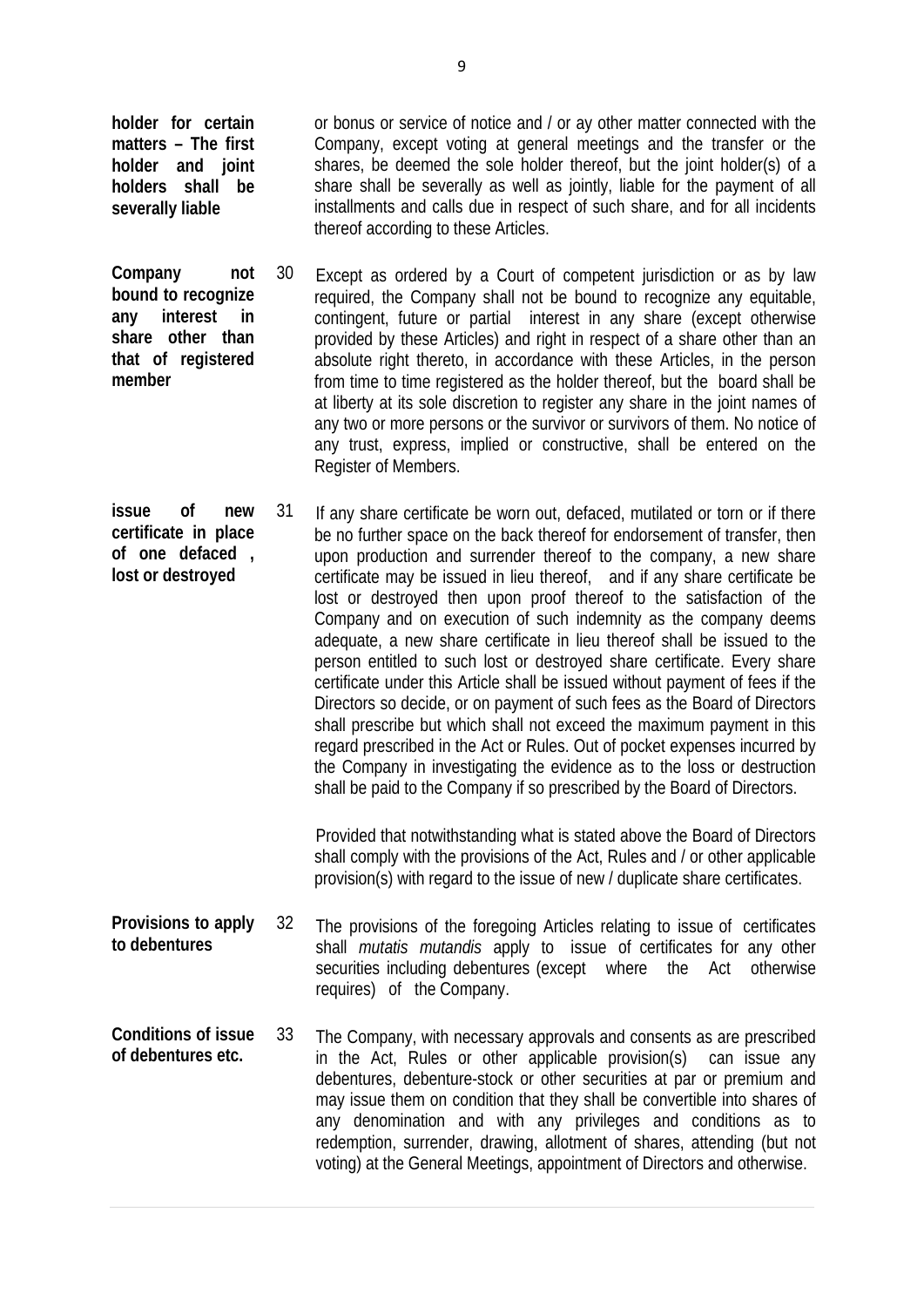**holder for certain matters – The first holder and joint holders shall be severally liable**

or bonus or service of notice and / or ay other matter connected with the Company, except voting at general meetings and the transfer or the shares, be deemed the sole holder thereof, but the joint holder(s) of a share shall be severally as well as jointly, liable for the payment of all installments and calls due in respect of such share, and for all incidents thereof according to these Articles.

**Company not bound to recognize any interest in share other than that of registered member**

30 Except as ordered by a Court of competent jurisdiction or as by law required, the Company shall not be bound to recognize any equitable, contingent, future or partial interest in any share (except otherwise provided by these Articles) and right in respect of a share other than an absolute right thereto, in accordance with these Articles, in the person from time to time registered as the holder thereof, but the board shall be at liberty at its sole discretion to register any share in the joint names of any two or more persons or the survivor or survivors of them. No notice of any trust, express, implied or constructive, shall be entered on the Register of Members.

**issue of new certificate in place of one defaced , lost or destroyed**

31 If any share certificate be worn out, defaced, mutilated or torn or if there be no further space on the back thereof for endorsement of transfer, then upon production and surrender thereof to the company, a new share certificate may be issued in lieu thereof, and if any share certificate be lost or destroyed then upon proof thereof to the satisfaction of the Company and on execution of such indemnity as the company deems adequate, a new share certificate in lieu thereof shall be issued to the person entitled to such lost or destroyed share certificate. Every share certificate under this Article shall be issued without payment of fees if the Directors so decide, or on payment of such fees as the Board of Directors shall prescribe but which shall not exceed the maximum payment in this regard prescribed in the Act or Rules. Out of pocket expenses incurred by the Company in investigating the evidence as to the loss or destruction shall be paid to the Company if so prescribed by the Board of Directors.

Provided that notwithstanding what is stated above the Board of Directors shall comply with the provisions of the Act, Rules and / or other applicable provision(s) with regard to the issue of new / duplicate share certificates.

**Provisions to apply to debentures**

32 The provisions of the foregoing Articles relating to issue of certificates shall *mutatis mutandis* apply to issue of certificates for any other securities including debentures (except where the Act otherwise requires) of the Company.

**Conditions of issue of debentures etc.**

33 The Company, with necessary approvals and consents as are prescribed in the Act, Rules or other applicable provision(s) can issue any debentures, debenture-stock or other securities at par or premium and may issue them on condition that they shall be convertible into shares of any denomination and with any privileges and conditions as to redemption, surrender, drawing, allotment of shares, attending (but not voting) at the General Meetings, appointment of Directors and otherwise.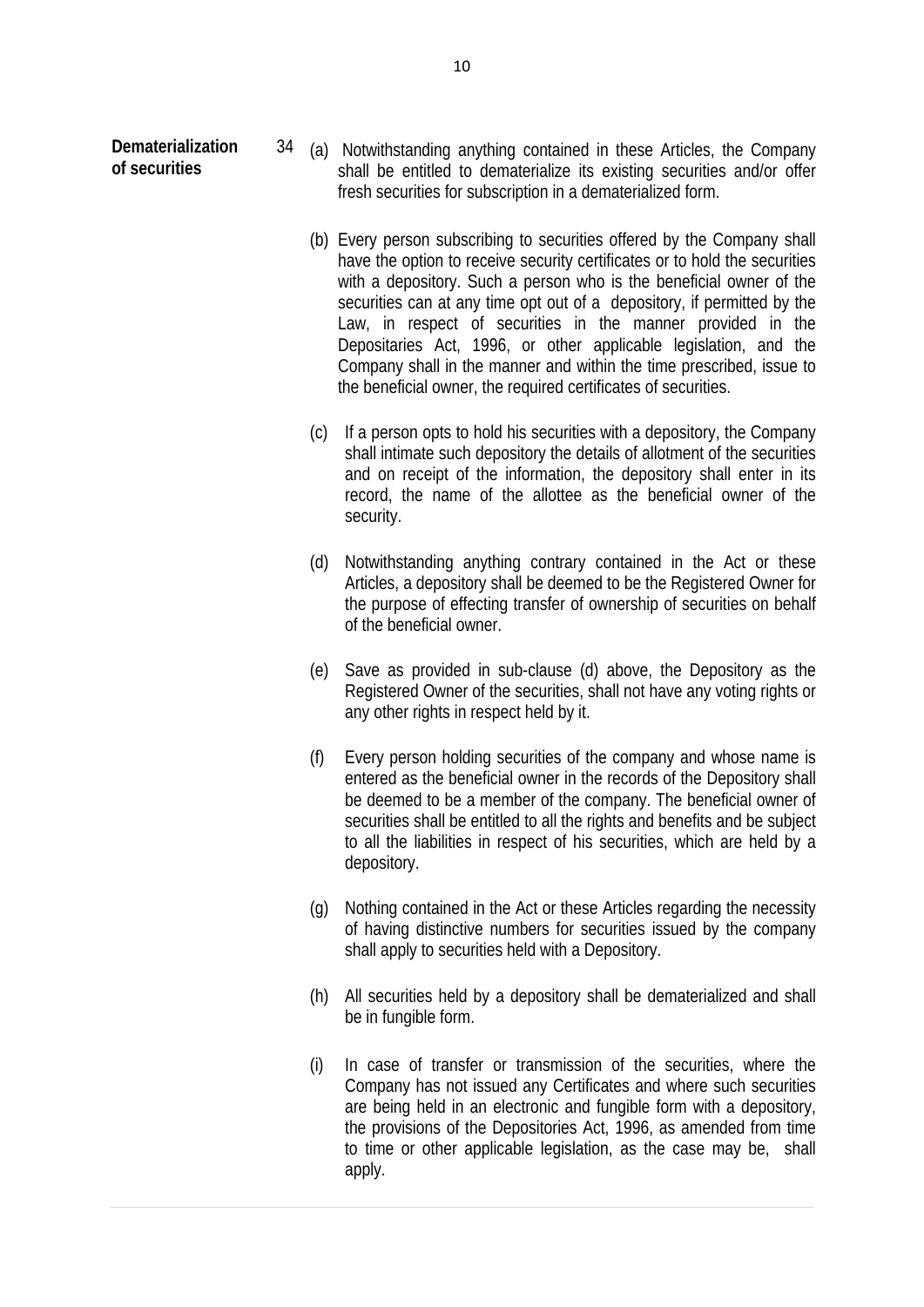**Dematerialization of securities**

34 (a) Notwithstanding anything contained in these Articles, the Company shall be entitled to dematerialize its existing securities and/or offer fresh securities for subscription in a dematerialized form.

(b) Every person subscribing to securities offered by the Company shall have the option to receive security certificates or to hold the securities with a depository. Such a person who is the beneficial owner of the securities can at any time opt out of a depository, if permitted by the Law, in respect of securities in the manner provided in the Depositaries Act, 1996, or other applicable legislation, and the Company shall in the manner and within the time prescribed, issue to the beneficial owner, the required certificates of securities.

(c) If a person opts to hold his securities with a depository, the Company shall intimate such depository the details of allotment of the securities and on receipt of the information, the depository shall enter in its record, the name of the allottee as the beneficial owner of the security.

(d) Notwithstanding anything contrary contained in the Act or these Articles, a depository shall be deemed to be the Registered Owner for the purpose of effecting transfer of ownership of securities on behalf of the beneficial owner.

(e) Save as provided in sub-clause (d) above, the Depository as the Registered Owner of the securities, shall not have any voting rights or any other rights in respect held by it.

(f) Every person holding securities of the company and whose name is entered as the beneficial owner in the records of the Depository shall be deemed to be a member of the company. The beneficial owner of securities shall be entitled to all the rights and benefits and be subject to all the liabilities in respect of his securities, which are held by a depository.

(g) Nothing contained in the Act or these Articles regarding the necessity of having distinctive numbers for securities issued by the company shall apply to securities held with a Depository.

(h) All securities held by a depository shall be dematerialized and shall be in fungible form.

(i) In case of transfer or transmission of the securities, where the Company has not issued any Certificates and where such securities are being held in an electronic and fungible form with a depository, the provisions of the Depositories Act, 1996, as amended from time to time or other applicable legislation, as the case may be, shall apply.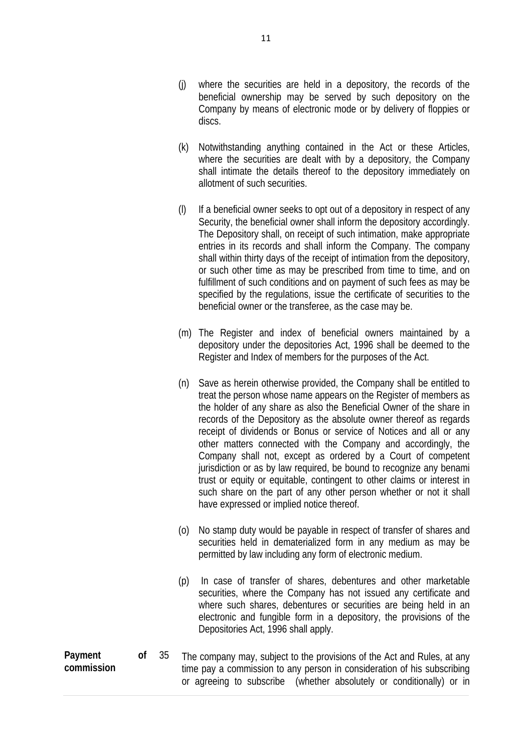(j) where the securities are held in a depository, the records of the beneficial ownership may be served by such depository on the Company by means of electronic mode or by delivery of floppies or discs.

(k) Notwithstanding anything contained in the Act or these Articles, where the securities are dealt with by a depository, the Company shall intimate the details thereof to the depository immediately on allotment of such securities.

(l) If a beneficial owner seeks to opt out of a depository in respect of any Security, the beneficial owner shall inform the depository accordingly. The Depository shall, on receipt of such intimation, make appropriate entries in its records and shall inform the Company. The company shall within thirty days of the receipt of intimation from the depository, or such other time as may be prescribed from time to time, and on fulfillment of such conditions and on payment of such fees as may be specified by the regulations, issue the certificate of securities to the beneficial owner or the transferee, as the case may be.

(m) The Register and index of beneficial owners maintained by a depository under the depositories Act, 1996 shall be deemed to the Register and Index of members for the purposes of the Act.

(n) Save as herein otherwise provided, the Company shall be entitled to treat the person whose name appears on the Register of members as the holder of any share as also the Beneficial Owner of the share in records of the Depository as the absolute owner thereof as regards receipt of dividends or Bonus or service of Notices and all or any other matters connected with the Company and accordingly, the Company shall not, except as ordered by a Court of competent jurisdiction or as by law required, be bound to recognize any benami trust or equity or equitable, contingent to other claims or interest in such share on the part of any other person whether or not it shall have expressed or implied notice thereof.

(o) No stamp duty would be payable in respect of transfer of shares and securities held in dematerialized form in any medium as may be permitted by law including any form of electronic medium.

(p) In case of transfer of shares, debentures and other marketable securities, where the Company has not issued any certificate and where such shares, debentures or securities are being held in an electronic and fungible form in a depository, the provisions of the Depositories Act, 1996 shall apply.

**Payment of commission**

35 The company may, subject to the provisions of the Act and Rules, at any time pay a commission to any person in consideration of his subscribing or agreeing to subscribe (whether absolutely or conditionally) or in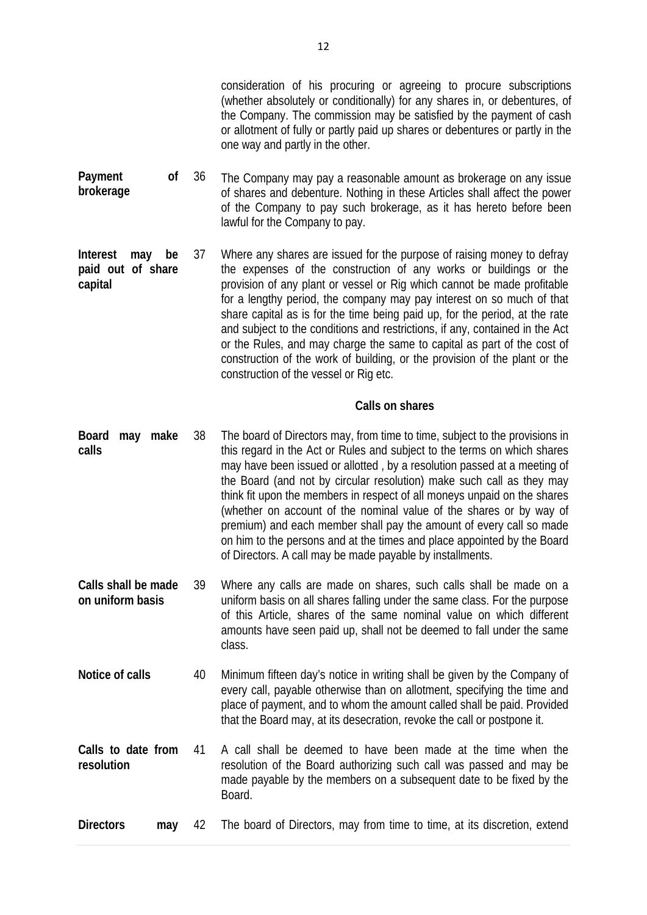consideration of his procuring or agreeing to procure subscriptions (whether absolutely or conditionally) for any shares in, or debentures, of the Company. The commission may be satisfied by the payment of cash or allotment of fully or partly paid up shares or debentures or partly in the one way and partly in the other.

**Payment of brokerage**

36 The Company may pay a reasonable amount as brokerage on any issue of shares and debenture. Nothing in these Articles shall affect the power of the Company to pay such brokerage, as it has hereto before been lawful for the Company to pay.

**Interest may be paid out of share capital**

37 Where any shares are issued for the purpose of raising money to defray the expenses of the construction of any works or buildings or the provision of any plant or vessel or Rig which cannot be made profitable for a lengthy period, the company may pay interest on so much of that share capital as is for the time being paid up, for the period, at the rate and subject to the conditions and restrictions, if any, contained in the Act or the Rules, and may charge the same to capital as part of the cost of construction of the work of building, or the provision of the plant or the construction of the vessel or Rig etc.

## Calls on shares

**Board may make calls**

38 The board of Directors may, from time to time, subject to the provisions in this regard in the Act or Rules and subject to the terms on which shares may have been issued or allotted , by a resolution passed at a meeting of the Board (and not by circular resolution) make such call as they may think fit upon the members in respect of all moneys unpaid on the shares (whether on account of the nominal value of the shares or by way of premium) and each member shall pay the amount of every call so made on him to the persons and at the times and place appointed by the Board of Directors. A call may be made payable by installments.

**Calls shall be made on uniform basis**

39 Where any calls are made on shares, such calls shall be made on a uniform basis on all shares falling under the same class. For the purpose of this Article, shares of the same nominal value on which different amounts have seen paid up, shall not be deemed to fall under the same class.

**Notice of calls**

40 Minimum fifteen day's notice in writing shall be given by the Company of every call, payable otherwise than on allotment, specifying the time and place of payment, and to whom the amount called shall be paid. Provided that the Board may, at its desecration, revoke the call or postpone it.

**Calls to date from resolution**

41 A call shall be deemed to have been made at the time when the resolution of the Board authorizing such call was passed and may be made payable by the members on a subsequent date to be fixed by the Board.

**Directors may**

42 The board of Directors, may from time to time, at its discretion, extend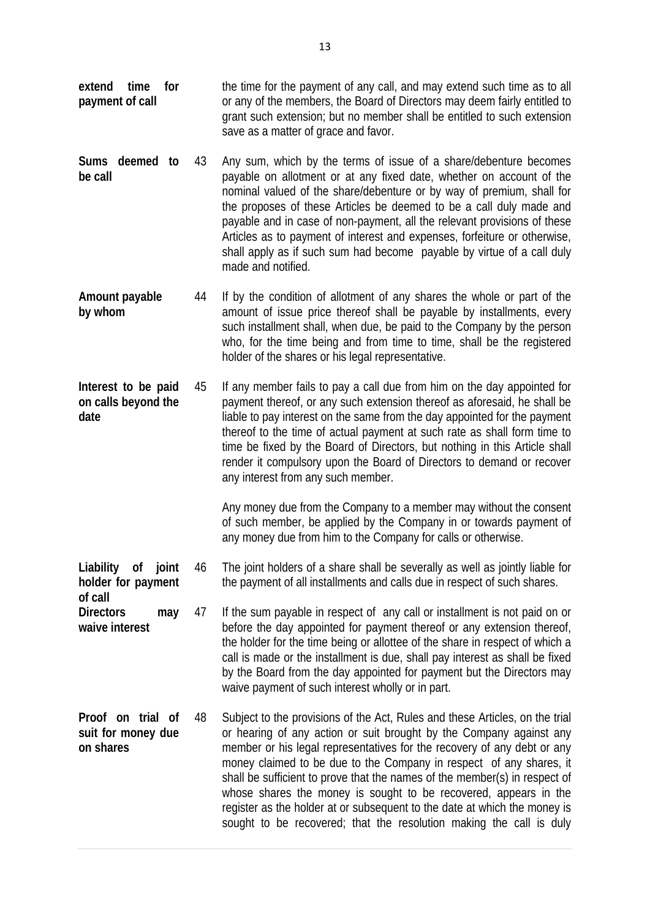**extend time for payment of call** — the time for the payment of any call, and may extend such time as to all or any of the members, the Board of Directors may deem fairly entitled to grant such extension; but no member shall be entitled to such extension save as a matter of grace and favor.

**Sums deemed to be call**

43 Any sum, which by the terms of issue of a share/debenture becomes payable on allotment or at any fixed date, whether on account of the nominal valued of the share/debenture or by way of premium, shall for the proposes of these Articles be deemed to be a call duly made and payable and in case of non-payment, all the relevant provisions of these Articles as to payment of interest and expenses, forfeiture or otherwise, shall apply as if such sum had become payable by virtue of a call duly made and notified.

**Amount payable by whom**

44 If by the condition of allotment of any shares the whole or part of the amount of issue price thereof shall be payable by installments, every such installment shall, when due, be paid to the Company by the person who, for the time being and from time to time, shall be the registered holder of the shares or his legal representative.

**Interest to be paid on calls beyond the date**

45 If any member fails to pay a call due from him on the day appointed for payment thereof, or any such extension thereof as aforesaid, he shall be liable to pay interest on the same from the day appointed for the payment thereof to the time of actual payment at such rate as shall form time to time be fixed by the Board of Directors, but nothing in this Article shall render it compulsory upon the Board of Directors to demand or recover any interest from any such member.

Any money due from the Company to a member may without the consent of such member, be applied by the Company in or towards payment of any money due from him to the Company for calls or otherwise.

**Liability of joint holder for payment of call**

46 The joint holders of a share shall be severally as well as jointly liable for the payment of all installments and calls due in respect of such shares.

**Directors may waive interest**

47 If the sum payable in respect of any call or installment is not paid on or before the day appointed for payment thereof or any extension thereof, the holder for the time being or allottee of the share in respect of which a call is made or the installment is due, shall pay interest as shall be fixed by the Board from the day appointed for payment but the Directors may waive payment of such interest wholly or in part.

**Proof on trial of suit for money due on shares**

48 Subject to the provisions of the Act, Rules and these Articles, on the trial or hearing of any action or suit brought by the Company against any member or his legal representatives for the recovery of any debt or any money claimed to be due to the Company in respect of any shares, it shall be sufficient to prove that the names of the member(s) in respect of whose shares the money is sought to be recovered, appears in the register as the holder at or subsequent to the date at which the money is sought to be recovered; that the resolution making the call is duly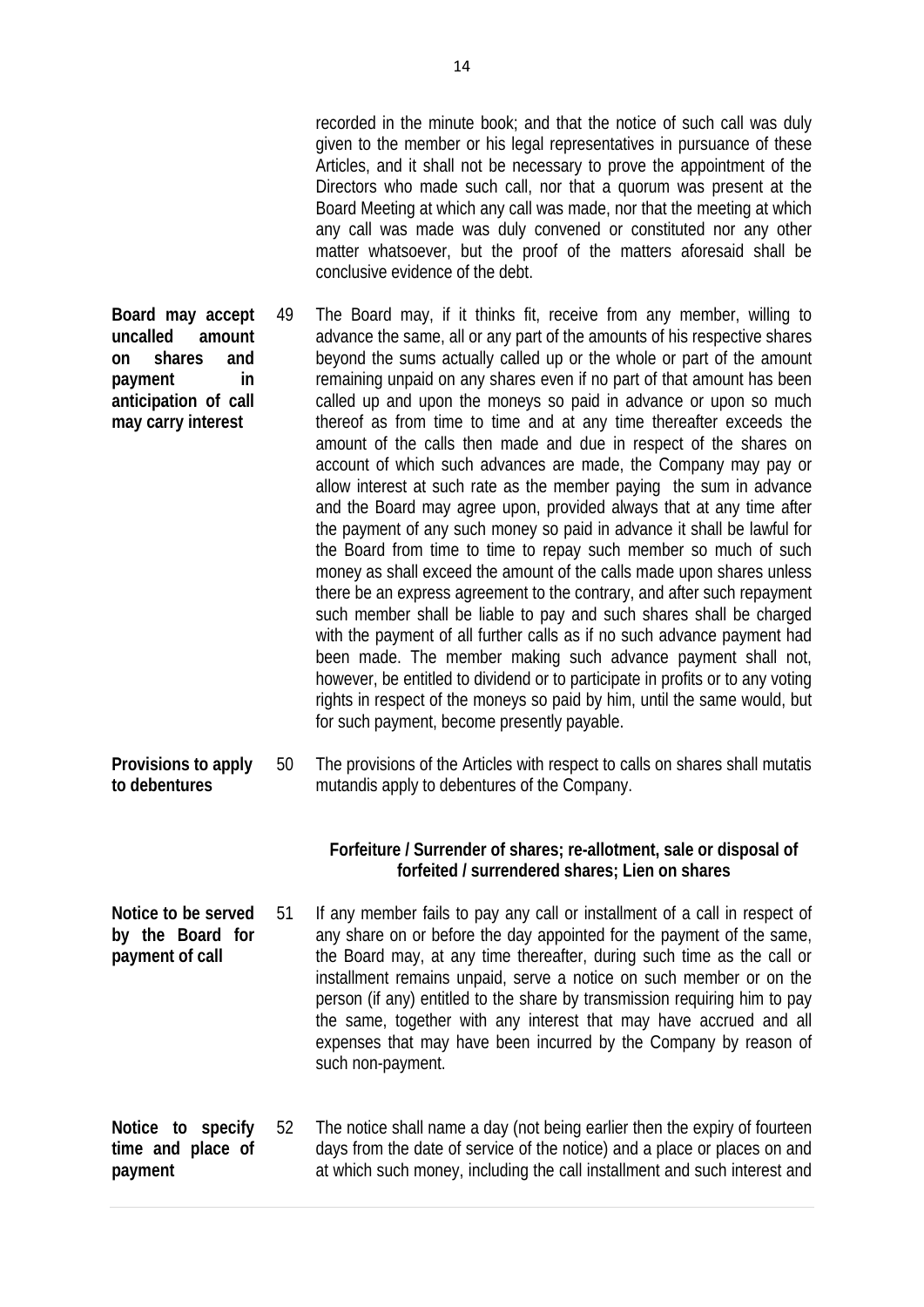recorded in the minute book; and that the notice of such call was duly given to the member or his legal representatives in pursuance of these Articles, and it shall not be necessary to prove the appointment of the Directors who made such call, nor that a quorum was present at the Board Meeting at which any call was made, nor that the meeting at which any call was made was duly convened or constituted nor any other matter whatsoever, but the proof of the matters aforesaid shall be conclusive evidence of the debt.

**Board may accept uncalled amount on shares and payment in anticipation of call may carry interest**

49 The Board may, if it thinks fit, receive from any member, willing to advance the same, all or any part of the amounts of his respective shares beyond the sums actually called up or the whole or part of the amount remaining unpaid on any shares even if no part of that amount has been called up and upon the moneys so paid in advance or upon so much thereof as from time to time and at any time thereafter exceeds the amount of the calls then made and due in respect of the shares on account of which such advances are made, the Company may pay or allow interest at such rate as the member paying the sum in advance and the Board may agree upon, provided always that at any time after the payment of any such money so paid in advance it shall be lawful for the Board from time to time to repay such member so much of such money as shall exceed the amount of the calls made upon shares unless there be an express agreement to the contrary, and after such repayment such member shall be liable to pay and such shares shall be charged with the payment of all further calls as if no such advance payment had been made. The member making such advance payment shall not, however, be entitled to dividend or to participate in profits or to any voting rights in respect of the moneys so paid by him, until the same would, but for such payment, become presently payable.

**Provisions to apply to debentures**

50 The provisions of the Articles with respect to calls on shares shall mutatis mutandis apply to debentures of the Company.

## Forfeiture / Surrender of shares; re-allotment, sale or disposal of forfeited / surrendered shares; Lien on shares

**Notice to be served by the Board for payment of call**

51 If any member fails to pay any call or installment of a call in respect of any share on or before the day appointed for the payment of the same, the Board may, at any time thereafter, during such time as the call or installment remains unpaid, serve a notice on such member or on the person (if any) entitled to the share by transmission requiring him to pay the same, together with any interest that may have accrued and all expenses that may have been incurred by the Company by reason of such non-payment.

**Notice to specify time and place of payment**

52 The notice shall name a day (not being earlier then the expiry of fourteen days from the date of service of the notice) and a place or places on and at which such money, including the call installment and such interest and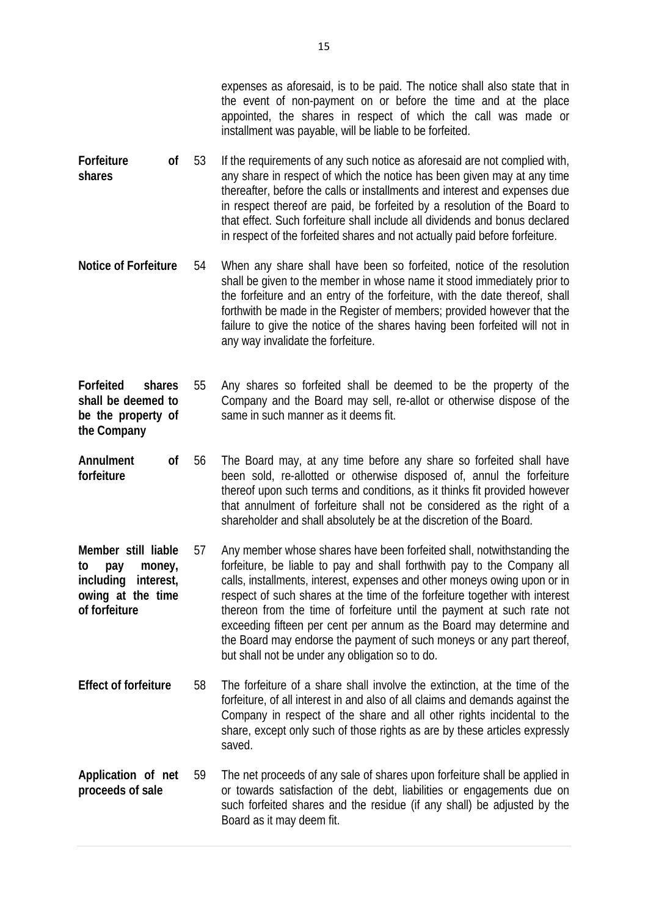expenses as aforesaid, is to be paid. The notice shall also state that in the event of non-payment on or before the time and at the place appointed, the shares in respect of which the call was made or installment was payable, will be liable to be forfeited.

**Forfeiture of shares**

53 If the requirements of any such notice as aforesaid are not complied with, any share in respect of which the notice has been given may at any time thereafter, before the calls or installments and interest and expenses due in respect thereof are paid, be forfeited by a resolution of the Board to that effect. Such forfeiture shall include all dividends and bonus declared in respect of the forfeited shares and not actually paid before forfeiture.

**Notice of Forfeiture**

54 When any share shall have been so forfeited, notice of the resolution shall be given to the member in whose name it stood immediately prior to the forfeiture and an entry of the forfeiture, with the date thereof, shall forthwith be made in the Register of members; provided however that the failure to give the notice of the shares having been forfeited will not in any way invalidate the forfeiture.

**Forfeited shares shall be deemed to be the property of the Company**

55 Any shares so forfeited shall be deemed to be the property of the Company and the Board may sell, re-allot or otherwise dispose of the same in such manner as it deems fit.

**Annulment of forfeiture**

56 The Board may, at any time before any share so forfeited shall have been sold, re-allotted or otherwise disposed of, annul the forfeiture thereof upon such terms and conditions, as it thinks fit provided however that annulment of forfeiture shall not be considered as the right of a shareholder and shall absolutely be at the discretion of the Board.

**Member still liable to pay money, including interest, owing at the time of forfeiture**

57 Any member whose shares have been forfeited shall, notwithstanding the forfeiture, be liable to pay and shall forthwith pay to the Company all calls, installments, interest, expenses and other moneys owing upon or in respect of such shares at the time of the forfeiture together with interest thereon from the time of forfeiture until the payment at such rate not exceeding fifteen per cent per annum as the Board may determine and the Board may endorse the payment of such moneys or any part thereof, but shall not be under any obligation so to do.

**Effect of forfeiture**

58 The forfeiture of a share shall involve the extinction, at the time of the forfeiture, of all interest in and also of all claims and demands against the Company in respect of the share and all other rights incidental to the share, except only such of those rights as are by these articles expressly saved.

**Application of net proceeds of sale**

59 The net proceeds of any sale of shares upon forfeiture shall be applied in or towards satisfaction of the debt, liabilities or engagements due on such forfeited shares and the residue (if any shall) be adjusted by the Board as it may deem fit.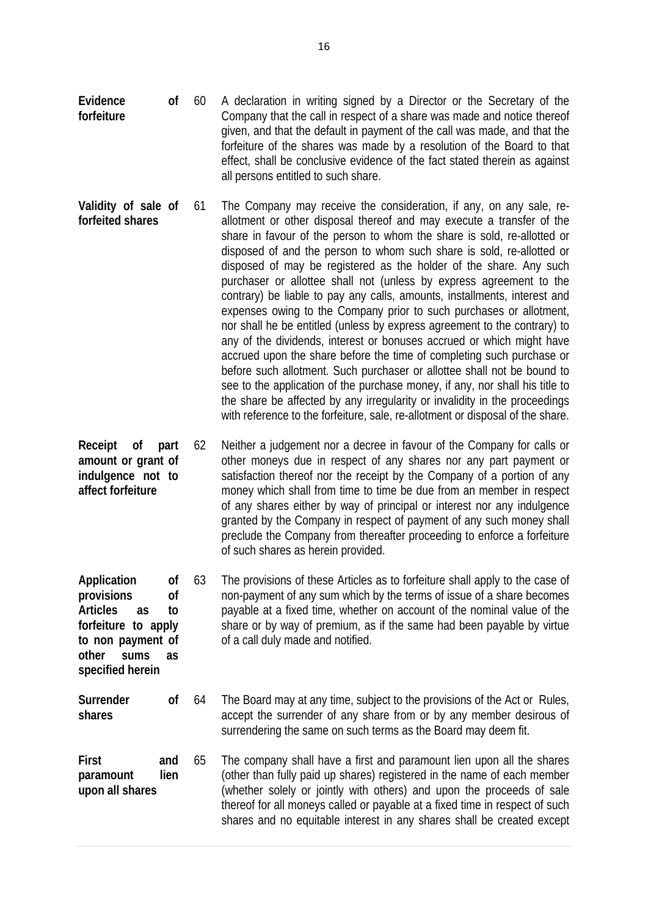**Evidence of forfeiture**

60 A declaration in writing signed by a Director or the Secretary of the Company that the call in respect of a share was made and notice thereof given, and that the default in payment of the call was made, and that the forfeiture of the shares was made by a resolution of the Board to that effect, shall be conclusive evidence of the fact stated therein as against all persons entitled to such share.

**Validity of sale of forfeited shares**

61 The Company may receive the consideration, if any, on any sale, re-allotment or other disposal thereof and may execute a transfer of the share in favour of the person to whom the share is sold, re-allotted or disposed of and the person to whom such share is sold, re-allotted or disposed of may be registered as the holder of the share. Any such purchaser or allottee shall not (unless by express agreement to the contrary) be liable to pay any calls, amounts, installments, interest and expenses owing to the Company prior to such purchases or allotment, nor shall he be entitled (unless by express agreement to the contrary) to any of the dividends, interest or bonuses accrued or which might have accrued upon the share before the time of completing such purchase or before such allotment. Such purchaser or allottee shall not be bound to see to the application of the purchase money, if any, nor shall his title to the share be affected by any irregularity or invalidity in the proceedings with reference to the forfeiture, sale, re-allotment or disposal of the share.

**Receipt of part amount or grant of indulgence not to affect forfeiture**

62 Neither a judgement nor a decree in favour of the Company for calls or other moneys due in respect of any shares nor any part payment or satisfaction thereof nor the receipt by the Company of a portion of any money which shall from time to time be due from an member in respect of any shares either by way of principal or interest nor any indulgence granted by the Company in respect of payment of any such money shall preclude the Company from thereafter proceeding to enforce a forfeiture of such shares as herein provided.

**Application of provisions of Articles as to forfeiture to apply to non payment of other sums as specified herein**

63 The provisions of these Articles as to forfeiture shall apply to the case of non-payment of any sum which by the terms of issue of a share becomes payable at a fixed time, whether on account of the nominal value of the share or by way of premium, as if the same had been payable by virtue of a call duly made and notified.

**Surrender of shares**

64 The Board may at any time, subject to the provisions of the Act or Rules, accept the surrender of any share from or by any member desirous of surrendering the same on such terms as the Board may deem fit.

**First and paramount lien upon all shares**

65 The company shall have a first and paramount lien upon all the shares (other than fully paid up shares) registered in the name of each member (whether solely or jointly with others) and upon the proceeds of sale thereof for all moneys called or payable at a fixed time in respect of such shares and no equitable interest in any shares shall be created except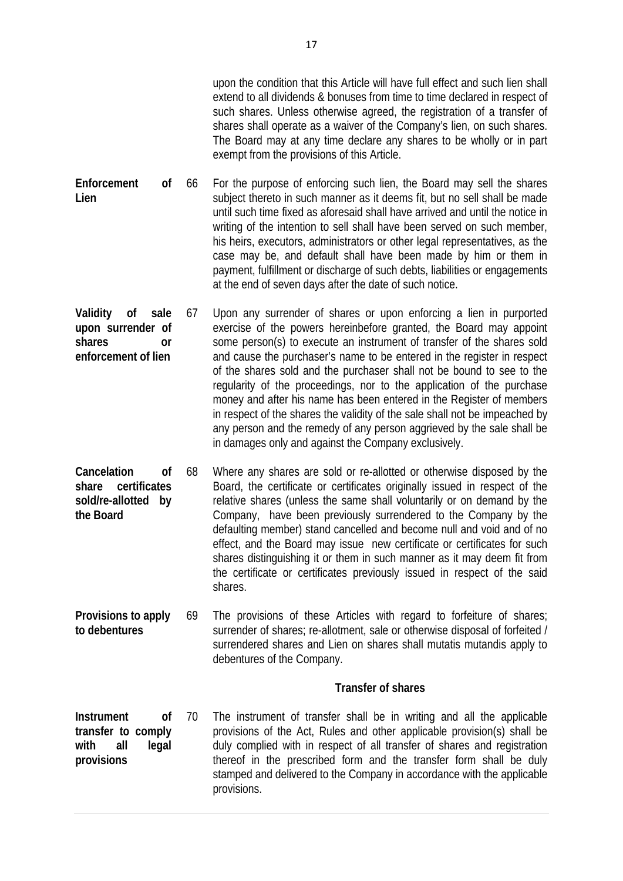upon the condition that this Article will have full effect and such lien shall extend to all dividends & bonuses from time to time declared in respect of such shares. Unless otherwise agreed, the registration of a transfer of shares shall operate as a waiver of the Company's lien, on such shares. The Board may at any time declare any shares to be wholly or in part exempt from the provisions of this Article.

**Enforcement of Lien**

66 For the purpose of enforcing such lien, the Board may sell the shares subject thereto in such manner as it deems fit, but no sell shall be made until such time fixed as aforesaid shall have arrived and until the notice in writing of the intention to sell shall have been served on such member, his heirs, executors, administrators or other legal representatives, as the case may be, and default shall have been made by him or them in payment, fulfillment or discharge of such debts, liabilities or engagements at the end of seven days after the date of such notice.

**Validity of sale upon surrender of shares or enforcement of lien**

67 Upon any surrender of shares or upon enforcing a lien in purported exercise of the powers hereinbefore granted, the Board may appoint some person(s) to execute an instrument of transfer of the shares sold and cause the purchaser's name to be entered in the register in respect of the shares sold and the purchaser shall not be bound to see to the regularity of the proceedings, nor to the application of the purchase money and after his name has been entered in the Register of members in respect of the shares the validity of the sale shall not be impeached by any person and the remedy of any person aggrieved by the sale shall be in damages only and against the Company exclusively.

**Cancelation of share certificates sold/re-allotted by the Board**

68 Where any shares are sold or re-allotted or otherwise disposed by the Board, the certificate or certificates originally issued in respect of the relative shares (unless the same shall voluntarily or on demand by the Company, have been previously surrendered to the Company by the defaulting member) stand cancelled and become null and void and of no effect, and the Board may issue new certificate or certificates for such shares distinguishing it or them in such manner as it may deem fit from the certificate or certificates previously issued in respect of the said shares.

**Provisions to apply to debentures**

69 The provisions of these Articles with regard to forfeiture of shares; surrender of shares; re-allotment, sale or otherwise disposal of forfeited / surrendered shares and Lien on shares shall mutatis mutandis apply to debentures of the Company.

## Transfer of shares

**Instrument of transfer to comply with all legal provisions**

70 The instrument of transfer shall be in writing and all the applicable provisions of the Act, Rules and other applicable provision(s) shall be duly complied with in respect of all transfer of shares and registration thereof in the prescribed form and the transfer form shall be duly stamped and delivered to the Company in accordance with the applicable provisions.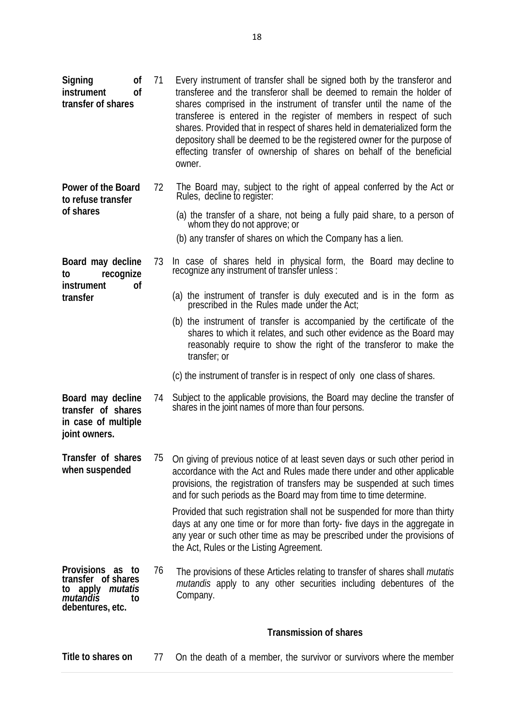**Signing of instrument of transfer of shares**

71 Every instrument of transfer shall be signed both by the transferor and transferee and the transferor shall be deemed to remain the holder of shares comprised in the instrument of transfer until the name of the transferee is entered in the register of members in respect of such shares. Provided that in respect of shares held in dematerialized form the depository shall be deemed to be the registered owner for the purpose of effecting transfer of ownership of shares on behalf of the beneficial owner.

**Power of the Board to refuse transfer of shares**

72 The Board may, subject to the right of appeal conferred by the Act or Rules, decline to register:

(a) the transfer of a share, not being a fully paid share, to a person of whom they do not approve; or

(b) any transfer of shares on which the Company has a lien.

**Board may decline to recognize instrument of transfer**

73 In case of shares held in physical form, the Board may decline to recognize any instrument of transfer unless :

(a) the instrument of transfer is duly executed and is in the form as prescribed in the Rules made under the Act;

(b) the instrument of transfer is accompanied by the certificate of the shares to which it relates, and such other evidence as the Board may reasonably require to show the right of the transferor to make the transfer; or

(c) the instrument of transfer is in respect of only one class of shares.

**Board may decline transfer of shares in case of multiple joint owners.**

74 Subject to the applicable provisions, the Board may decline the transfer of shares in the joint names of more than four persons.

**Transfer of shares when suspended**

75 On giving of previous notice of at least seven days or such other period in accordance with the Act and Rules made there under and other applicable provisions, the registration of transfers may be suspended at such times and for such periods as the Board may from time to time determine.

Provided that such registration shall not be suspended for more than thirty days at any one time or for more than forty- five days in the aggregate in any year or such other time as may be prescribed under the provisions of the Act, Rules or the Listing Agreement.

**Provisions as to transfer of shares to apply *mutatis mutandis* to debentures, etc.**

76 The provisions of these Articles relating to transfer of shares shall *mutatis mutandis* apply to any other securities including debentures of the Company.

## Transmission of shares

**Title to shares on**

77 On the death of a member, the survivor or survivors where the member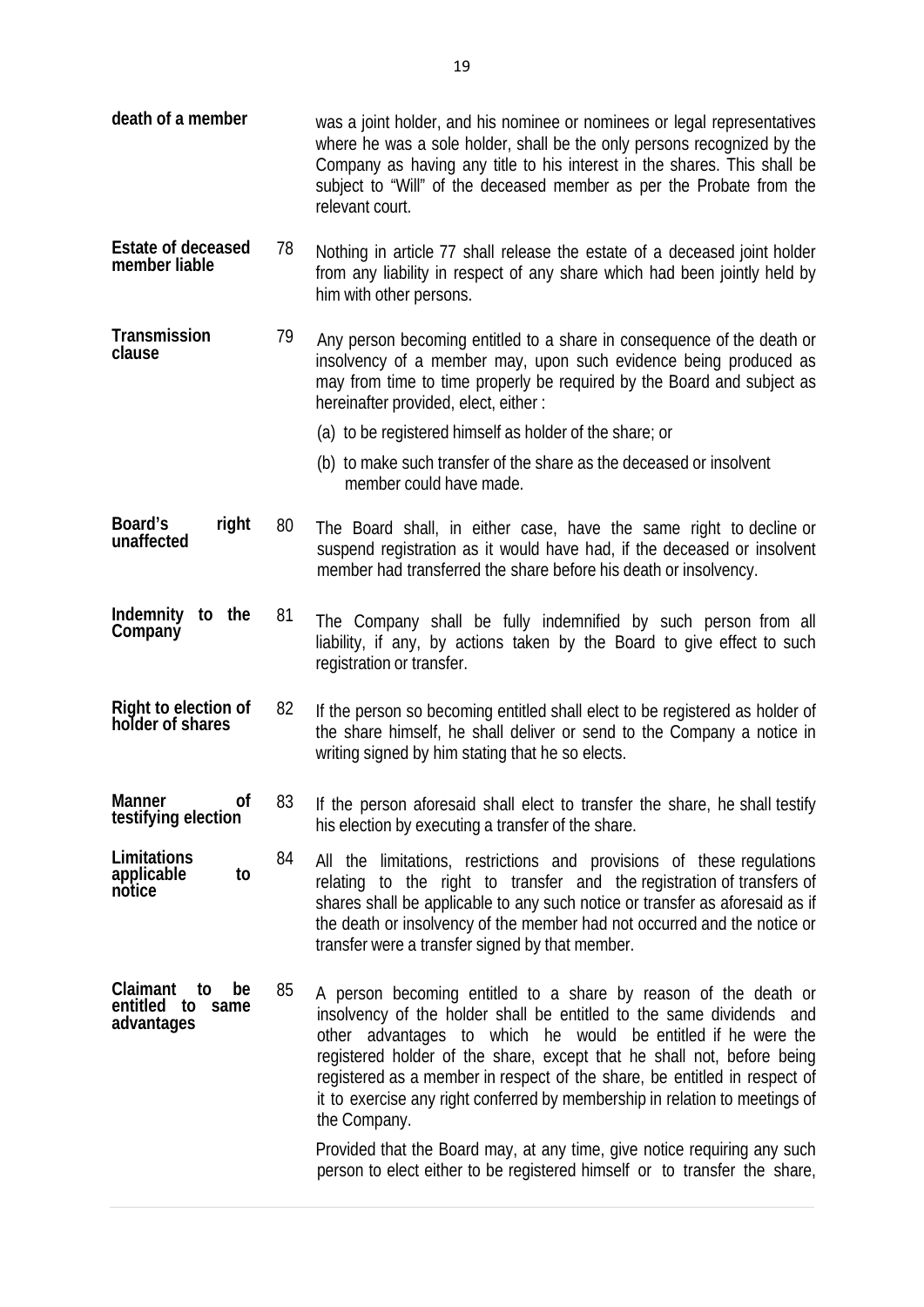**death of a member**

was a joint holder, and his nominee or nominees or legal representatives where he was a sole holder, shall be the only persons recognized by the Company as having any title to his interest in the shares. This shall be subject to "Will" of the deceased member as per the Probate from the relevant court.

**Estate of deceased member liable**

78 Nothing in article 77 shall release the estate of a deceased joint holder from any liability in respect of any share which had been jointly held by him with other persons.

**Transmission clause**

79 Any person becoming entitled to a share in consequence of the death or insolvency of a member may, upon such evidence being produced as may from time to time properly be required by the Board and subject as hereinafter provided, elect, either :

(a) to be registered himself as holder of the share; or

(b) to make such transfer of the share as the deceased or insolvent member could have made.

**Board's right unaffected**

80 The Board shall, in either case, have the same right to decline or suspend registration as it would have had, if the deceased or insolvent member had transferred the share before his death or insolvency.

**Indemnity to the Company**

81 The Company shall be fully indemnified by such person from all liability, if any, by actions taken by the Board to give effect to such registration or transfer.

**Right to election of holder of shares**

82 If the person so becoming entitled shall elect to be registered as holder of the share himself, he shall deliver or send to the Company a notice in writing signed by him stating that he so elects.

**Manner of testifying election**

83 If the person aforesaid shall elect to transfer the share, he shall testify his election by executing a transfer of the share.

**Limitations applicable to notice**

84 All the limitations, restrictions and provisions of these regulations relating to the right to transfer and the registration of transfers of shares shall be applicable to any such notice or transfer as aforesaid as if the death or insolvency of the member had not occurred and the notice or transfer were a transfer signed by that member.

**Claimant to be entitled to same advantages**

85 A person becoming entitled to a share by reason of the death or insolvency of the holder shall be entitled to the same dividends and other advantages to which he would be entitled if he were the registered holder of the share, except that he shall not, before being registered as a member in respect of the share, be entitled in respect of it to exercise any right conferred by membership in relation to meetings of the Company.

Provided that the Board may, at any time, give notice requiring any such person to elect either to be registered himself or to transfer the share,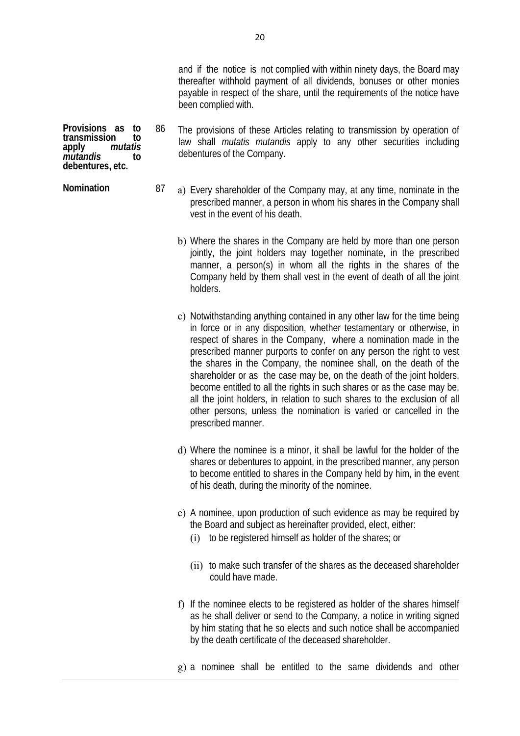and if the notice is not complied with within ninety days, the Board may thereafter withhold payment of all dividends, bonuses or other monies payable in respect of the share, until the requirements of the notice have been complied with.

**Provisions as to transmission to apply *mutatis mutandis* to debentures, etc.**

86 The provisions of these Articles relating to transmission by operation of law shall *mutatis mutandis* apply to any other securities including debentures of the Company.

**Nomination**

87 a) Every shareholder of the Company may, at any time, nominate in the prescribed manner, a person in whom his shares in the Company shall vest in the event of his death.

b) Where the shares in the Company are held by more than one person jointly, the joint holders may together nominate, in the prescribed manner, a person(s) in whom all the rights in the shares of the Company held by them shall vest in the event of death of all the joint holders.

c) Notwithstanding anything contained in any other law for the time being in force or in any disposition, whether testamentary or otherwise, in respect of shares in the Company, where a nomination made in the prescribed manner purports to confer on any person the right to vest the shares in the Company, the nominee shall, on the death of the shareholder or as the case may be, on the death of the joint holders, become entitled to all the rights in such shares or as the case may be, all the joint holders, in relation to such shares to the exclusion of all other persons, unless the nomination is varied or cancelled in the prescribed manner.

d) Where the nominee is a minor, it shall be lawful for the holder of the shares or debentures to appoint, in the prescribed manner, any person to become entitled to shares in the Company held by him, in the event of his death, during the minority of the nominee.

e) A nominee, upon production of such evidence as may be required by the Board and subject as hereinafter provided, elect, either:

   (i) to be registered himself as holder of the shares; or

   (ii) to make such transfer of the shares as the deceased shareholder could have made.

f) If the nominee elects to be registered as holder of the shares himself as he shall deliver or send to the Company, a notice in writing signed by him stating that he so elects and such notice shall be accompanied by the death certificate of the deceased shareholder.

g) a nominee shall be entitled to the same dividends and other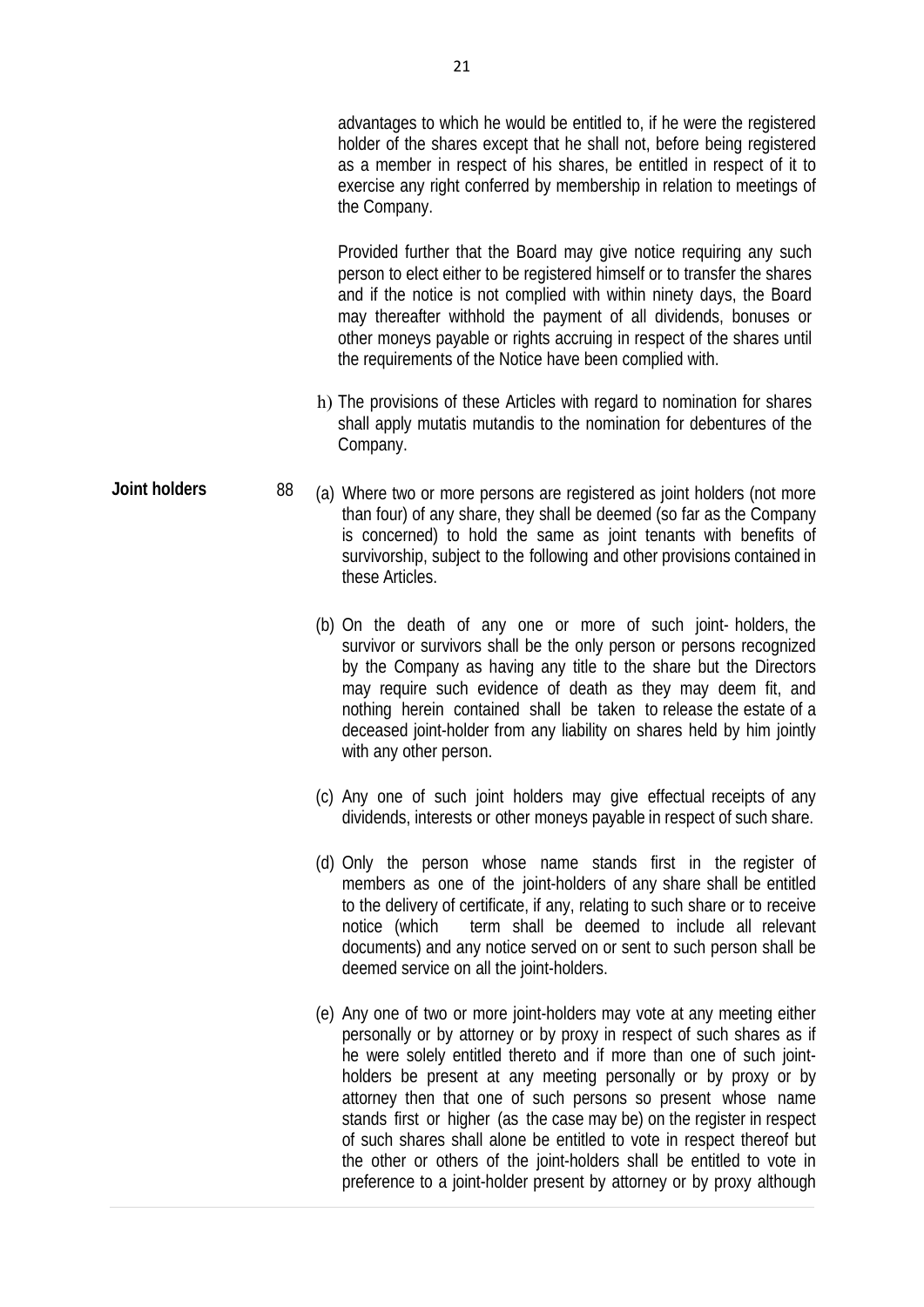advantages to which he would be entitled to, if he were the registered holder of the shares except that he shall not, before being registered as a member in respect of his shares, be entitled in respect of it to exercise any right conferred by membership in relation to meetings of the Company.

Provided further that the Board may give notice requiring any such person to elect either to be registered himself or to transfer the shares and if the notice is not complied with within ninety days, the Board may thereafter withhold the payment of all dividends, bonuses or other moneys payable or rights accruing in respect of the shares until the requirements of the Notice have been complied with.

h) The provisions of these Articles with regard to nomination for shares shall apply mutatis mutandis to the nomination for debentures of the Company.

**Joint holders**

88 (a) Where two or more persons are registered as joint holders (not more than four) of any share, they shall be deemed (so far as the Company is concerned) to hold the same as joint tenants with benefits of survivorship, subject to the following and other provisions contained in these Articles.

(b) On the death of any one or more of such joint- holders, the survivor or survivors shall be the only person or persons recognized by the Company as having any title to the share but the Directors may require such evidence of death as they may deem fit, and nothing herein contained shall be taken to release the estate of a deceased joint-holder from any liability on shares held by him jointly with any other person.

(c) Any one of such joint holders may give effectual receipts of any dividends, interests or other moneys payable in respect of such share.

(d) Only the person whose name stands first in the register of members as one of the joint-holders of any share shall be entitled to the delivery of certificate, if any, relating to such share or to receive notice (which term shall be deemed to include all relevant documents) and any notice served on or sent to such person shall be deemed service on all the joint-holders.

(e) Any one of two or more joint-holders may vote at any meeting either personally or by attorney or by proxy in respect of such shares as if he were solely entitled thereto and if more than one of such joint-holders be present at any meeting personally or by proxy or by attorney then that one of such persons so present whose name stands first or higher (as the case may be) on the register in respect of such shares shall alone be entitled to vote in respect thereof but the other or others of the joint-holders shall be entitled to vote in preference to a joint-holder present by attorney or by proxy although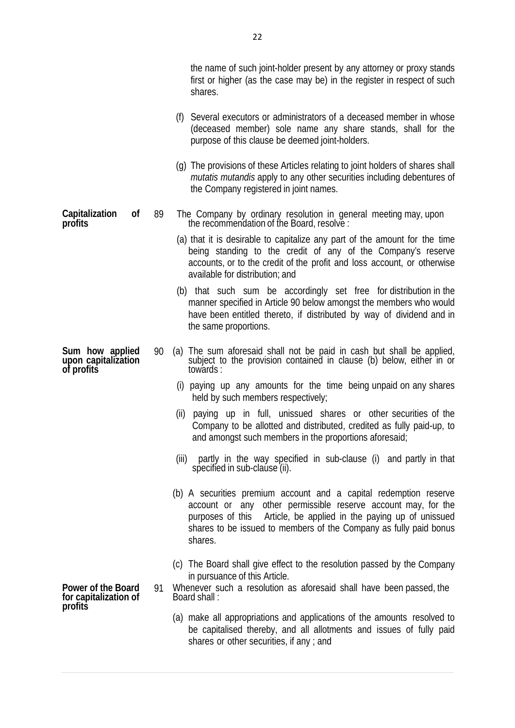the name of such joint-holder present by any attorney or proxy stands first or higher (as the case may be) in the register in respect of such shares.

(f) Several executors or administrators of a deceased member in whose (deceased member) sole name any share stands, shall for the purpose of this clause be deemed joint-holders.

(g) The provisions of these Articles relating to joint holders of shares shall *mutatis mutandis* apply to any other securities including debentures of the Company registered in joint names.

**Capitalization of profits**

89 The Company by ordinary resolution in general meeting may, upon the recommendation of the Board, resolve :

(a) that it is desirable to capitalize any part of the amount for the time being standing to the credit of any of the Company's reserve accounts, or to the credit of the profit and loss account, or otherwise available for distribution; and

(b) that such sum be accordingly set free for distribution in the manner specified in Article 90 below amongst the members who would have been entitled thereto, if distributed by way of dividend and in the same proportions.

**Sum how applied upon capitalization of profits**

90 (a) The sum aforesaid shall not be paid in cash but shall be applied, subject to the provision contained in clause (b) below, either in or towards :

(i) paying up any amounts for the time being unpaid on any shares held by such members respectively;

(ii) paying up in full, unissued shares or other securities of the Company to be allotted and distributed, credited as fully paid-up, to and amongst such members in the proportions aforesaid;

(iii) partly in the way specified in sub-clause (i) and partly in that specified in sub-clause (ii).

(b) A securities premium account and a capital redemption reserve account or any other permissible reserve account may, for the purposes of this Article, be applied in the paying up of unissued shares to be issued to members of the Company as fully paid bonus shares.

(c) The Board shall give effect to the resolution passed by the Company in pursuance of this Article.

**Power of the Board for capitalization of profits**

91 Whenever such a resolution as aforesaid shall have been passed, the Board shall :

(a) make all appropriations and applications of the amounts resolved to be capitalised thereby, and all allotments and issues of fully paid shares or other securities, if any ; and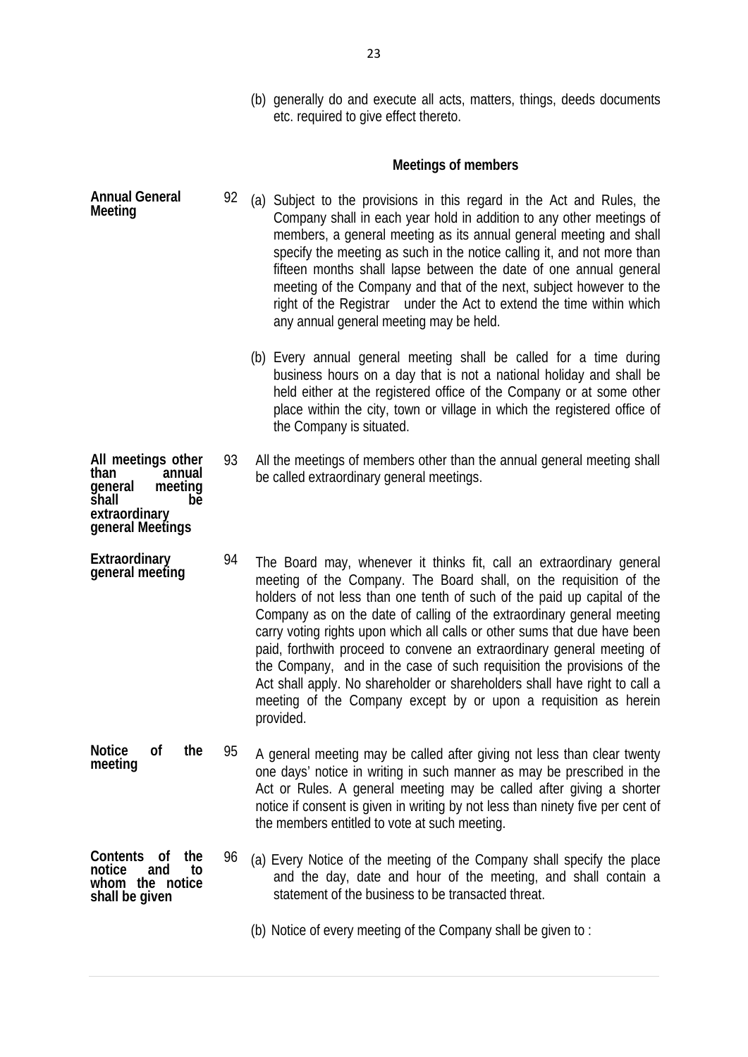(b) generally do and execute all acts, matters, things, deeds documents etc. required to give effect thereto.

## Meetings of members

**Annual General Meeting**

92 (a) Subject to the provisions in this regard in the Act and Rules, the Company shall in each year hold in addition to any other meetings of members, a general meeting as its annual general meeting and shall specify the meeting as such in the notice calling it, and not more than fifteen months shall lapse between the date of one annual general meeting of the Company and that of the next, subject however to the right of the Registrar under the Act to extend the time within which any annual general meeting may be held.

(b) Every annual general meeting shall be called for a time during business hours on a day that is not a national holiday and shall be held either at the registered office of the Company or at some other place within the city, town or village in which the registered office of the Company is situated.

**All meetings other than annual general meeting shall be extraordinary general Meetings**

93 All the meetings of members other than the annual general meeting shall be called extraordinary general meetings.

**Extraordinary general meeting**

94 The Board may, whenever it thinks fit, call an extraordinary general meeting of the Company. The Board shall, on the requisition of the holders of not less than one tenth of such of the paid up capital of the Company as on the date of calling of the extraordinary general meeting carry voting rights upon which all calls or other sums that due have been paid, forthwith proceed to convene an extraordinary general meeting of the Company, and in the case of such requisition the provisions of the Act shall apply. No shareholder or shareholders shall have right to call a meeting of the Company except by or upon a requisition as herein provided.

**Notice of the meeting**

95 A general meeting may be called after giving not less than clear twenty one days' notice in writing in such manner as may be prescribed in the Act or Rules. A general meeting may be called after giving a shorter notice if consent is given in writing by not less than ninety five per cent of the members entitled to vote at such meeting.

**Contents of the notice and to whom the notice shall be given**

96 (a) Every Notice of the meeting of the Company shall specify the place and the day, date and hour of the meeting, and shall contain a statement of the business to be transacted threat.

(b) Notice of every meeting of the Company shall be given to :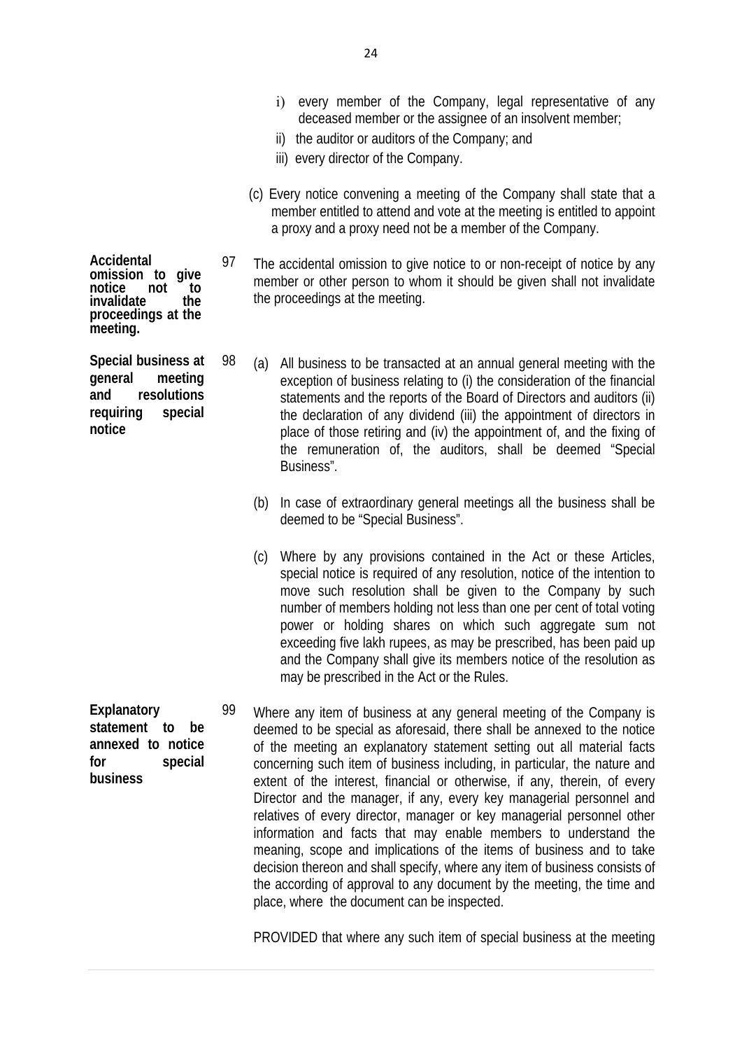i) every member of the Company, legal representative of any deceased member or the assignee of an insolvent member;

ii) the auditor or auditors of the Company; and

iii) every director of the Company.

(c) Every notice convening a meeting of the Company shall state that a member entitled to attend and vote at the meeting is entitled to appoint a proxy and a proxy need not be a member of the Company.

**Accidental omission to give notice not to invalidate the proceedings at the meeting.**

97 The accidental omission to give notice to or non-receipt of notice by any member or other person to whom it should be given shall not invalidate the proceedings at the meeting.

**Special business at general meeting and resolutions requiring special notice**

98 (a) All business to be transacted at an annual general meeting with the exception of business relating to (i) the consideration of the financial statements and the reports of the Board of Directors and auditors (ii) the declaration of any dividend (iii) the appointment of directors in place of those retiring and (iv) the appointment of, and the fixing of the remuneration of, the auditors, shall be deemed "Special Business".

(b) In case of extraordinary general meetings all the business shall be deemed to be "Special Business".

(c) Where by any provisions contained in the Act or these Articles, special notice is required of any resolution, notice of the intention to move such resolution shall be given to the Company by such number of members holding not less than one per cent of total voting power or holding shares on which such aggregate sum not exceeding five lakh rupees, as may be prescribed, has been paid up and the Company shall give its members notice of the resolution as may be prescribed in the Act or the Rules.

**Explanatory statement to be annexed to notice for special business**

99 Where any item of business at any general meeting of the Company is deemed to be special as aforesaid, there shall be annexed to the notice of the meeting an explanatory statement setting out all material facts concerning such item of business including, in particular, the nature and extent of the interest, financial or otherwise, if any, therein, of every Director and the manager, if any, every key managerial personnel and relatives of every director, manager or key managerial personnel other information and facts that may enable members to understand the meaning, scope and implications of the items of business and to take decision thereon and shall specify, where any item of business consists of the according of approval to any document by the meeting, the time and place, where the document can be inspected.

PROVIDED that where any such item of special business at the meeting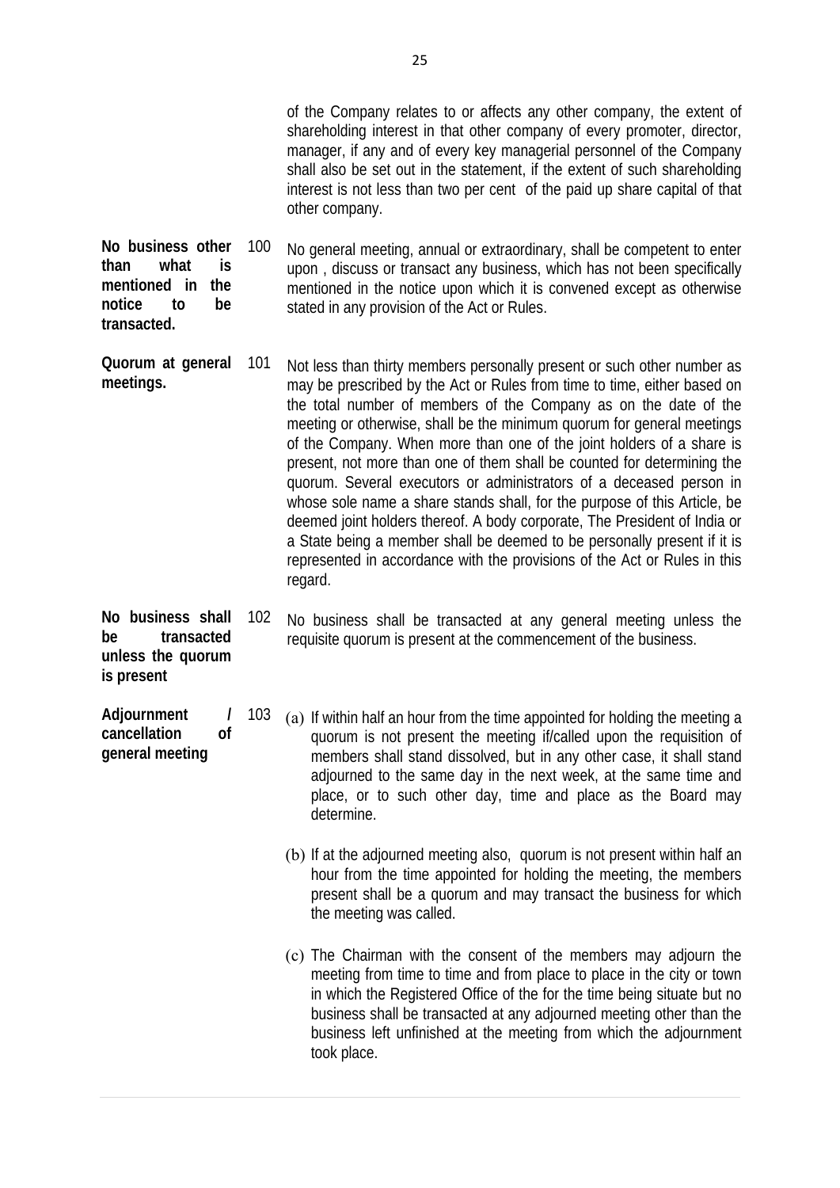of the Company relates to or affects any other company, the extent of shareholding interest in that other company of every promoter, director, manager, if any and of every key managerial personnel of the Company shall also be set out in the statement, if the extent of such shareholding interest is not less than two per cent of the paid up share capital of that other company.

**No business other than what is mentioned in the notice to be transacted.**

100 No general meeting, annual or extraordinary, shall be competent to enter upon , discuss or transact any business, which has not been specifically mentioned in the notice upon which it is convened except as otherwise stated in any provision of the Act or Rules.

**Quorum at general meetings.**

101 Not less than thirty members personally present or such other number as may be prescribed by the Act or Rules from time to time, either based on the total number of members of the Company as on the date of the meeting or otherwise, shall be the minimum quorum for general meetings of the Company. When more than one of the joint holders of a share is present, not more than one of them shall be counted for determining the quorum. Several executors or administrators of a deceased person in whose sole name a share stands shall, for the purpose of this Article, be deemed joint holders thereof. A body corporate, The President of India or a State being a member shall be deemed to be personally present if it is represented in accordance with the provisions of the Act or Rules in this regard.

**No business shall be transacted unless the quorum is present**

102 No business shall be transacted at any general meeting unless the requisite quorum is present at the commencement of the business.

**Adjournment / cancellation of general meeting**

103

(a) If within half an hour from the time appointed for holding the meeting a quorum is not present the meeting if/called upon the requisition of members shall stand dissolved, but in any other case, it shall stand adjourned to the same day in the next week, at the same time and place, or to such other day, time and place as the Board may determine.

(b) If at the adjourned meeting also, quorum is not present within half an hour from the time appointed for holding the meeting, the members present shall be a quorum and may transact the business for which the meeting was called.

(c) The Chairman with the consent of the members may adjourn the meeting from time to time and from place to place in the city or town in which the Registered Office of the for the time being situate but no business shall be transacted at any adjourned meeting other than the business left unfinished at the meeting from which the adjournment took place.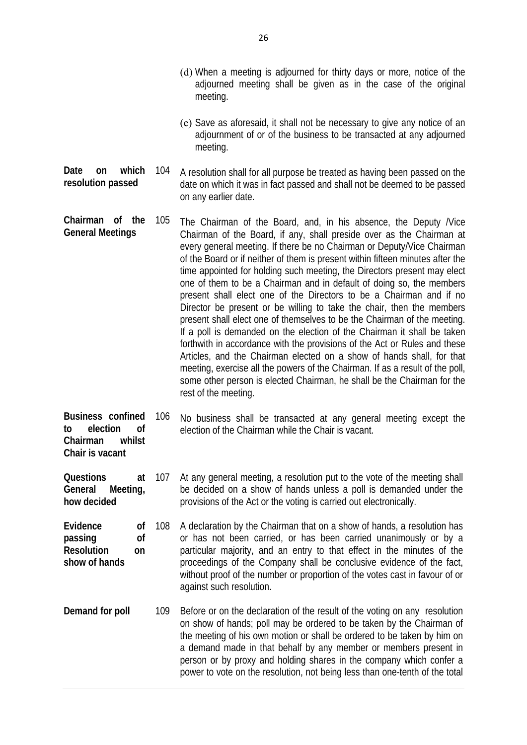(d) When a meeting is adjourned for thirty days or more, notice of the adjourned meeting shall be given as in the case of the original meeting.

(e) Save as aforesaid, it shall not be necessary to give any notice of an adjournment of or of the business to be transacted at any adjourned meeting.

**Date on which resolution passed**

104 A resolution shall for all purpose be treated as having been passed on the date on which it was in fact passed and shall not be deemed to be passed on any earlier date.

**Chairman of the General Meetings**

105 The Chairman of the Board, and, in his absence, the Deputy /Vice Chairman of the Board, if any, shall preside over as the Chairman at every general meeting. If there be no Chairman or Deputy/Vice Chairman of the Board or if neither of them is present within fifteen minutes after the time appointed for holding such meeting, the Directors present may elect one of them to be a Chairman and in default of doing so, the members present shall elect one of the Directors to be a Chairman and if no Director be present or be willing to take the chair, then the members present shall elect one of themselves to be the Chairman of the meeting. If a poll is demanded on the election of the Chairman it shall be taken forthwith in accordance with the provisions of the Act or Rules and these Articles, and the Chairman elected on a show of hands shall, for that meeting, exercise all the powers of the Chairman. If as a result of the poll, some other person is elected Chairman, he shall be the Chairman for the rest of the meeting.

**Business confined to election of Chairman whilst Chair is vacant**

106 No business shall be transacted at any general meeting except the election of the Chairman while the Chair is vacant.

**Questions at General Meeting, how decided**

107 At any general meeting, a resolution put to the vote of the meeting shall be decided on a show of hands unless a poll is demanded under the provisions of the Act or the voting is carried out electronically.

**Evidence of passing of Resolution on show of hands**

108 A declaration by the Chairman that on a show of hands, a resolution has or has not been carried, or has been carried unanimously or by a particular majority, and an entry to that effect in the minutes of the proceedings of the Company shall be conclusive evidence of the fact, without proof of the number or proportion of the votes cast in favour of or against such resolution.

**Demand for poll**

109 Before or on the declaration of the result of the voting on any resolution on show of hands; poll may be ordered to be taken by the Chairman of the meeting of his own motion or shall be ordered to be taken by him on a demand made in that behalf by any member or members present in person or by proxy and holding shares in the company which confer a power to vote on the resolution, not being less than one-tenth of the total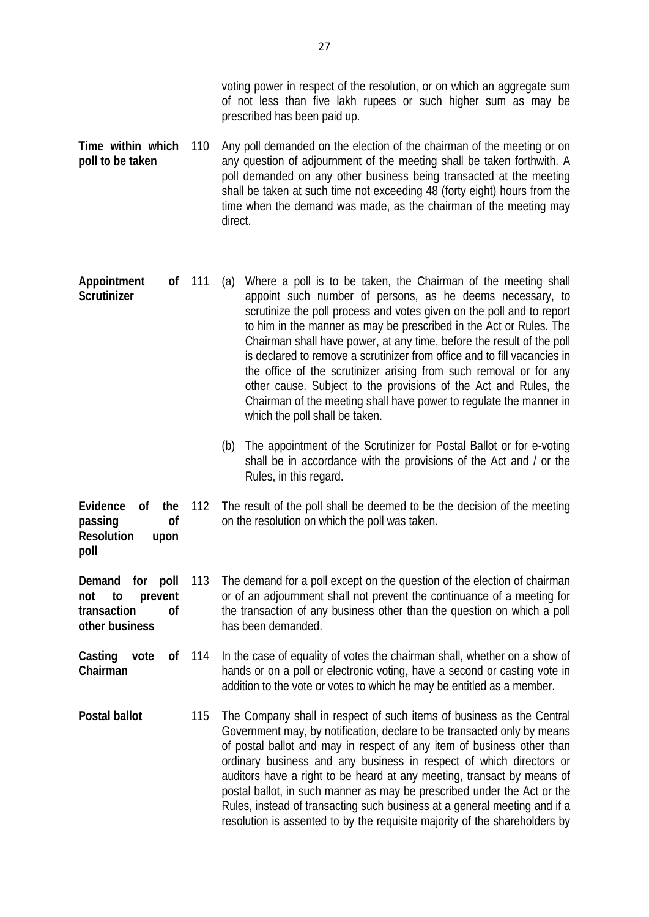voting power in respect of the resolution, or on which an aggregate sum of not less than five lakh rupees or such higher sum as may be prescribed has been paid up.

**Time within which poll to be taken**

110 Any poll demanded on the election of the chairman of the meeting or on any question of adjournment of the meeting shall be taken forthwith. A poll demanded on any other business being transacted at the meeting shall be taken at such time not exceeding 48 (forty eight) hours from the time when the demand was made, as the chairman of the meeting may direct.

**Appointment of Scrutinizer**

111 (a) Where a poll is to be taken, the Chairman of the meeting shall appoint such number of persons, as he deems necessary, to scrutinize the poll process and votes given on the poll and to report to him in the manner as may be prescribed in the Act or Rules. The Chairman shall have power, at any time, before the result of the poll is declared to remove a scrutinizer from office and to fill vacancies in the office of the scrutinizer arising from such removal or for any other cause. Subject to the provisions of the Act and Rules, the Chairman of the meeting shall have power to regulate the manner in which the poll shall be taken.

(b) The appointment of the Scrutinizer for Postal Ballot or for e-voting shall be in accordance with the provisions of the Act and / or the Rules, in this regard.

**Evidence of the passing of Resolution upon poll**

112 The result of the poll shall be deemed to be the decision of the meeting on the resolution on which the poll was taken.

**Demand for poll not to prevent transaction of other business**

113 The demand for a poll except on the question of the election of chairman or of an adjournment shall not prevent the continuance of a meeting for the transaction of any business other than the question on which a poll has been demanded.

**Casting vote of Chairman**

114 In the case of equality of votes the chairman shall, whether on a show of hands or on a poll or electronic voting, have a second or casting vote in addition to the vote or votes to which he may be entitled as a member.

**Postal ballot**

115 The Company shall in respect of such items of business as the Central Government may, by notification, declare to be transacted only by means of postal ballot and may in respect of any item of business other than ordinary business and any business in respect of which directors or auditors have a right to be heard at any meeting, transact by means of postal ballot, in such manner as may be prescribed under the Act or the Rules, instead of transacting such business at a general meeting and if a resolution is assented to by the requisite majority of the shareholders by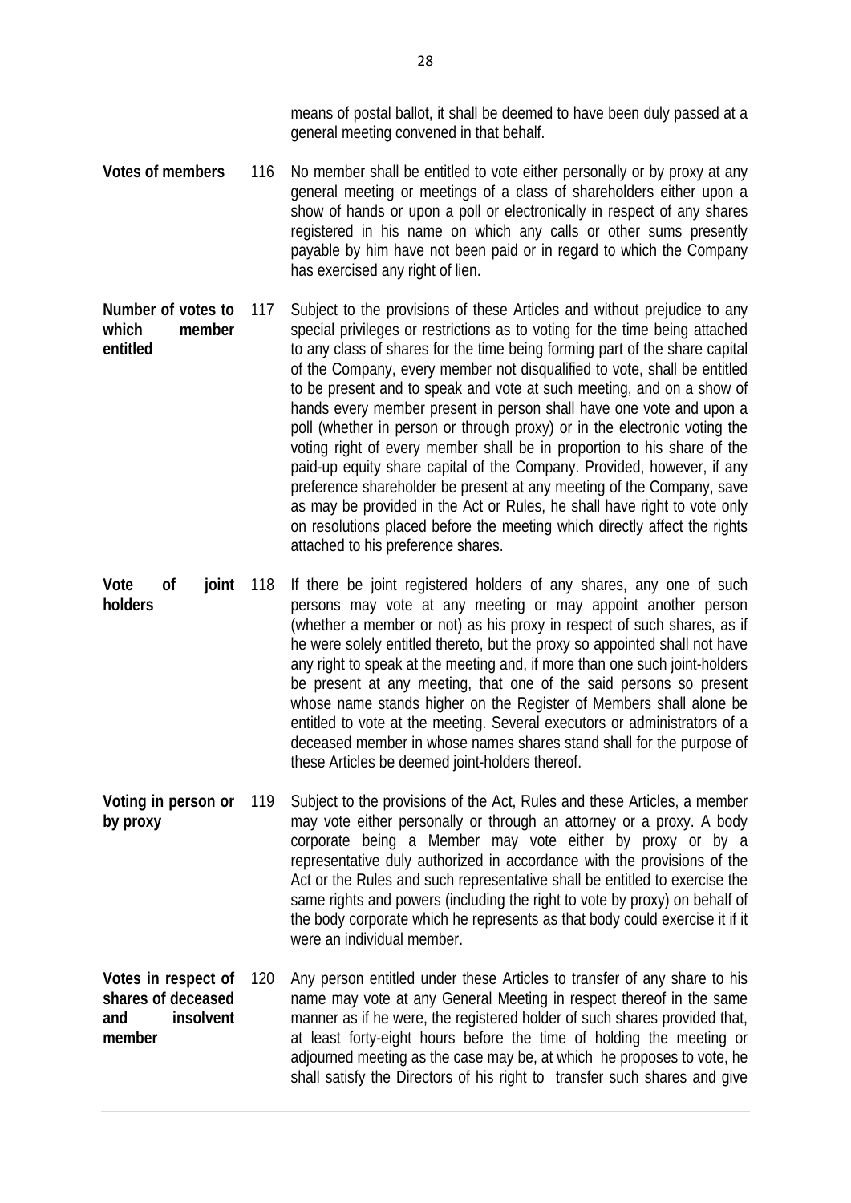means of postal ballot, it shall be deemed to have been duly passed at a general meeting convened in that behalf.

**Votes of members**

116 No member shall be entitled to vote either personally or by proxy at any general meeting or meetings of a class of shareholders either upon a show of hands or upon a poll or electronically in respect of any shares registered in his name on which any calls or other sums presently payable by him have not been paid or in regard to which the Company has exercised any right of lien.

**Number of votes to which member entitled**

117 Subject to the provisions of these Articles and without prejudice to any special privileges or restrictions as to voting for the time being attached to any class of shares for the time being forming part of the share capital of the Company, every member not disqualified to vote, shall be entitled to be present and to speak and vote at such meeting, and on a show of hands every member present in person shall have one vote and upon a poll (whether in person or through proxy) or in the electronic voting the voting right of every member shall be in proportion to his share of the paid-up equity share capital of the Company. Provided, however, if any preference shareholder be present at any meeting of the Company, save as may be provided in the Act or Rules, he shall have right to vote only on resolutions placed before the meeting which directly affect the rights attached to his preference shares.

**Vote of joint holders**

118 If there be joint registered holders of any shares, any one of such persons may vote at any meeting or may appoint another person (whether a member or not) as his proxy in respect of such shares, as if he were solely entitled thereto, but the proxy so appointed shall not have any right to speak at the meeting and, if more than one such joint-holders be present at any meeting, that one of the said persons so present whose name stands higher on the Register of Members shall alone be entitled to vote at the meeting. Several executors or administrators of a deceased member in whose names shares stand shall for the purpose of these Articles be deemed joint-holders thereof.

**Voting in person or by proxy**

119 Subject to the provisions of the Act, Rules and these Articles, a member may vote either personally or through an attorney or a proxy. A body corporate being a Member may vote either by proxy or by a representative duly authorized in accordance with the provisions of the Act or the Rules and such representative shall be entitled to exercise the same rights and powers (including the right to vote by proxy) on behalf of the body corporate which he represents as that body could exercise it if it were an individual member.

**Votes in respect of shares of deceased and insolvent member**

120 Any person entitled under these Articles to transfer of any share to his name may vote at any General Meeting in respect thereof in the same manner as if he were, the registered holder of such shares provided that, at least forty-eight hours before the time of holding the meeting or adjourned meeting as the case may be, at which he proposes to vote, he shall satisfy the Directors of his right to transfer such shares and give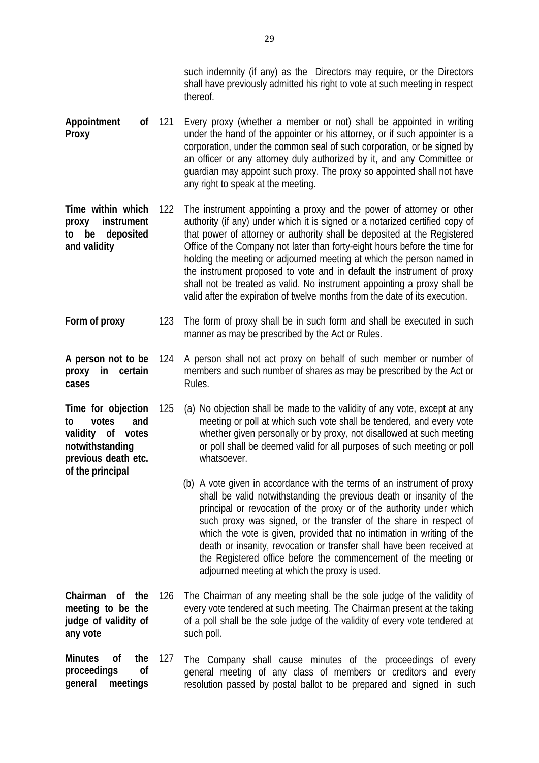such indemnity (if any) as the Directors may require, or the Directors shall have previously admitted his right to vote at such meeting in respect thereof.

**Appointment of Proxy**

121 Every proxy (whether a member or not) shall be appointed in writing under the hand of the appointer or his attorney, or if such appointer is a corporation, under the common seal of such corporation, or be signed by an officer or any attorney duly authorized by it, and any Committee or guardian may appoint such proxy. The proxy so appointed shall not have any right to speak at the meeting.

**Time within which proxy instrument to be deposited and validity**

122 The instrument appointing a proxy and the power of attorney or other authority (if any) under which it is signed or a notarized certified copy of that power of attorney or authority shall be deposited at the Registered Office of the Company not later than forty-eight hours before the time for holding the meeting or adjourned meeting at which the person named in the instrument proposed to vote and in default the instrument of proxy shall not be treated as valid. No instrument appointing a proxy shall be valid after the expiration of twelve months from the date of its execution.

**Form of proxy**

123 The form of proxy shall be in such form and shall be executed in such manner as may be prescribed by the Act or Rules.

**A person not to be proxy in certain cases**

124 A person shall not act proxy on behalf of such member or number of members and such number of shares as may be prescribed by the Act or Rules.

**Time for objection to votes and validity of votes notwithstanding previous death etc. of the principal**

125 (a) No objection shall be made to the validity of any vote, except at any meeting or poll at which such vote shall be tendered, and every vote whether given personally or by proxy, not disallowed at such meeting or poll shall be deemed valid for all purposes of such meeting or poll whatsoever.

(b) A vote given in accordance with the terms of an instrument of proxy shall be valid notwithstanding the previous death or insanity of the principal or revocation of the proxy or of the authority under which such proxy was signed, or the transfer of the share in respect of which the vote is given, provided that no intimation in writing of the death or insanity, revocation or transfer shall have been received at the Registered office before the commencement of the meeting or adjourned meeting at which the proxy is used.

**Chairman of the meeting to be the judge of validity of any vote**

126 The Chairman of any meeting shall be the sole judge of the validity of every vote tendered at such meeting. The Chairman present at the taking of a poll shall be the sole judge of the validity of every vote tendered at such poll.

**Minutes of the proceedings of general meetings**

127 The Company shall cause minutes of the proceedings of every general meeting of any class of members or creditors and every resolution passed by postal ballot to be prepared and signed in such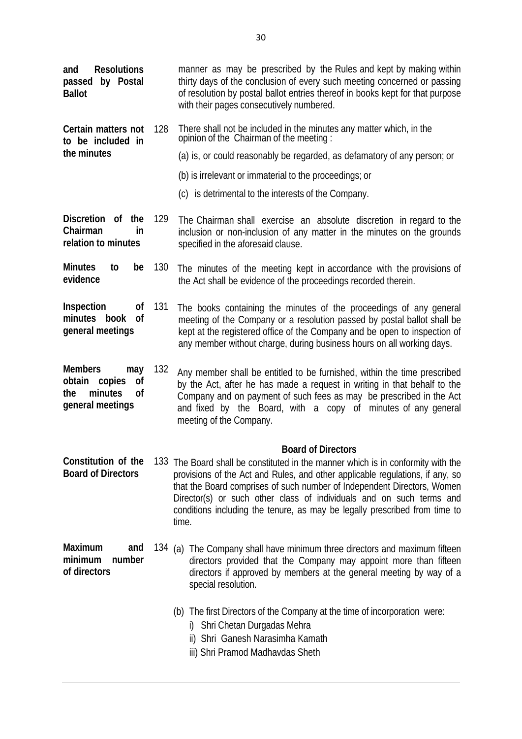**and Resolutions passed by Postal Ballot** — manner as may be prescribed by the Rules and kept by making within thirty days of the conclusion of every such meeting concerned or passing of resolution by postal ballot entries thereof in books kept for that purpose with their pages consecutively numbered.

**Certain matters not to be included in the minutes**

128 There shall not be included in the minutes any matter which, in the opinion of the Chairman of the meeting :

(a) is, or could reasonably be regarded, as defamatory of any person; or

(b) is irrelevant or immaterial to the proceedings; or

(c) is detrimental to the interests of the Company.

**Discretion of the Chairman in relation to minutes**

129 The Chairman shall exercise an absolute discretion in regard to the inclusion or non-inclusion of any matter in the minutes on the grounds specified in the aforesaid clause.

**Minutes to be evidence**

130 The minutes of the meeting kept in accordance with the provisions of the Act shall be evidence of the proceedings recorded therein.

**Inspection of minutes book of general meetings**

131 The books containing the minutes of the proceedings of any general meeting of the Company or a resolution passed by postal ballot shall be kept at the registered office of the Company and be open to inspection of any member without charge, during business hours on all working days.

**Members may obtain copies of the minutes of general meetings**

132 Any member shall be entitled to be furnished, within the time prescribed by the Act, after he has made a request in writing in that behalf to the Company and on payment of such fees as may be prescribed in the Act and fixed by the Board, with a copy of minutes of any general meeting of the Company.

## Board of Directors

**Constitution of the Board of Directors**

133 The Board shall be constituted in the manner which is in conformity with the provisions of the Act and Rules, and other applicable regulations, if any, so that the Board comprises of such number of Independent Directors, Women Director(s) or such other class of individuals and on such terms and conditions including the tenure, as may be legally prescribed from time to time.

**Maximum and minimum number of directors**

134 (a) The Company shall have minimum three directors and maximum fifteen directors provided that the Company may appoint more than fifteen directors if approved by members at the general meeting by way of a special resolution.

(b) The first Directors of the Company at the time of incorporation were:

i) Shri Chetan Durgadas Mehra

ii) Shri Ganesh Narasimha Kamath

iii) Shri Pramod Madhavdas Sheth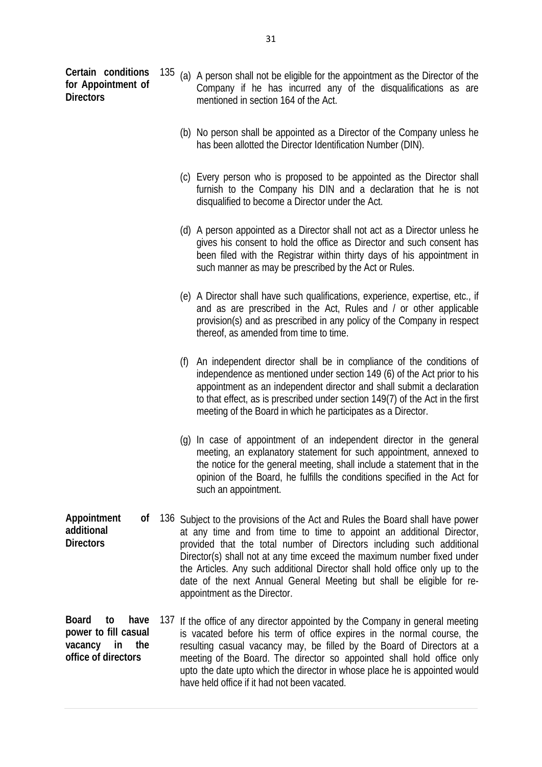**Certain conditions for Appointment of Directors**

135 (a) A person shall not be eligible for the appointment as the Director of the Company if he has incurred any of the disqualifications as are mentioned in section 164 of the Act.

(b) No person shall be appointed as a Director of the Company unless he has been allotted the Director Identification Number (DIN).

(c) Every person who is proposed to be appointed as the Director shall furnish to the Company his DIN and a declaration that he is not disqualified to become a Director under the Act.

(d) A person appointed as a Director shall not act as a Director unless he gives his consent to hold the office as Director and such consent has been filed with the Registrar within thirty days of his appointment in such manner as may be prescribed by the Act or Rules.

(e) A Director shall have such qualifications, experience, expertise, etc., if and as are prescribed in the Act, Rules and / or other applicable provision(s) and as prescribed in any policy of the Company in respect thereof, as amended from time to time.

(f) An independent director shall be in compliance of the conditions of independence as mentioned under section 149 (6) of the Act prior to his appointment as an independent director and shall submit a declaration to that effect, as is prescribed under section 149(7) of the Act in the first meeting of the Board in which he participates as a Director.

(g) In case of appointment of an independent director in the general meeting, an explanatory statement for such appointment, annexed to the notice for the general meeting, shall include a statement that in the opinion of the Board, he fulfills the conditions specified in the Act for such an appointment.

**Appointment of additional Directors**

136 Subject to the provisions of the Act and Rules the Board shall have power at any time and from time to time to appoint an additional Director, provided that the total number of Directors including such additional Director(s) shall not at any time exceed the maximum number fixed under the Articles. Any such additional Director shall hold office only up to the date of the next Annual General Meeting but shall be eligible for re-appointment as the Director.

**Board to have power to fill casual vacancy in the office of directors**

137 If the office of any director appointed by the Company in general meeting is vacated before his term of office expires in the normal course, the resulting casual vacancy may, be filled by the Board of Directors at a meeting of the Board. The director so appointed shall hold office only upto the date upto which the director in whose place he is appointed would have held office if it had not been vacated.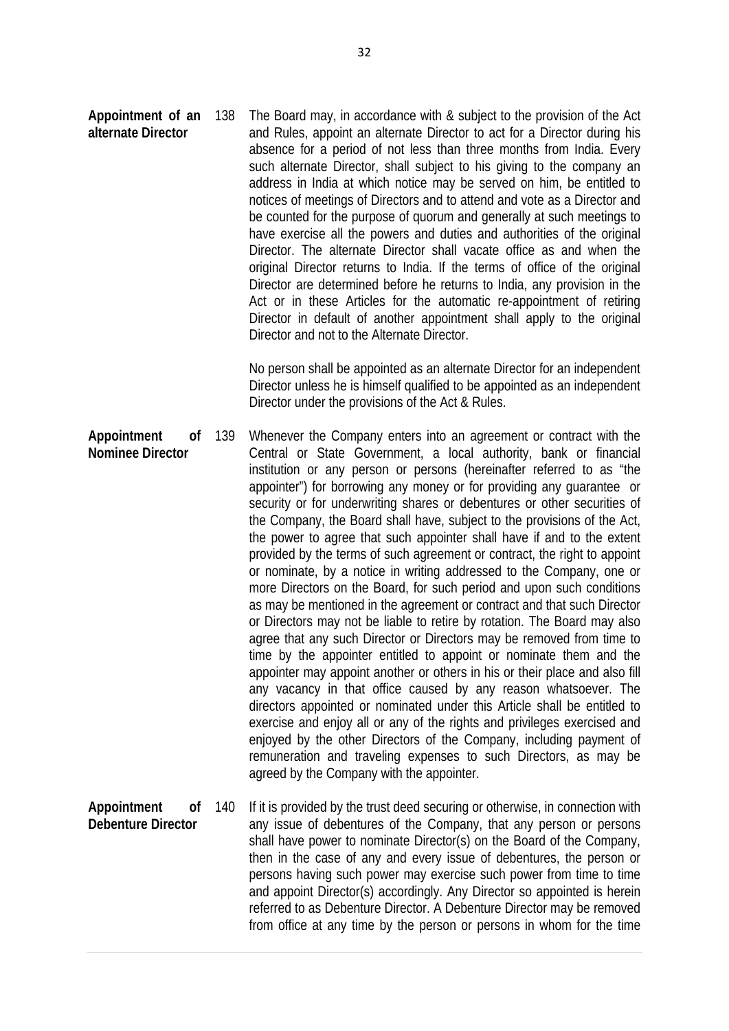**Appointment of an alternate Director**

138 The Board may, in accordance with & subject to the provision of the Act and Rules, appoint an alternate Director to act for a Director during his absence for a period of not less than three months from India. Every such alternate Director, shall subject to his giving to the company an address in India at which notice may be served on him, be entitled to notices of meetings of Directors and to attend and vote as a Director and be counted for the purpose of quorum and generally at such meetings to have exercise all the powers and duties and authorities of the original Director. The alternate Director shall vacate office as and when the original Director returns to India. If the terms of office of the original Director are determined before he returns to India, any provision in the Act or in these Articles for the automatic re-appointment of retiring Director in default of another appointment shall apply to the original Director and not to the Alternate Director.

No person shall be appointed as an alternate Director for an independent Director unless he is himself qualified to be appointed as an independent Director under the provisions of the Act & Rules.

**Appointment of Nominee Director**

139 Whenever the Company enters into an agreement or contract with the Central or State Government, a local authority, bank or financial institution or any person or persons (hereinafter referred to as "the appointer") for borrowing any money or for providing any guarantee or security or for underwriting shares or debentures or other securities of the Company, the Board shall have, subject to the provisions of the Act, the power to agree that such appointer shall have if and to the extent provided by the terms of such agreement or contract, the right to appoint or nominate, by a notice in writing addressed to the Company, one or more Directors on the Board, for such period and upon such conditions as may be mentioned in the agreement or contract and that such Director or Directors may not be liable to retire by rotation. The Board may also agree that any such Director or Directors may be removed from time to time by the appointer entitled to appoint or nominate them and the appointer may appoint another or others in his or their place and also fill any vacancy in that office caused by any reason whatsoever. The directors appointed or nominated under this Article shall be entitled to exercise and enjoy all or any of the rights and privileges exercised and enjoyed by the other Directors of the Company, including payment of remuneration and traveling expenses to such Directors, as may be agreed by the Company with the appointer.

**Appointment of Debenture Director**

140 If it is provided by the trust deed securing or otherwise, in connection with any issue of debentures of the Company, that any person or persons shall have power to nominate Director(s) on the Board of the Company, then in the case of any and every issue of debentures, the person or persons having such power may exercise such power from time to time and appoint Director(s) accordingly. Any Director so appointed is herein referred to as Debenture Director. A Debenture Director may be removed from office at any time by the person or persons in whom for the time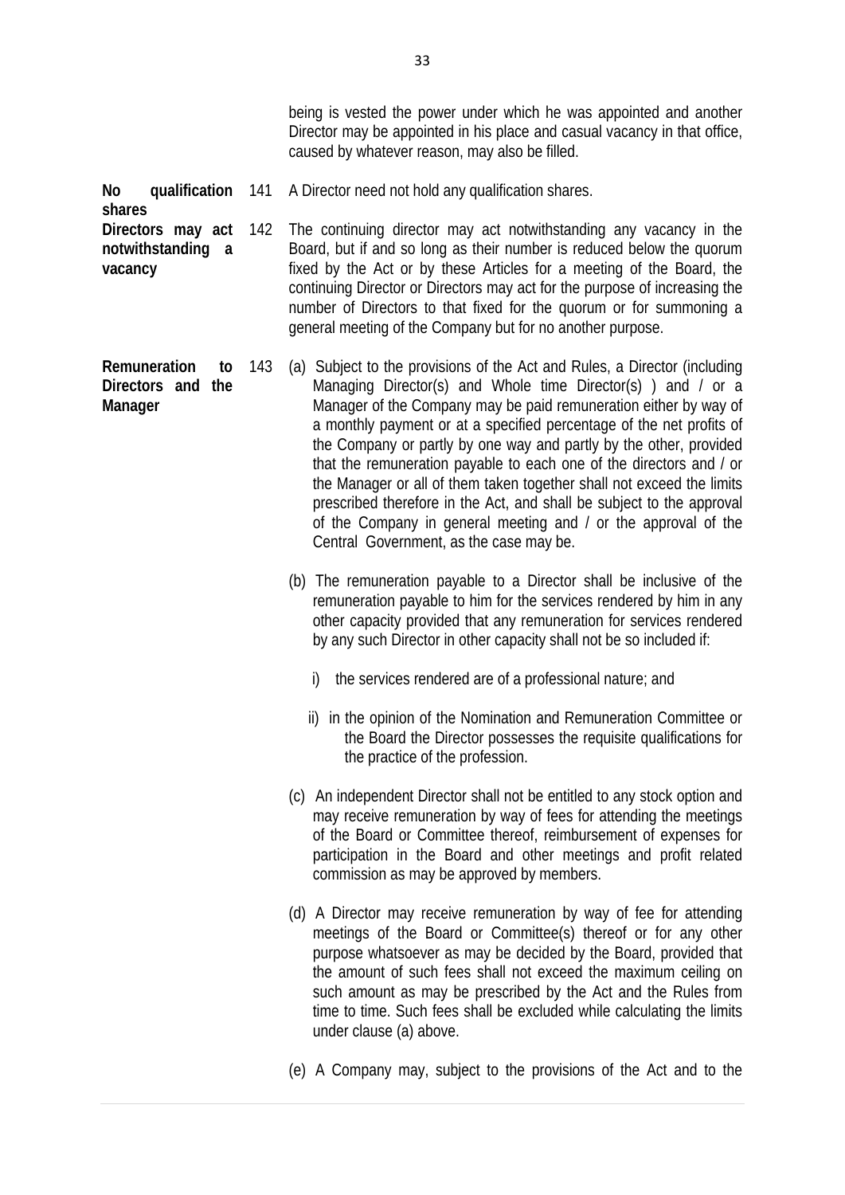being is vested the power under which he was appointed and another Director may be appointed in his place and casual vacancy in that office, caused by whatever reason, may also be filled.

**No qualification shares**

141 A Director need not hold any qualification shares.

**Directors may act notwithstanding a vacancy**

142 The continuing director may act notwithstanding any vacancy in the Board, but if and so long as their number is reduced below the quorum fixed by the Act or by these Articles for a meeting of the Board, the continuing Director or Directors may act for the purpose of increasing the number of Directors to that fixed for the quorum or for summoning a general meeting of the Company but for no another purpose.

**Remuneration to Directors and the Manager**

143 (a) Subject to the provisions of the Act and Rules, a Director (including Managing Director(s) and Whole time Director(s) ) and / or a Manager of the Company may be paid remuneration either by way of a monthly payment or at a specified percentage of the net profits of the Company or partly by one way and partly by the other, provided that the remuneration payable to each one of the directors and / or the Manager or all of them taken together shall not exceed the limits prescribed therefore in the Act, and shall be subject to the approval of the Company in general meeting and / or the approval of the Central Government, as the case may be.

(b) The remuneration payable to a Director shall be inclusive of the remuneration payable to him for the services rendered by him in any other capacity provided that any remuneration for services rendered by any such Director in other capacity shall not be so included if:

i) the services rendered are of a professional nature; and

ii) in the opinion of the Nomination and Remuneration Committee or the Board the Director possesses the requisite qualifications for the practice of the profession.

(c) An independent Director shall not be entitled to any stock option and may receive remuneration by way of fees for attending the meetings of the Board or Committee thereof, reimbursement of expenses for participation in the Board and other meetings and profit related commission as may be approved by members.

(d) A Director may receive remuneration by way of fee for attending meetings of the Board or Committee(s) thereof or for any other purpose whatsoever as may be decided by the Board, provided that the amount of such fees shall not exceed the maximum ceiling on such amount as may be prescribed by the Act and the Rules from time to time. Such fees shall be excluded while calculating the limits under clause (a) above.

(e) A Company may, subject to the provisions of the Act and to the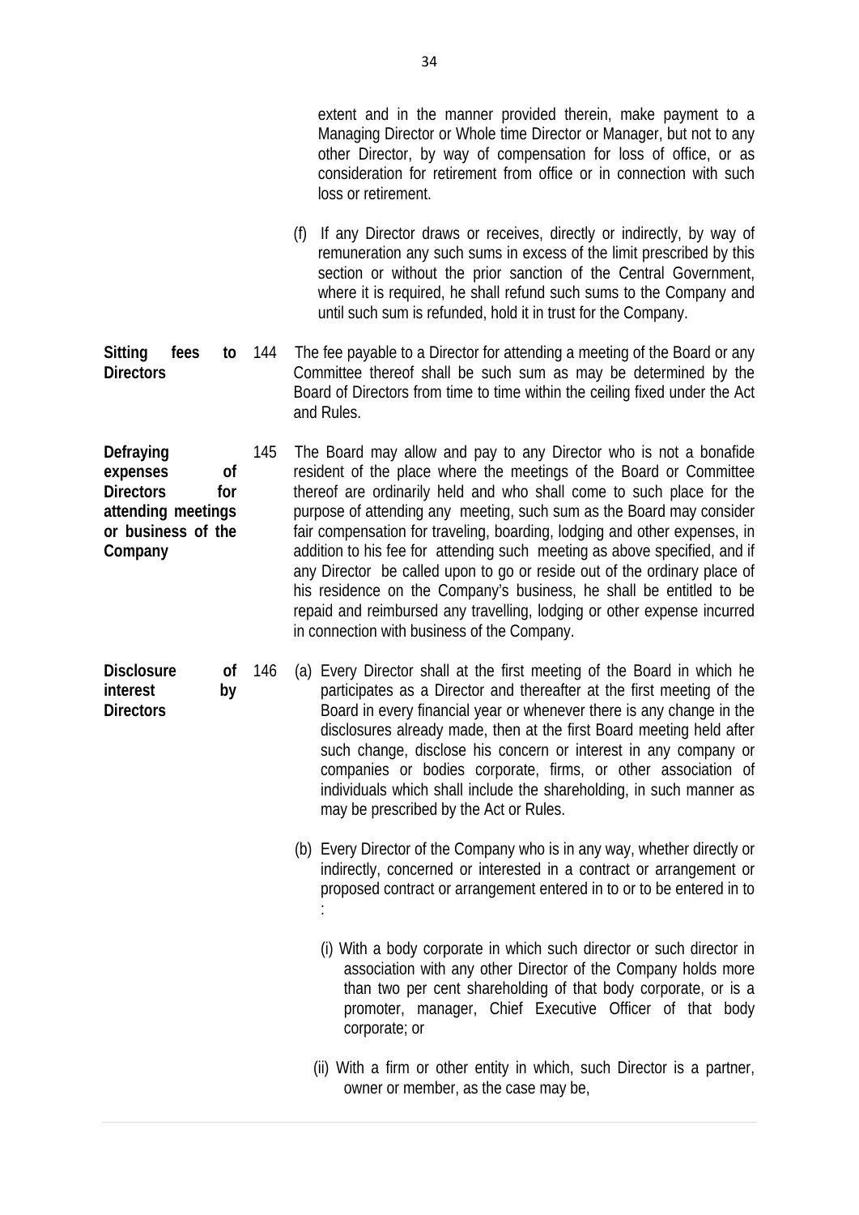extent and in the manner provided therein, make payment to a Managing Director or Whole time Director or Manager, but not to any other Director, by way of compensation for loss of office, or as consideration for retirement from office or in connection with such loss or retirement.

(f) If any Director draws or receives, directly or indirectly, by way of remuneration any such sums in excess of the limit prescribed by this section or without the prior sanction of the Central Government, where it is required, he shall refund such sums to the Company and until such sum is refunded, hold it in trust for the Company.

**Sitting fees to Directors**

144 The fee payable to a Director for attending a meeting of the Board or any Committee thereof shall be such sum as may be determined by the Board of Directors from time to time within the ceiling fixed under the Act and Rules.

**Defraying expenses of Directors for attending meetings or business of the Company**

145 The Board may allow and pay to any Director who is not a bonafide resident of the place where the meetings of the Board or Committee thereof are ordinarily held and who shall come to such place for the purpose of attending any meeting, such sum as the Board may consider fair compensation for traveling, boarding, lodging and other expenses, in addition to his fee for attending such meeting as above specified, and if any Director be called upon to go or reside out of the ordinary place of his residence on the Company's business, he shall be entitled to be repaid and reimbursed any travelling, lodging or other expense incurred in connection with business of the Company.

**Disclosure of interest by Directors**

146 (a) Every Director shall at the first meeting of the Board in which he participates as a Director and thereafter at the first meeting of the Board in every financial year or whenever there is any change in the disclosures already made, then at the first Board meeting held after such change, disclose his concern or interest in any company or companies or bodies corporate, firms, or other association of individuals which shall include the shareholding, in such manner as may be prescribed by the Act or Rules.

(b) Every Director of the Company who is in any way, whether directly or indirectly, concerned or interested in a contract or arrangement or proposed contract or arrangement entered in to or to be entered in to :

(i) With a body corporate in which such director or such director in association with any other Director of the Company holds more than two per cent shareholding of that body corporate, or is a promoter, manager, Chief Executive Officer of that body corporate; or

(ii) With a firm or other entity in which, such Director is a partner, owner or member, as the case may be,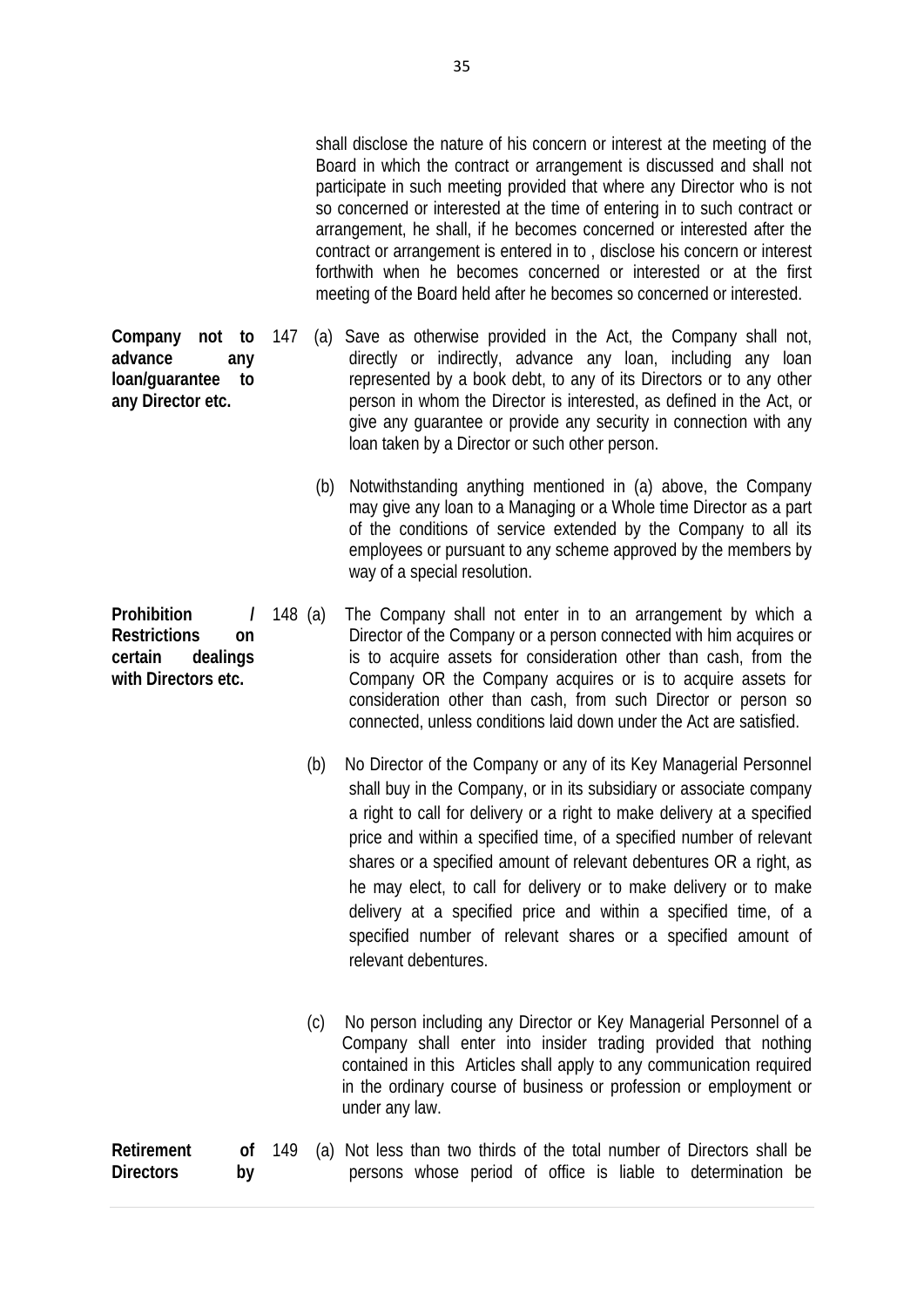shall disclose the nature of his concern or interest at the meeting of the Board in which the contract or arrangement is discussed and shall not participate in such meeting provided that where any Director who is not so concerned or interested at the time of entering in to such contract or arrangement, he shall, if he becomes concerned or interested after the contract or arrangement is entered in to , disclose his concern or interest forthwith when he becomes concerned or interested or at the first meeting of the Board held after he becomes so concerned or interested.

**Company not to advance any loan/guarantee to any Director etc.**

147 (a) Save as otherwise provided in the Act, the Company shall not, directly or indirectly, advance any loan, including any loan represented by a book debt, to any of its Directors or to any other person in whom the Director is interested, as defined in the Act, or give any guarantee or provide any security in connection with any loan taken by a Director or such other person.

(b) Notwithstanding anything mentioned in (a) above, the Company may give any loan to a Managing or a Whole time Director as a part of the conditions of service extended by the Company to all its employees or pursuant to any scheme approved by the members by way of a special resolution.

**Prohibition / Restrictions on certain dealings with Directors etc.**

148 (a) The Company shall not enter in to an arrangement by which a Director of the Company or a person connected with him acquires or is to acquire assets for consideration other than cash, from the Company OR the Company acquires or is to acquire assets for consideration other than cash, from such Director or person so connected, unless conditions laid down under the Act are satisfied.

(b) No Director of the Company or any of its Key Managerial Personnel shall buy in the Company, or in its subsidiary or associate company a right to call for delivery or a right to make delivery at a specified price and within a specified time, of a specified number of relevant shares or a specified amount of relevant debentures OR a right, as he may elect, to call for delivery or to make delivery or to make delivery at a specified price and within a specified time, of a specified number of relevant shares or a specified amount of relevant debentures.

(c) No person including any Director or Key Managerial Personnel of a Company shall enter into insider trading provided that nothing contained in this Articles shall apply to any communication required in the ordinary course of business or profession or employment or under any law.

**Retirement of Directors by**

149 (a) Not less than two thirds of the total number of Directors shall be persons whose period of office is liable to determination be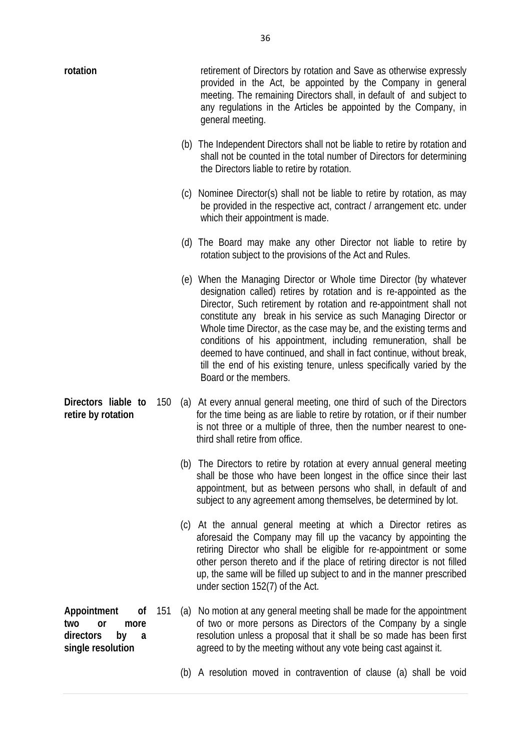**rotation**

retirement of Directors by rotation and Save as otherwise expressly provided in the Act, be appointed by the Company in general meeting. The remaining Directors shall, in default of and subject to any regulations in the Articles be appointed by the Company, in general meeting.

(b) The Independent Directors shall not be liable to retire by rotation and shall not be counted in the total number of Directors for determining the Directors liable to retire by rotation.

(c) Nominee Director(s) shall not be liable to retire by rotation, as may be provided in the respective act, contract / arrangement etc. under which their appointment is made.

(d) The Board may make any other Director not liable to retire by rotation subject to the provisions of the Act and Rules.

(e) When the Managing Director or Whole time Director (by whatever designation called) retires by rotation and is re-appointed as the Director, Such retirement by rotation and re-appointment shall not constitute any break in his service as such Managing Director or Whole time Director, as the case may be, and the existing terms and conditions of his appointment, including remuneration, shall be deemed to have continued, and shall in fact continue, without break, till the end of his existing tenure, unless specifically varied by the Board or the members.

**Directors liable to retire by rotation**

150 (a) At every annual general meeting, one third of such of the Directors for the time being as are liable to retire by rotation, or if their number is not three or a multiple of three, then the number nearest to one-third shall retire from office.

(b) The Directors to retire by rotation at every annual general meeting shall be those who have been longest in the office since their last appointment, but as between persons who shall, in default of and subject to any agreement among themselves, be determined by lot.

(c) At the annual general meeting at which a Director retires as aforesaid the Company may fill up the vacancy by appointing the retiring Director who shall be eligible for re-appointment or some other person thereto and if the place of retiring director is not filled up, the same will be filled up subject to and in the manner prescribed under section 152(7) of the Act.

**Appointment of two or more directors by a single resolution**

151 (a) No motion at any general meeting shall be made for the appointment of two or more persons as Directors of the Company by a single resolution unless a proposal that it shall be so made has been first agreed to by the meeting without any vote being cast against it.

(b) A resolution moved in contravention of clause (a) shall be void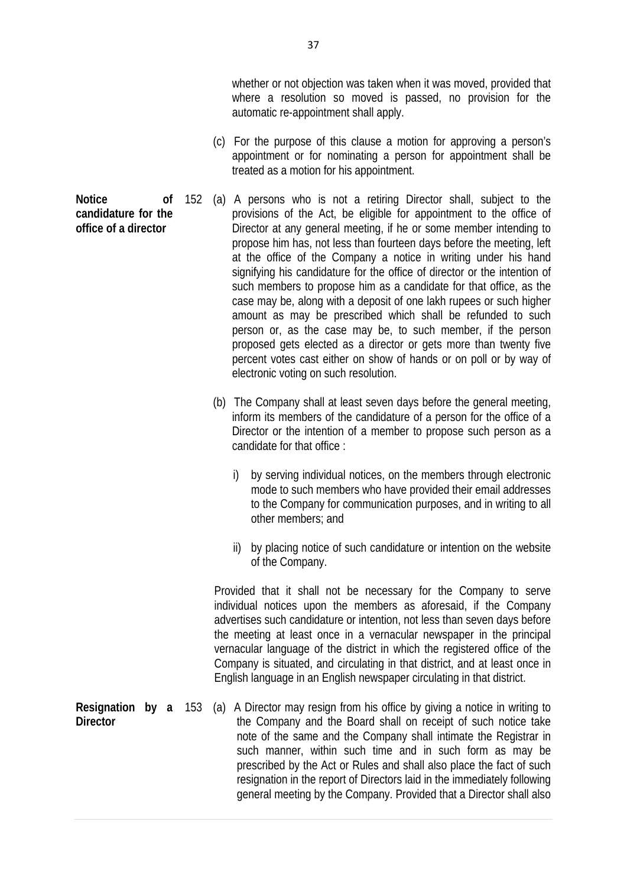whether or not objection was taken when it was moved, provided that where a resolution so moved is passed, no provision for the automatic re-appointment shall apply.

(c) For the purpose of this clause a motion for approving a person's appointment or for nominating a person for appointment shall be treated as a motion for his appointment.

**Notice of candidature for the office of a director**

152 (a) A persons who is not a retiring Director shall, subject to the provisions of the Act, be eligible for appointment to the office of Director at any general meeting, if he or some member intending to propose him has, not less than fourteen days before the meeting, left at the office of the Company a notice in writing under his hand signifying his candidature for the office of director or the intention of such members to propose him as a candidate for that office, as the case may be, along with a deposit of one lakh rupees or such higher amount as may be prescribed which shall be refunded to such person or, as the case may be, to such member, if the person proposed gets elected as a director or gets more than twenty five percent votes cast either on show of hands or on poll or by way of electronic voting on such resolution.

(b) The Company shall at least seven days before the general meeting, inform its members of the candidature of a person for the office of a Director or the intention of a member to propose such person as a candidate for that office :

i) by serving individual notices, on the members through electronic mode to such members who have provided their email addresses to the Company for communication purposes, and in writing to all other members; and

ii) by placing notice of such candidature or intention on the website of the Company.

Provided that it shall not be necessary for the Company to serve individual notices upon the members as aforesaid, if the Company advertises such candidature or intention, not less than seven days before the meeting at least once in a vernacular newspaper in the principal vernacular language of the district in which the registered office of the Company is situated, and circulating in that district, and at least once in English language in an English newspaper circulating in that district.

**Resignation by a Director**

153 (a) A Director may resign from his office by giving a notice in writing to the Company and the Board shall on receipt of such notice take note of the same and the Company shall intimate the Registrar in such manner, within such time and in such form as may be prescribed by the Act or Rules and shall also place the fact of such resignation in the report of Directors laid in the immediately following general meeting by the Company. Provided that a Director shall also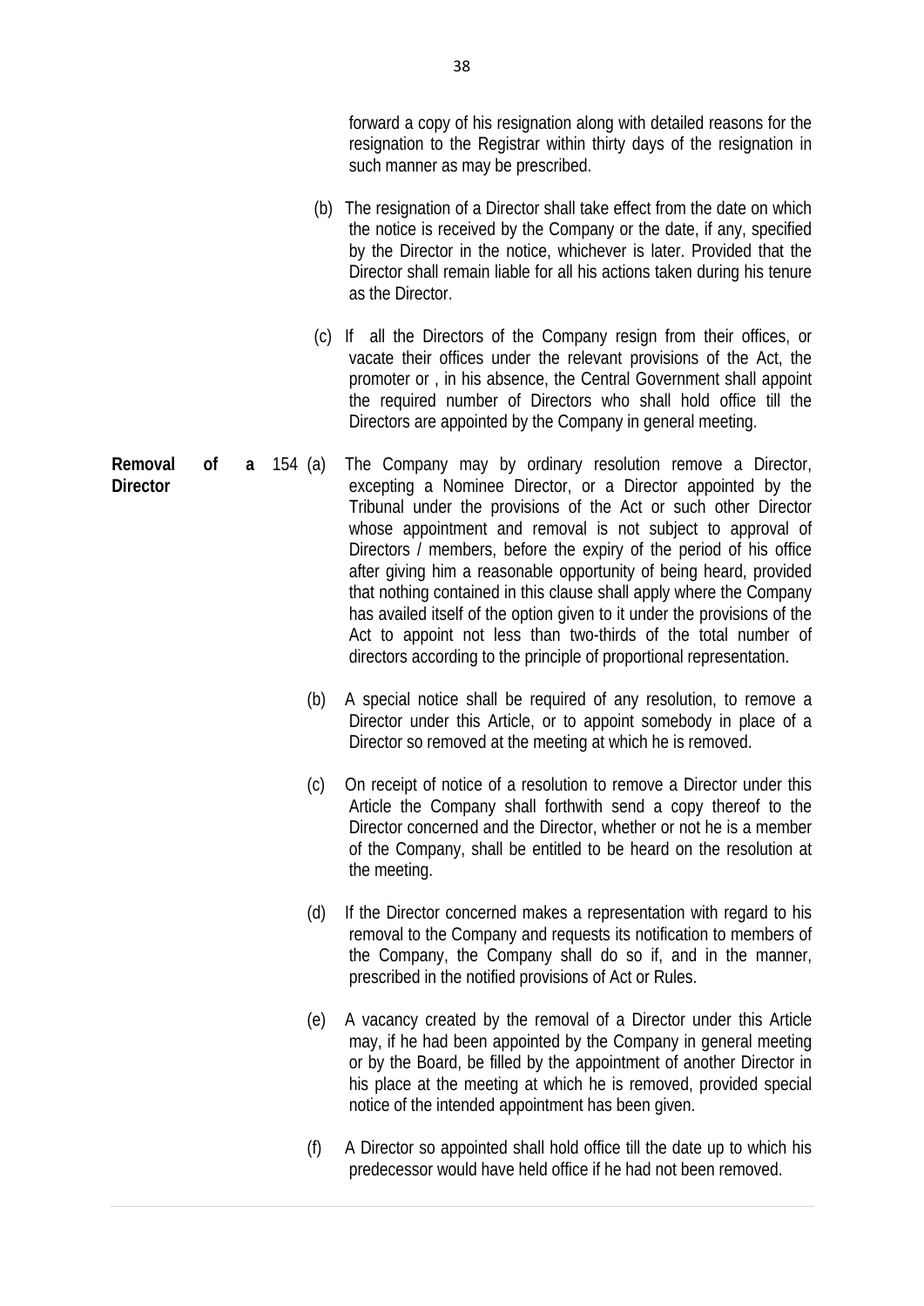forward a copy of his resignation along with detailed reasons for the resignation to the Registrar within thirty days of the resignation in such manner as may be prescribed.

(b) The resignation of a Director shall take effect from the date on which the notice is received by the Company or the date, if any, specified by the Director in the notice, whichever is later. Provided that the Director shall remain liable for all his actions taken during his tenure as the Director.

(c) If all the Directors of the Company resign from their offices, or vacate their offices under the relevant provisions of the Act, the promoter or , in his absence, the Central Government shall appoint the required number of Directors who shall hold office till the Directors are appointed by the Company in general meeting.

**Removal of a Director**

154 (a) The Company may by ordinary resolution remove a Director, excepting a Nominee Director, or a Director appointed by the Tribunal under the provisions of the Act or such other Director whose appointment and removal is not subject to approval of Directors / members, before the expiry of the period of his office after giving him a reasonable opportunity of being heard, provided that nothing contained in this clause shall apply where the Company has availed itself of the option given to it under the provisions of the Act to appoint not less than two-thirds of the total number of directors according to the principle of proportional representation.

(b) A special notice shall be required of any resolution, to remove a Director under this Article, or to appoint somebody in place of a Director so removed at the meeting at which he is removed.

(c) On receipt of notice of a resolution to remove a Director under this Article the Company shall forthwith send a copy thereof to the Director concerned and the Director, whether or not he is a member of the Company, shall be entitled to be heard on the resolution at the meeting.

(d) If the Director concerned makes a representation with regard to his removal to the Company and requests its notification to members of the Company, the Company shall do so if, and in the manner, prescribed in the notified provisions of Act or Rules.

(e) A vacancy created by the removal of a Director under this Article may, if he had been appointed by the Company in general meeting or by the Board, be filled by the appointment of another Director in his place at the meeting at which he is removed, provided special notice of the intended appointment has been given.

(f) A Director so appointed shall hold office till the date up to which his predecessor would have held office if he had not been removed.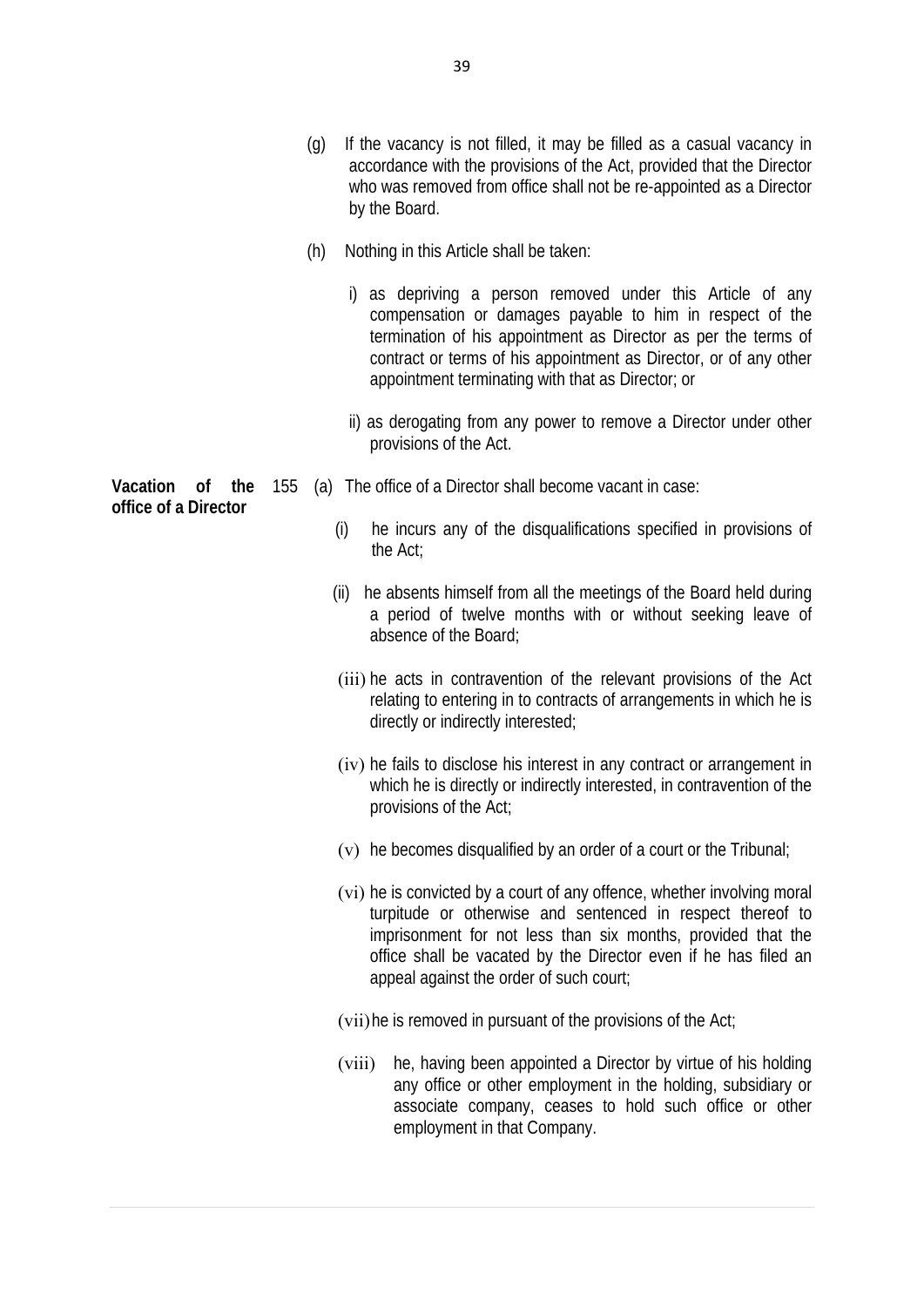(g) If the vacancy is not filled, it may be filled as a casual vacancy in accordance with the provisions of the Act, provided that the Director who was removed from office shall not be re-appointed as a Director by the Board.

(h) Nothing in this Article shall be taken:

i) as depriving a person removed under this Article of any compensation or damages payable to him in respect of the termination of his appointment as Director as per the terms of contract or terms of his appointment as Director, or of any other appointment terminating with that as Director; or

ii) as derogating from any power to remove a Director under other provisions of the Act.

**Vacation of the office of a Director**

155 (a) The office of a Director shall become vacant in case:

(i) he incurs any of the disqualifications specified in provisions of the Act;

(ii) he absents himself from all the meetings of the Board held during a period of twelve months with or without seeking leave of absence of the Board;

(iii) he acts in contravention of the relevant provisions of the Act relating to entering in to contracts of arrangements in which he is directly or indirectly interested;

(iv) he fails to disclose his interest in any contract or arrangement in which he is directly or indirectly interested, in contravention of the provisions of the Act;

(v) he becomes disqualified by an order of a court or the Tribunal;

(vi) he is convicted by a court of any offence, whether involving moral turpitude or otherwise and sentenced in respect thereof to imprisonment for not less than six months, provided that the office shall be vacated by the Director even if he has filed an appeal against the order of such court;

(vii) he is removed in pursuant of the provisions of the Act;

(viii) he, having been appointed a Director by virtue of his holding any office or other employment in the holding, subsidiary or associate company, ceases to hold such office or other employment in that Company.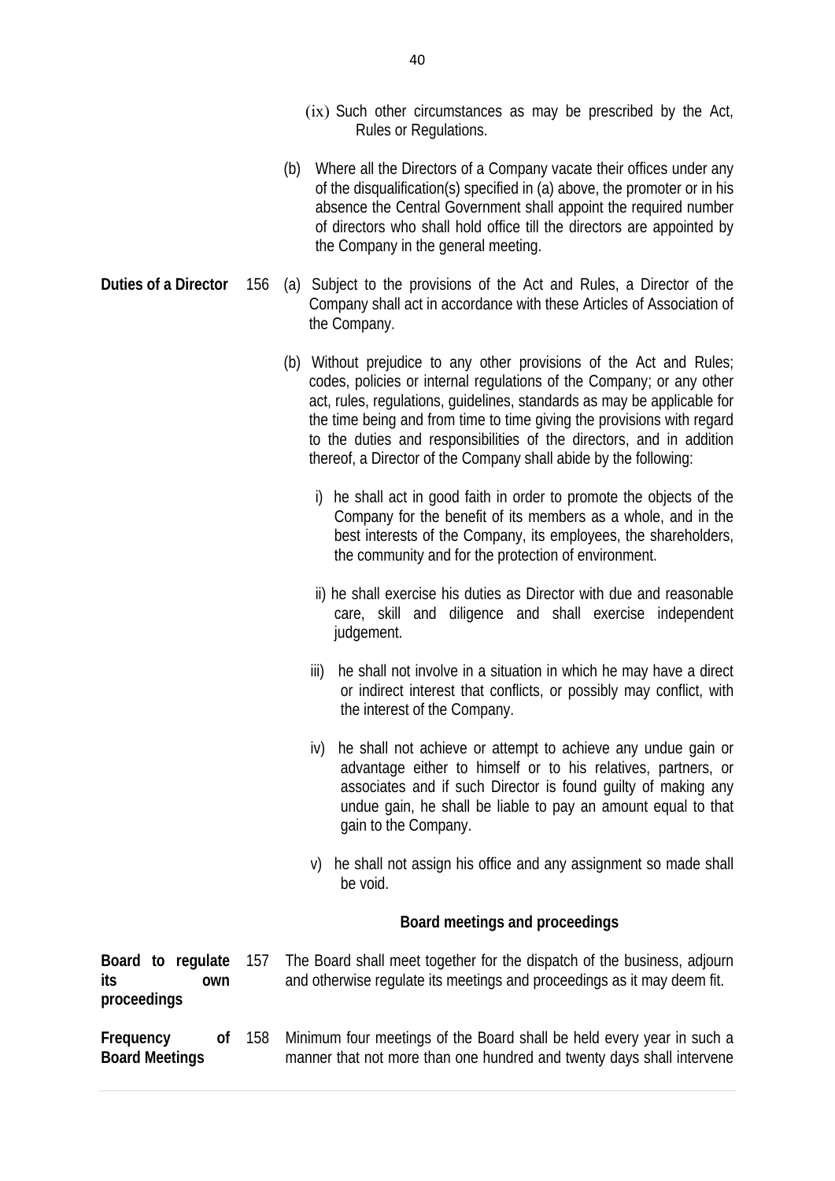(ix) Such other circumstances as may be prescribed by the Act, Rules or Regulations.

(b) Where all the Directors of a Company vacate their offices under any of the disqualification(s) specified in (a) above, the promoter or in his absence the Central Government shall appoint the required number of directors who shall hold office till the directors are appointed by the Company in the general meeting.

**Duties of a Director** 156 (a) Subject to the provisions of the Act and Rules, a Director of the Company shall act in accordance with these Articles of Association of the Company.

(b) Without prejudice to any other provisions of the Act and Rules; codes, policies or internal regulations of the Company; or any other act, rules, regulations, guidelines, standards as may be applicable for the time being and from time to time giving the provisions with regard to the duties and responsibilities of the directors, and in addition thereof, a Director of the Company shall abide by the following:

i) he shall act in good faith in order to promote the objects of the Company for the benefit of its members as a whole, and in the best interests of the Company, its employees, the shareholders, the community and for the protection of environment.

ii) he shall exercise his duties as Director with due and reasonable care, skill and diligence and shall exercise independent judgement.

iii) he shall not involve in a situation in which he may have a direct or indirect interest that conflicts, or possibly may conflict, with the interest of the Company.

iv) he shall not achieve or attempt to achieve any undue gain or advantage either to himself or to his relatives, partners, or associates and if such Director is found guilty of making any undue gain, he shall be liable to pay an amount equal to that gain to the Company.

v) he shall not assign his office and any assignment so made shall be void.

### Board meetings and proceedings

**Board to regulate its own proceedings** 157 The Board shall meet together for the dispatch of the business, adjourn and otherwise regulate its meetings and proceedings as it may deem fit.

**Frequency of Board Meetings** 158 Minimum four meetings of the Board shall be held every year in such a manner that not more than one hundred and twenty days shall intervene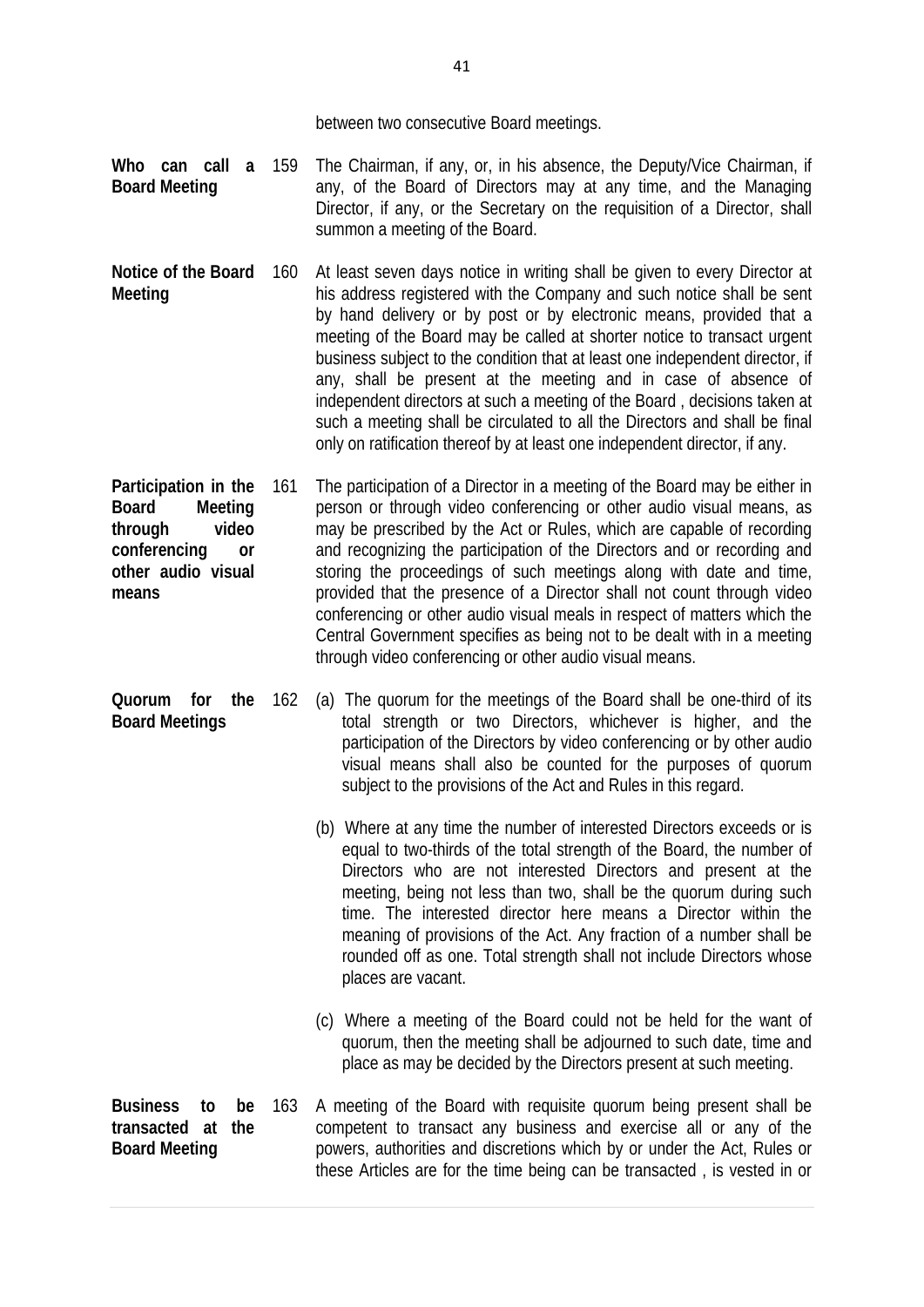between two consecutive Board meetings.

**Who can call a Board Meeting**

159 The Chairman, if any, or, in his absence, the Deputy/Vice Chairman, if any, of the Board of Directors may at any time, and the Managing Director, if any, or the Secretary on the requisition of a Director, shall summon a meeting of the Board.

**Notice of the Board Meeting**

160 At least seven days notice in writing shall be given to every Director at his address registered with the Company and such notice shall be sent by hand delivery or by post or by electronic means, provided that a meeting of the Board may be called at shorter notice to transact urgent business subject to the condition that at least one independent director, if any, shall be present at the meeting and in case of absence of independent directors at such a meeting of the Board , decisions taken at such a meeting shall be circulated to all the Directors and shall be final only on ratification thereof by at least one independent director, if any.

**Participation in the Board Meeting through video conferencing or other audio visual means**

161 The participation of a Director in a meeting of the Board may be either in person or through video conferencing or other audio visual means, as may be prescribed by the Act or Rules, which are capable of recording and recognizing the participation of the Directors and or recording and storing the proceedings of such meetings along with date and time, provided that the presence of a Director shall not count through video conferencing or other audio visual meals in respect of matters which the Central Government specifies as being not to be dealt with in a meeting through video conferencing or other audio visual means.

**Quorum for the Board Meetings**

162 (a) The quorum for the meetings of the Board shall be one-third of its total strength or two Directors, whichever is higher, and the participation of the Directors by video conferencing or by other audio visual means shall also be counted for the purposes of quorum subject to the provisions of the Act and Rules in this regard.

(b) Where at any time the number of interested Directors exceeds or is equal to two-thirds of the total strength of the Board, the number of Directors who are not interested Directors and present at the meeting, being not less than two, shall be the quorum during such time. The interested director here means a Director within the meaning of provisions of the Act. Any fraction of a number shall be rounded off as one. Total strength shall not include Directors whose places are vacant.

(c) Where a meeting of the Board could not be held for the want of quorum, then the meeting shall be adjourned to such date, time and place as may be decided by the Directors present at such meeting.

**Business to be transacted at the Board Meeting**

163 A meeting of the Board with requisite quorum being present shall be competent to transact any business and exercise all or any of the powers, authorities and discretions which by or under the Act, Rules or these Articles are for the time being can be transacted , is vested in or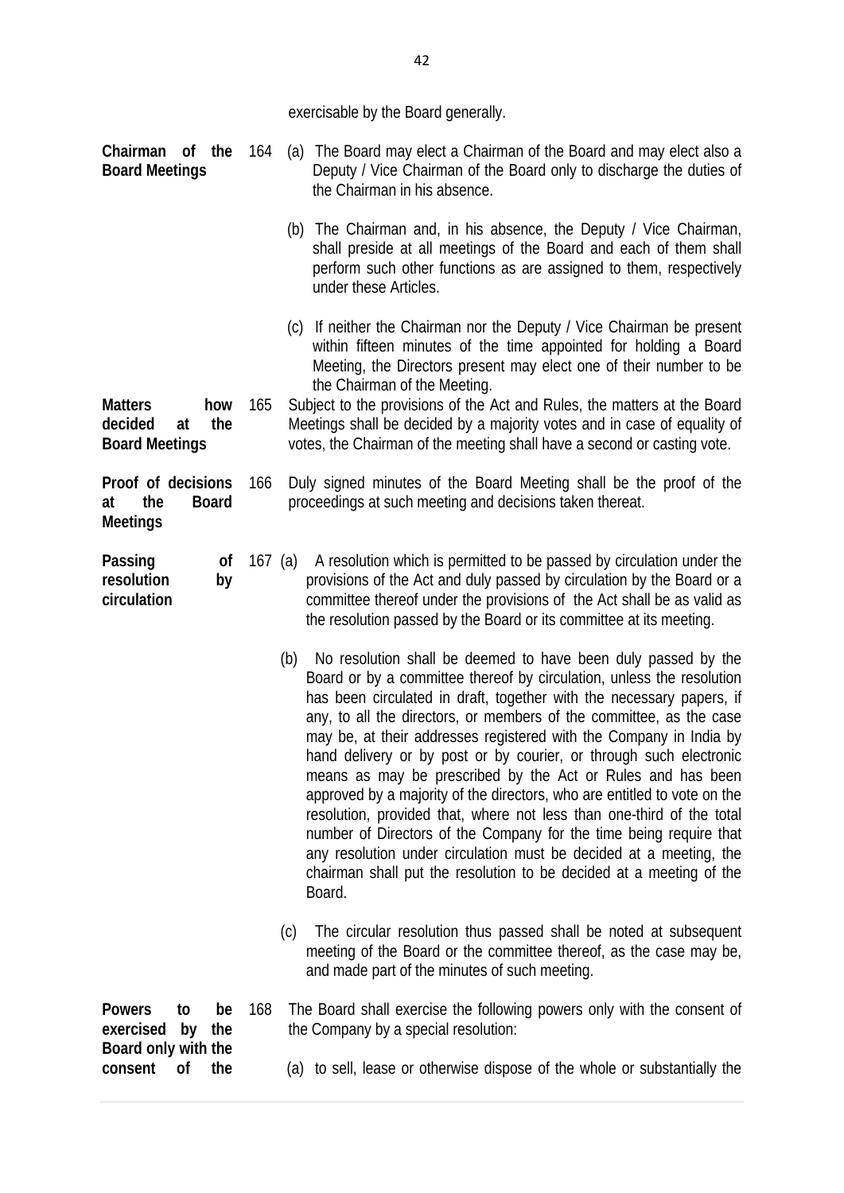exercisable by the Board generally.

**Chairman of the Board Meetings**

164 (a) The Board may elect a Chairman of the Board and may elect also a Deputy / Vice Chairman of the Board only to discharge the duties of the Chairman in his absence.

(b) The Chairman and, in his absence, the Deputy / Vice Chairman, shall preside at all meetings of the Board and each of them shall perform such other functions as are assigned to them, respectively under these Articles.

(c) If neither the Chairman nor the Deputy / Vice Chairman be present within fifteen minutes of the time appointed for holding a Board Meeting, the Directors present may elect one of their number to be the Chairman of the Meeting.

**Matters how decided at the Board Meetings**

165 Subject to the provisions of the Act and Rules, the matters at the Board Meetings shall be decided by a majority votes and in case of equality of votes, the Chairman of the meeting shall have a second or casting vote.

**Proof of decisions at the Board Meetings**

166 Duly signed minutes of the Board Meeting shall be the proof of the proceedings at such meeting and decisions taken thereat.

**Passing of resolution by circulation**

167 (a) A resolution which is permitted to be passed by circulation under the provisions of the Act and duly passed by circulation by the Board or a committee thereof under the provisions of the Act shall be as valid as the resolution passed by the Board or its committee at its meeting.

(b) No resolution shall be deemed to have been duly passed by the Board or by a committee thereof by circulation, unless the resolution has been circulated in draft, together with the necessary papers, if any, to all the directors, or members of the committee, as the case may be, at their addresses registered with the Company in India by hand delivery or by post or by courier, or through such electronic means as may be prescribed by the Act or Rules and has been approved by a majority of the directors, who are entitled to vote on the resolution, provided that, where not less than one-third of the total number of Directors of the Company for the time being require that any resolution under circulation must be decided at a meeting, the chairman shall put the resolution to be decided at a meeting of the Board.

(c) The circular resolution thus passed shall be noted at subsequent meeting of the Board or the committee thereof, as the case may be, and made part of the minutes of such meeting.

**Powers to be exercised by the Board only with the consent of the**

168 The Board shall exercise the following powers only with the consent of the Company by a special resolution:

(a) to sell, lease or otherwise dispose of the whole or substantially the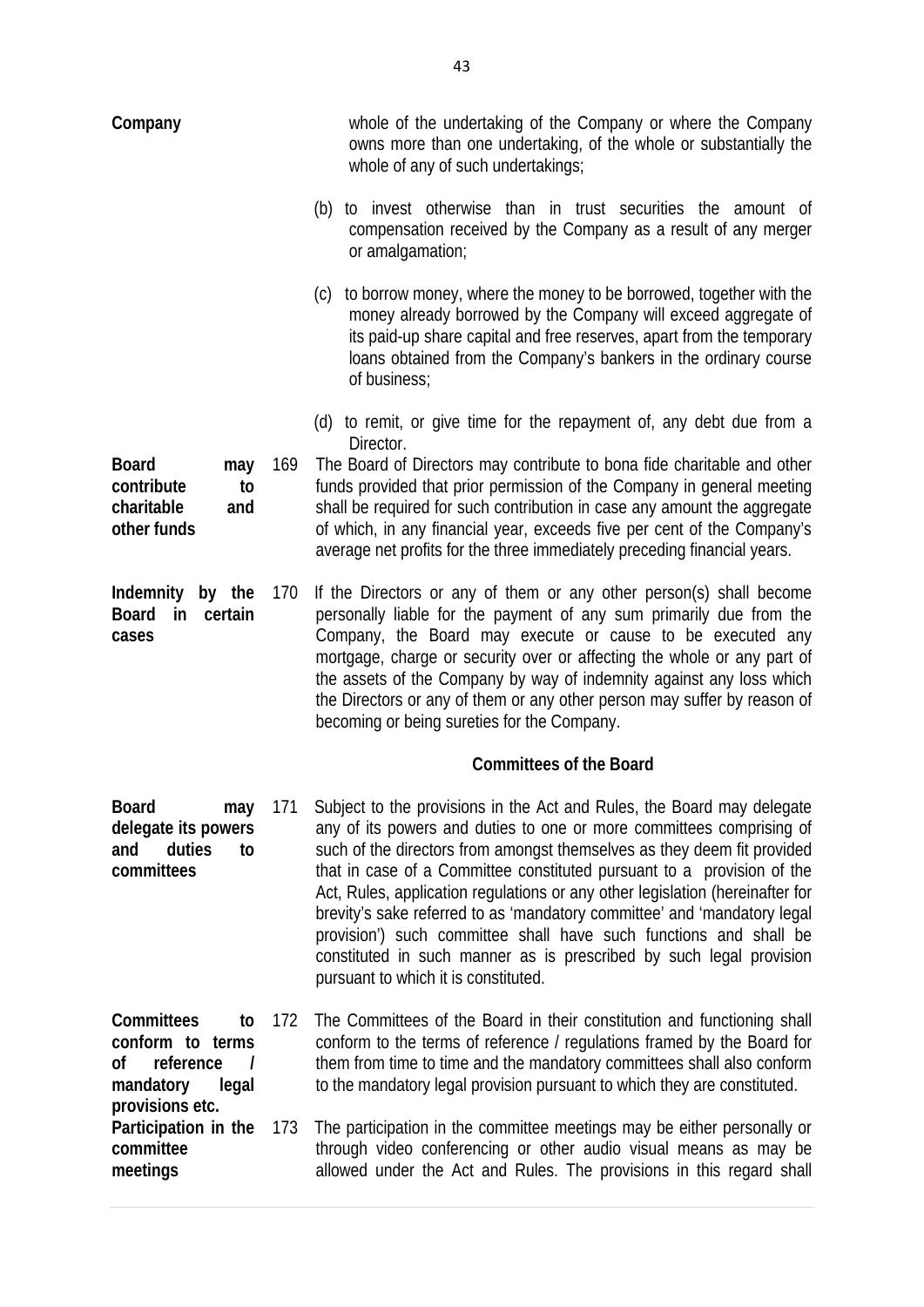**Company** whole of the undertaking of the Company or where the Company owns more than one undertaking, of the whole or substantially the whole of any of such undertakings;

(b) to invest otherwise than in trust securities the amount of compensation received by the Company as a result of any merger or amalgamation;

(c) to borrow money, where the money to be borrowed, together with the money already borrowed by the Company will exceed aggregate of its paid-up share capital and free reserves, apart from the temporary loans obtained from the Company's bankers in the ordinary course of business;

(d) to remit, or give time for the repayment of, any debt due from a Director.

**Board may contribute to charitable and other funds**

169 The Board of Directors may contribute to bona fide charitable and other funds provided that prior permission of the Company in general meeting shall be required for such contribution in case any amount the aggregate of which, in any financial year, exceeds five per cent of the Company's average net profits for the three immediately preceding financial years.

**Indemnity by the Board in certain cases**

170 If the Directors or any of them or any other person(s) shall become personally liable for the payment of any sum primarily due from the Company, the Board may execute or cause to be executed any mortgage, charge or security over or affecting the whole or any part of the assets of the Company by way of indemnity against any loss which the Directors or any of them or any other person may suffer by reason of becoming or being sureties for the Company.

## Committees of the Board

**Board may delegate its powers and duties to committees**

171 Subject to the provisions in the Act and Rules, the Board may delegate any of its powers and duties to one or more committees comprising of such of the directors from amongst themselves as they deem fit provided that in case of a Committee constituted pursuant to a provision of the Act, Rules, application regulations or any other legislation (hereinafter for brevity's sake referred to as 'mandatory committee' and 'mandatory legal provision') such committee shall have such functions and shall be constituted in such manner as is prescribed by such legal provision pursuant to which it is constituted.

**Committees to conform to terms of reference / mandatory legal provisions etc.**

172 The Committees of the Board in their constitution and functioning shall conform to the terms of reference / regulations framed by the Board for them from time to time and the mandatory committees shall also conform to the mandatory legal provision pursuant to which they are constituted.

**Participation in the committee meetings**

173 The participation in the committee meetings may be either personally or through video conferencing or other audio visual means as may be allowed under the Act and Rules. The provisions in this regard shall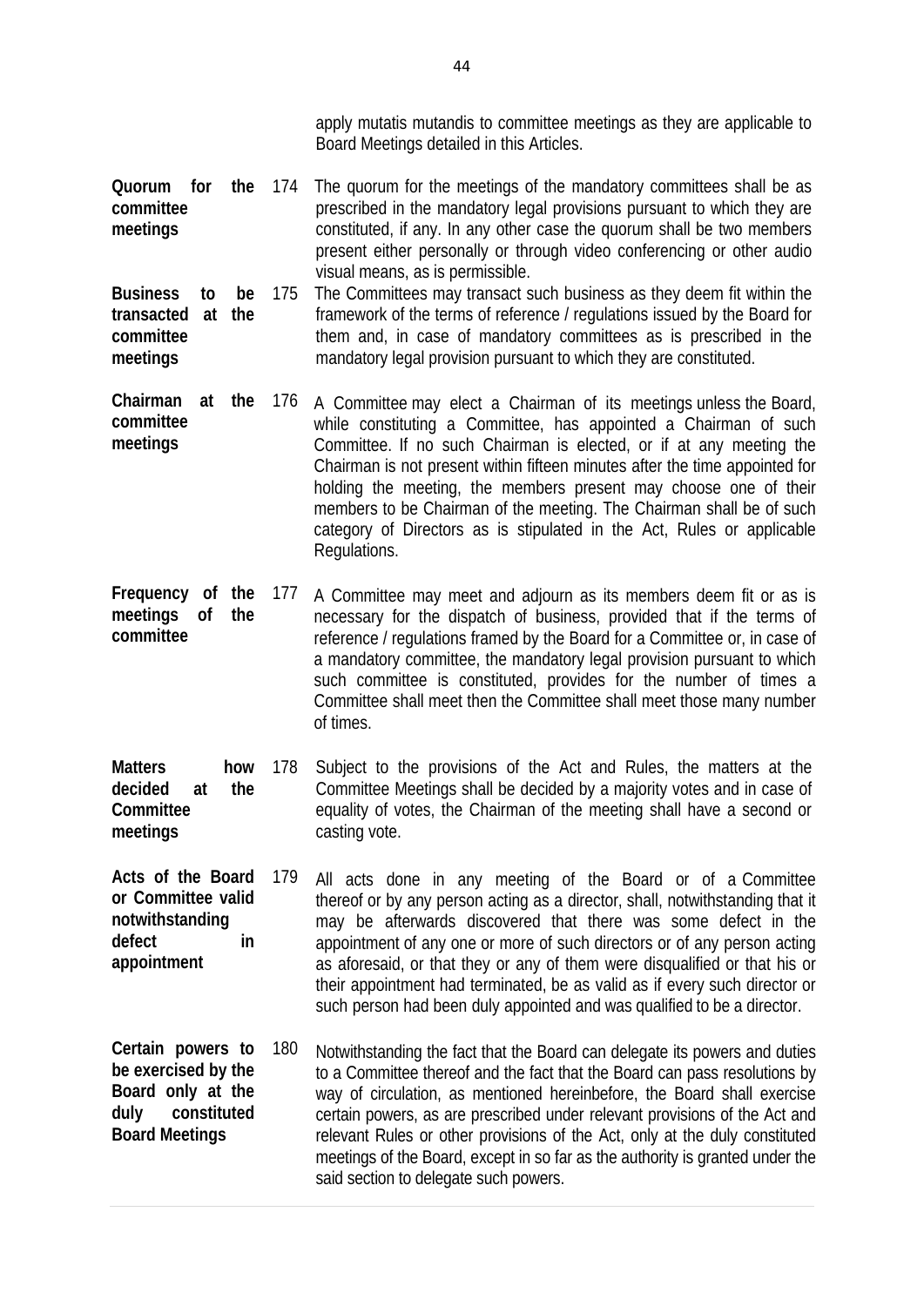apply mutatis mutandis to committee meetings as they are applicable to Board Meetings detailed in this Articles.

| | | |
|---|---|---|
| **Quorum for the committee meetings** | 174 | The quorum for the meetings of the mandatory committees shall be as prescribed in the mandatory legal provisions pursuant to which they are constituted, if any. In any other case the quorum shall be two members present either personally or through video conferencing or other audio visual means, as is permissible. |
| **Business to be transacted at the committee meetings** | 175 | The Committees may transact such business as they deem fit within the framework of the terms of reference / regulations issued by the Board for them and, in case of mandatory committees as is prescribed in the mandatory legal provision pursuant to which they are constituted. |
| **Chairman at the committee meetings** | 176 | A Committee may elect a Chairman of its meetings unless the Board, while constituting a Committee, has appointed a Chairman of such Committee. If no such Chairman is elected, or if at any meeting the Chairman is not present within fifteen minutes after the time appointed for holding the meeting, the members present may choose one of their members to be Chairman of the meeting. The Chairman shall be of such category of Directors as is stipulated in the Act, Rules or applicable Regulations. |
| **Frequency of the meetings of the committee** | 177 | A Committee may meet and adjourn as its members deem fit or as is necessary for the dispatch of business, provided that if the terms of reference / regulations framed by the Board for a Committee or, in case of a mandatory committee, the mandatory legal provision pursuant to which such committee is constituted, provides for the number of times a Committee shall meet then the Committee shall meet those many number of times. |
| **Matters how decided at the Committee meetings** | 178 | Subject to the provisions of the Act and Rules, the matters at the Committee Meetings shall be decided by a majority votes and in case of equality of votes, the Chairman of the meeting shall have a second or casting vote. |
| **Acts of the Board or Committee valid notwithstanding defect in appointment** | 179 | All acts done in any meeting of the Board or of a Committee thereof or by any person acting as a director, shall, notwithstanding that it may be afterwards discovered that there was some defect in the appointment of any one or more of such directors or of any person acting as aforesaid, or that they or any of them were disqualified or that his or their appointment had terminated, be as valid as if every such director or such person had been duly appointed and was qualified to be a director. |
| **Certain powers to be exercised by the Board only at the duly constituted Board Meetings** | 180 | Notwithstanding the fact that the Board can delegate its powers and duties to a Committee thereof and the fact that the Board can pass resolutions by way of circulation, as mentioned hereinbefore, the Board shall exercise certain powers, as are prescribed under relevant provisions of the Act and relevant Rules or other provisions of the Act, only at the duly constituted meetings of the Board, except in so far as the authority is granted under the said section to delegate such powers. |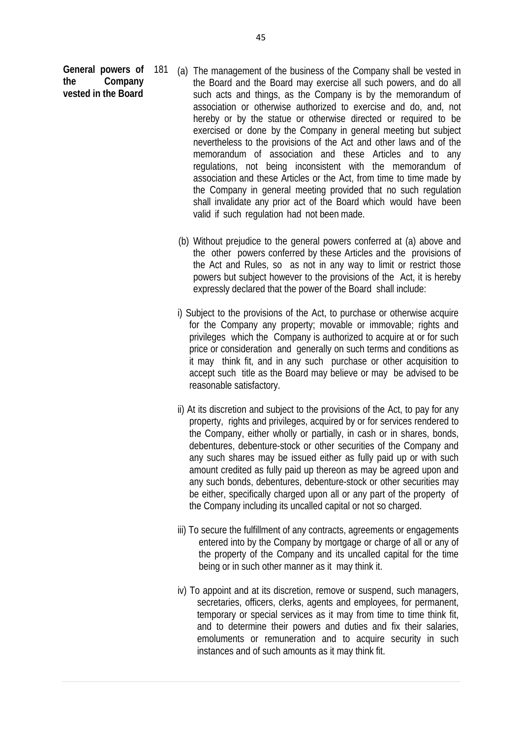**General powers of the Company vested in the Board**

181 (a) The management of the business of the Company shall be vested in the Board and the Board may exercise all such powers, and do all such acts and things, as the Company is by the memorandum of association or otherwise authorized to exercise and do, and, not hereby or by the statue or otherwise directed or required to be exercised or done by the Company in general meeting but subject nevertheless to the provisions of the Act and other laws and of the memorandum of association and these Articles and to any regulations, not being inconsistent with the memorandum of association and these Articles or the Act, from time to time made by the Company in general meeting provided that no such regulation shall invalidate any prior act of the Board which would have been valid if such regulation had not been made.

(b) Without prejudice to the general powers conferred at (a) above and the other powers conferred by these Articles and the provisions of the Act and Rules, so as not in any way to limit or restrict those powers but subject however to the provisions of the Act, it is hereby expressly declared that the power of the Board shall include:

i) Subject to the provisions of the Act, to purchase or otherwise acquire for the Company any property; movable or immovable; rights and privileges which the Company is authorized to acquire at or for such price or consideration and generally on such terms and conditions as it may think fit, and in any such purchase or other acquisition to accept such title as the Board may believe or may be advised to be reasonable satisfactory.

ii) At its discretion and subject to the provisions of the Act, to pay for any property, rights and privileges, acquired by or for services rendered to the Company, either wholly or partially, in cash or in shares, bonds, debentures, debenture-stock or other securities of the Company and any such shares may be issued either as fully paid up or with such amount credited as fully paid up thereon as may be agreed upon and any such bonds, debentures, debenture-stock or other securities may be either, specifically charged upon all or any part of the property of the Company including its uncalled capital or not so charged.

iii) To secure the fulfillment of any contracts, agreements or engagements entered into by the Company by mortgage or charge of all or any of the property of the Company and its uncalled capital for the time being or in such other manner as it may think it.

iv) To appoint and at its discretion, remove or suspend, such managers, secretaries, officers, clerks, agents and employees, for permanent, temporary or special services as it may from time to time think fit, and to determine their powers and duties and fix their salaries, emoluments or remuneration and to acquire security in such instances and of such amounts as it may think fit.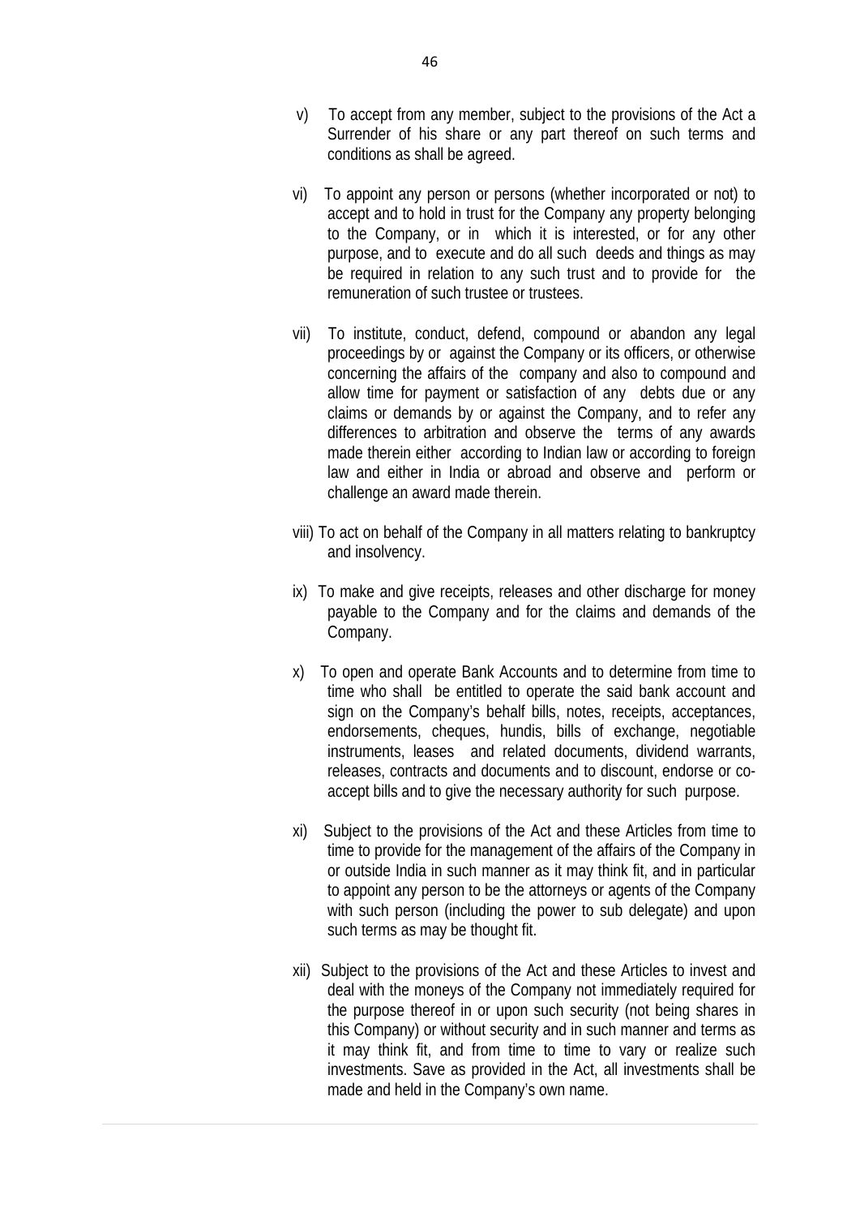v) To accept from any member, subject to the provisions of the Act a Surrender of his share or any part thereof on such terms and conditions as shall be agreed.

vi) To appoint any person or persons (whether incorporated or not) to accept and to hold in trust for the Company any property belonging to the Company, or in which it is interested, or for any other purpose, and to execute and do all such deeds and things as may be required in relation to any such trust and to provide for the remuneration of such trustee or trustees.

vii) To institute, conduct, defend, compound or abandon any legal proceedings by or against the Company or its officers, or otherwise concerning the affairs of the company and also to compound and allow time for payment or satisfaction of any debts due or any claims or demands by or against the Company, and to refer any differences to arbitration and observe the terms of any awards made therein either according to Indian law or according to foreign law and either in India or abroad and observe and perform or challenge an award made therein.

viii) To act on behalf of the Company in all matters relating to bankruptcy and insolvency.

ix) To make and give receipts, releases and other discharge for money payable to the Company and for the claims and demands of the Company.

x) To open and operate Bank Accounts and to determine from time to time who shall be entitled to operate the said bank account and sign on the Company's behalf bills, notes, receipts, acceptances, endorsements, cheques, hundis, bills of exchange, negotiable instruments, leases and related documents, dividend warrants, releases, contracts and documents and to discount, endorse or co-accept bills and to give the necessary authority for such purpose.

xi) Subject to the provisions of the Act and these Articles from time to time to provide for the management of the affairs of the Company in or outside India in such manner as it may think fit, and in particular to appoint any person to be the attorneys or agents of the Company with such person (including the power to sub delegate) and upon such terms as may be thought fit.

xii) Subject to the provisions of the Act and these Articles to invest and deal with the moneys of the Company not immediately required for the purpose thereof in or upon such security (not being shares in this Company) or without security and in such manner and terms as it may think fit, and from time to time to vary or realize such investments. Save as provided in the Act, all investments shall be made and held in the Company's own name.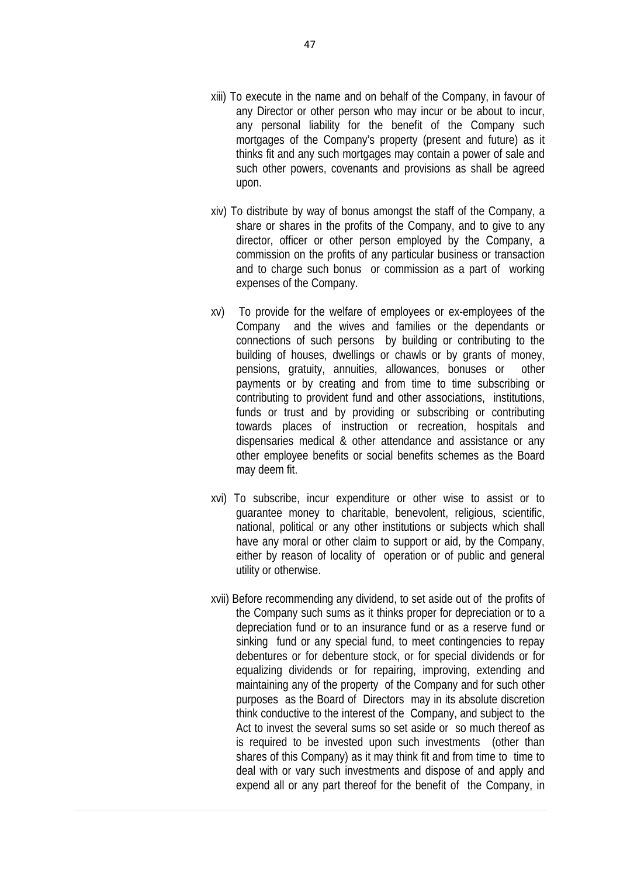xiii) To execute in the name and on behalf of the Company, in favour of any Director or other person who may incur or be about to incur, any personal liability for the benefit of the Company such mortgages of the Company's property (present and future) as it thinks fit and any such mortgages may contain a power of sale and such other powers, covenants and provisions as shall be agreed upon.

xiv) To distribute by way of bonus amongst the staff of the Company, a share or shares in the profits of the Company, and to give to any director, officer or other person employed by the Company, a commission on the profits of any particular business or transaction and to charge such bonus or commission as a part of working expenses of the Company.

xv) To provide for the welfare of employees or ex-employees of the Company and the wives and families or the dependants or connections of such persons by building or contributing to the building of houses, dwellings or chawls or by grants of money, pensions, gratuity, annuities, allowances, bonuses or other payments or by creating and from time to time subscribing or contributing to provident fund and other associations, institutions, funds or trust and by providing or subscribing or contributing towards places of instruction or recreation, hospitals and dispensaries medical & other attendance and assistance or any other employee benefits or social benefits schemes as the Board may deem fit.

xvi) To subscribe, incur expenditure or other wise to assist or to guarantee money to charitable, benevolent, religious, scientific, national, political or any other institutions or subjects which shall have any moral or other claim to support or aid, by the Company, either by reason of locality of operation or of public and general utility or otherwise.

xvii) Before recommending any dividend, to set aside out of the profits of the Company such sums as it thinks proper for depreciation or to a depreciation fund or to an insurance fund or as a reserve fund or sinking fund or any special fund, to meet contingencies to repay debentures or for debenture stock, or for special dividends or for equalizing dividends or for repairing, improving, extending and maintaining any of the property of the Company and for such other purposes as the Board of Directors may in its absolute discretion think conductive to the interest of the Company, and subject to the Act to invest the several sums so set aside or so much thereof as is required to be invested upon such investments (other than shares of this Company) as it may think fit and from time to time to deal with or vary such investments and dispose of and apply and expend all or any part thereof for the benefit of the Company, in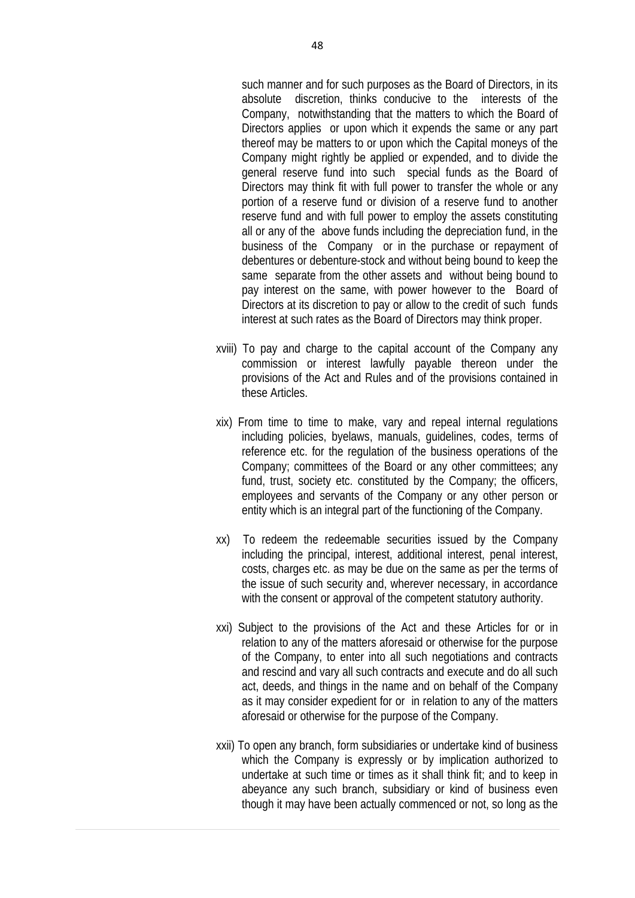such manner and for such purposes as the Board of Directors, in its absolute discretion, thinks conducive to the interests of the Company, notwithstanding that the matters to which the Board of Directors applies or upon which it expends the same or any part thereof may be matters to or upon which the Capital moneys of the Company might rightly be applied or expended, and to divide the general reserve fund into such special funds as the Board of Directors may think fit with full power to transfer the whole or any portion of a reserve fund or division of a reserve fund to another reserve fund and with full power to employ the assets constituting all or any of the above funds including the depreciation fund, in the business of the Company or in the purchase or repayment of debentures or debenture-stock and without being bound to keep the same separate from the other assets and without being bound to pay interest on the same, with power however to the Board of Directors at its discretion to pay or allow to the credit of such funds interest at such rates as the Board of Directors may think proper.

xviii) To pay and charge to the capital account of the Company any commission or interest lawfully payable thereon under the provisions of the Act and Rules and of the provisions contained in these Articles.

xix) From time to time to make, vary and repeal internal regulations including policies, byelaws, manuals, guidelines, codes, terms of reference etc. for the regulation of the business operations of the Company; committees of the Board or any other committees; any fund, trust, society etc. constituted by the Company; the officers, employees and servants of the Company or any other person or entity which is an integral part of the functioning of the Company.

xx) To redeem the redeemable securities issued by the Company including the principal, interest, additional interest, penal interest, costs, charges etc. as may be due on the same as per the terms of the issue of such security and, wherever necessary, in accordance with the consent or approval of the competent statutory authority.

xxi) Subject to the provisions of the Act and these Articles for or in relation to any of the matters aforesaid or otherwise for the purpose of the Company, to enter into all such negotiations and contracts and rescind and vary all such contracts and execute and do all such act, deeds, and things in the name and on behalf of the Company as it may consider expedient for or in relation to any of the matters aforesaid or otherwise for the purpose of the Company.

xxii) To open any branch, form subsidiaries or undertake kind of business which the Company is expressly or by implication authorized to undertake at such time or times as it shall think fit; and to keep in abeyance any such branch, subsidiary or kind of business even though it may have been actually commenced or not, so long as the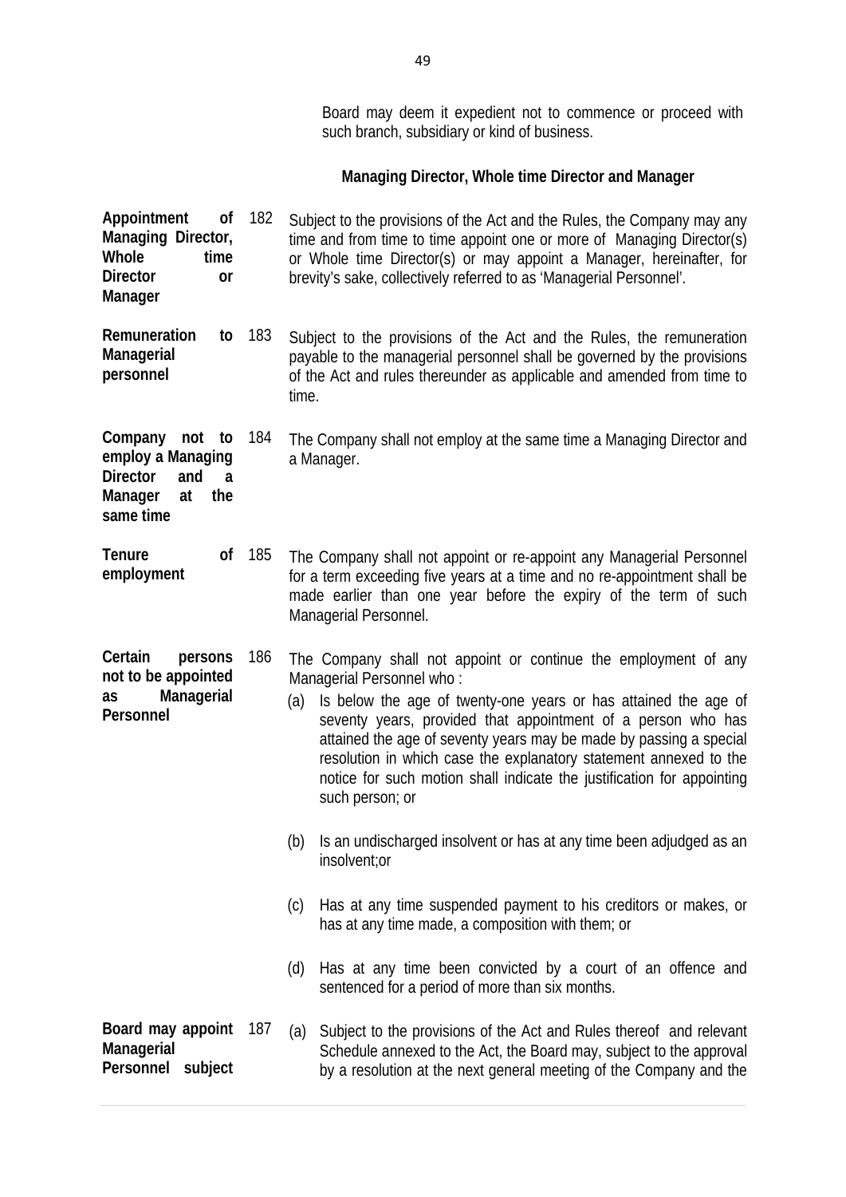Board may deem it expedient not to commence or proceed with such branch, subsidiary or kind of business.

## Managing Director, Whole time Director and Manager

**Appointment of Managing Director, Whole time Director or Manager**

182 Subject to the provisions of the Act and the Rules, the Company may any time and from time to time appoint one or more of Managing Director(s) or Whole time Director(s) or may appoint a Manager, hereinafter, for brevity's sake, collectively referred to as 'Managerial Personnel'.

**Remuneration to Managerial personnel**

183 Subject to the provisions of the Act and the Rules, the remuneration payable to the managerial personnel shall be governed by the provisions of the Act and rules thereunder as applicable and amended from time to time.

**Company not to employ a Managing Director and a Manager at the same time**

184 The Company shall not employ at the same time a Managing Director and a Manager.

**Tenure of employment**

185 The Company shall not appoint or re-appoint any Managerial Personnel for a term exceeding five years at a time and no re-appointment shall be made earlier than one year before the expiry of the term of such Managerial Personnel.

**Certain persons not to be appointed as Managerial Personnel**

186 The Company shall not appoint or continue the employment of any Managerial Personnel who :

(a) Is below the age of twenty-one years or has attained the age of seventy years, provided that appointment of a person who has attained the age of seventy years may be made by passing a special resolution in which case the explanatory statement annexed to the notice for such motion shall indicate the justification for appointing such person; or

(b) Is an undischarged insolvent or has at any time been adjudged as an insolvent;or

(c) Has at any time suspended payment to his creditors or makes, or has at any time made, a composition with them; or

(d) Has at any time been convicted by a court of an offence and sentenced for a period of more than six months.

**Board may appoint Managerial Personnel subject**

187 (a) Subject to the provisions of the Act and Rules thereof and relevant Schedule annexed to the Act, the Board may, subject to the approval by a resolution at the next general meeting of the Company and the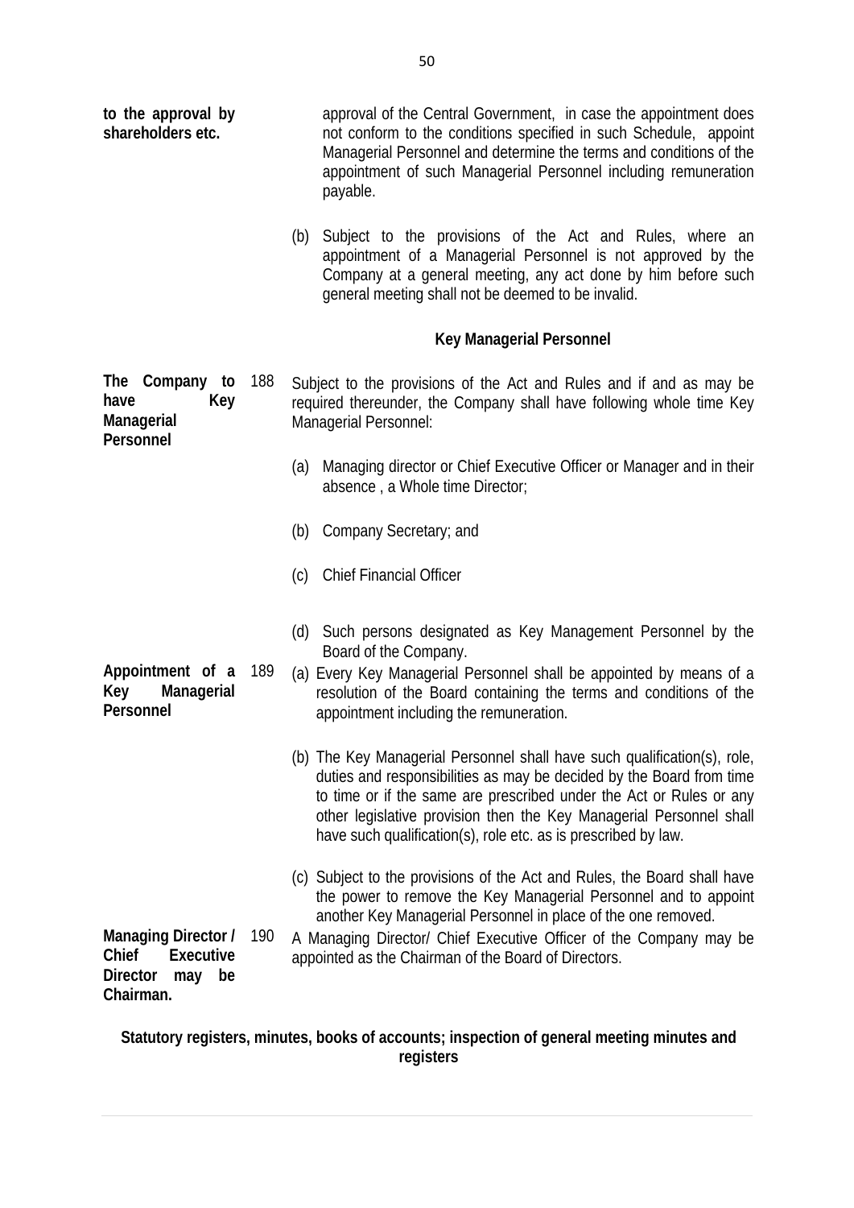**to the approval by shareholders etc.**

approval of the Central Government, in case the appointment does not conform to the conditions specified in such Schedule, appoint Managerial Personnel and determine the terms and conditions of the appointment of such Managerial Personnel including remuneration payable.

(b) Subject to the provisions of the Act and Rules, where an appointment of a Managerial Personnel is not approved by the Company at a general meeting, any act done by him before such general meeting shall not be deemed to be invalid.

### Key Managerial Personnel

**The Company to have Key Managerial Personnel**

188 Subject to the provisions of the Act and Rules and if and as may be required thereunder, the Company shall have following whole time Key Managerial Personnel:

(a) Managing director or Chief Executive Officer or Manager and in their absence , a Whole time Director;

(b) Company Secretary; and

(c) Chief Financial Officer

(d) Such persons designated as Key Management Personnel by the Board of the Company.

**Appointment of a Key Managerial Personnel**

189 (a) Every Key Managerial Personnel shall be appointed by means of a resolution of the Board containing the terms and conditions of the appointment including the remuneration.

(b) The Key Managerial Personnel shall have such qualification(s), role, duties and responsibilities as may be decided by the Board from time to time or if the same are prescribed under the Act or Rules or any other legislative provision then the Key Managerial Personnel shall have such qualification(s), role etc. as is prescribed by law.

(c) Subject to the provisions of the Act and Rules, the Board shall have the power to remove the Key Managerial Personnel and to appoint another Key Managerial Personnel in place of the one removed.

**Managing Director / Chief Executive Director may be Chairman.**

190 A Managing Director/ Chief Executive Officer of the Company may be appointed as the Chairman of the Board of Directors.

### Statutory registers, minutes, books of accounts; inspection of general meeting minutes and registers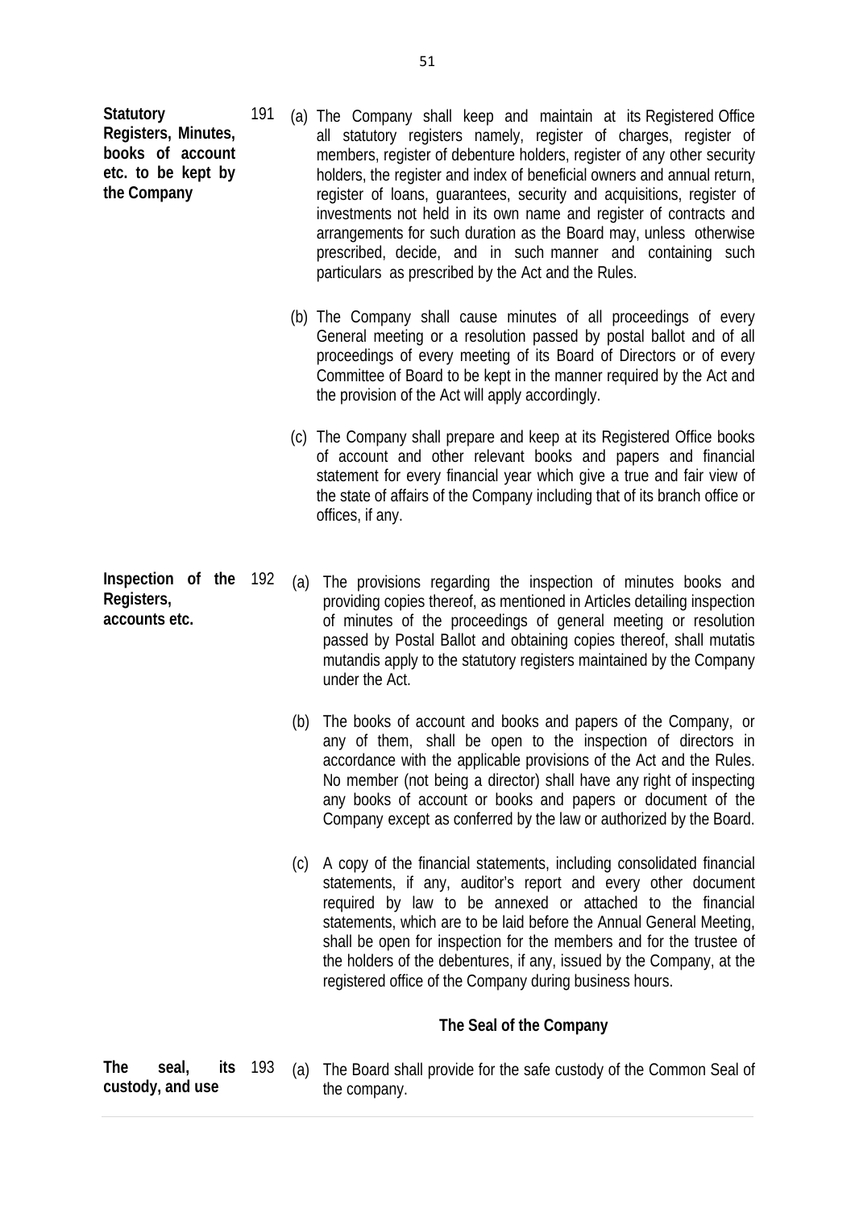**Statutory Registers, Minutes, books of account etc. to be kept by the Company**

191 (a) The Company shall keep and maintain at its Registered Office all statutory registers namely, register of charges, register of members, register of debenture holders, register of any other security holders, the register and index of beneficial owners and annual return, register of loans, guarantees, security and acquisitions, register of investments not held in its own name and register of contracts and arrangements for such duration as the Board may, unless otherwise prescribed, decide, and in such manner and containing such particulars as prescribed by the Act and the Rules.

(b) The Company shall cause minutes of all proceedings of every General meeting or a resolution passed by postal ballot and of all proceedings of every meeting of its Board of Directors or of every Committee of Board to be kept in the manner required by the Act and the provision of the Act will apply accordingly.

(c) The Company shall prepare and keep at its Registered Office books of account and other relevant books and papers and financial statement for every financial year which give a true and fair view of the state of affairs of the Company including that of its branch office or offices, if any.

**Inspection of the Registers, accounts etc.**

192 (a) The provisions regarding the inspection of minutes books and providing copies thereof, as mentioned in Articles detailing inspection of minutes of the proceedings of general meeting or resolution passed by Postal Ballot and obtaining copies thereof, shall mutatis mutandis apply to the statutory registers maintained by the Company under the Act.

(b) The books of account and books and papers of the Company, or any of them, shall be open to the inspection of directors in accordance with the applicable provisions of the Act and the Rules. No member (not being a director) shall have any right of inspecting any books of account or books and papers or document of the Company except as conferred by the law or authorized by the Board.

(c) A copy of the financial statements, including consolidated financial statements, if any, auditor's report and every other document required by law to be annexed or attached to the financial statements, which are to be laid before the Annual General Meeting, shall be open for inspection for the members and for the trustee of the holders of the debentures, if any, issued by the Company, at the registered office of the Company during business hours.

## The Seal of the Company

**The seal, its custody, and use**

193 (a) The Board shall provide for the safe custody of the Common Seal of the company.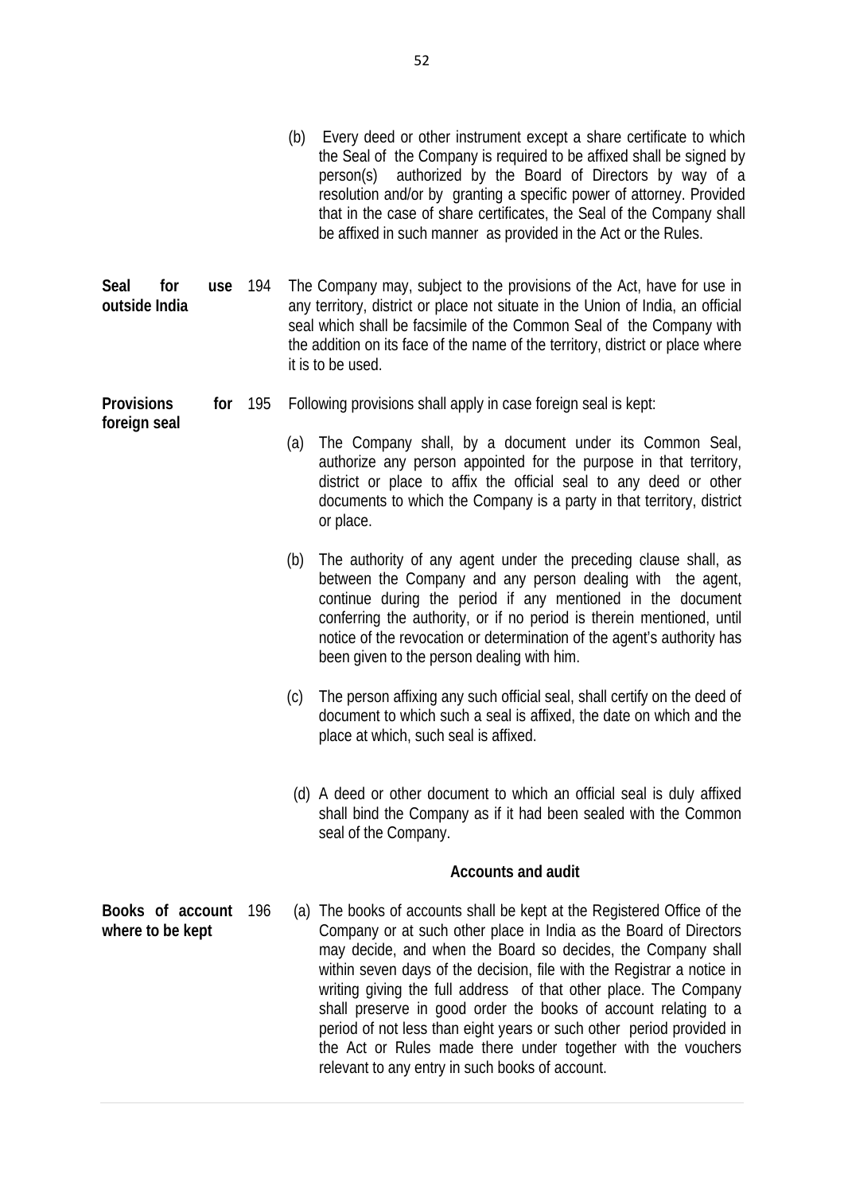(b) Every deed or other instrument except a share certificate to which the Seal of the Company is required to be affixed shall be signed by person(s) authorized by the Board of Directors by way of a resolution and/or by granting a specific power of attorney. Provided that in the case of share certificates, the Seal of the Company shall be affixed in such manner as provided in the Act or the Rules.

**Seal for use outside India**

194 The Company may, subject to the provisions of the Act, have for use in any territory, district or place not situate in the Union of India, an official seal which shall be facsimile of the Common Seal of the Company with the addition on its face of the name of the territory, district or place where it is to be used.

**Provisions for foreign seal**

195 Following provisions shall apply in case foreign seal is kept:

(a) The Company shall, by a document under its Common Seal, authorize any person appointed for the purpose in that territory, district or place to affix the official seal to any deed or other documents to which the Company is a party in that territory, district or place.

(b) The authority of any agent under the preceding clause shall, as between the Company and any person dealing with the agent, continue during the period if any mentioned in the document conferring the authority, or if no period is therein mentioned, until notice of the revocation or determination of the agent's authority has been given to the person dealing with him.

(c) The person affixing any such official seal, shall certify on the deed of document to which such a seal is affixed, the date on which and the place at which, such seal is affixed.

(d) A deed or other document to which an official seal is duly affixed shall bind the Company as if it had been sealed with the Common seal of the Company.

## Accounts and audit

**Books of account where to be kept**

196 (a) The books of accounts shall be kept at the Registered Office of the Company or at such other place in India as the Board of Directors may decide, and when the Board so decides, the Company shall within seven days of the decision, file with the Registrar a notice in writing giving the full address of that other place. The Company shall preserve in good order the books of account relating to a period of not less than eight years or such other period provided in the Act or Rules made there under together with the vouchers relevant to any entry in such books of account.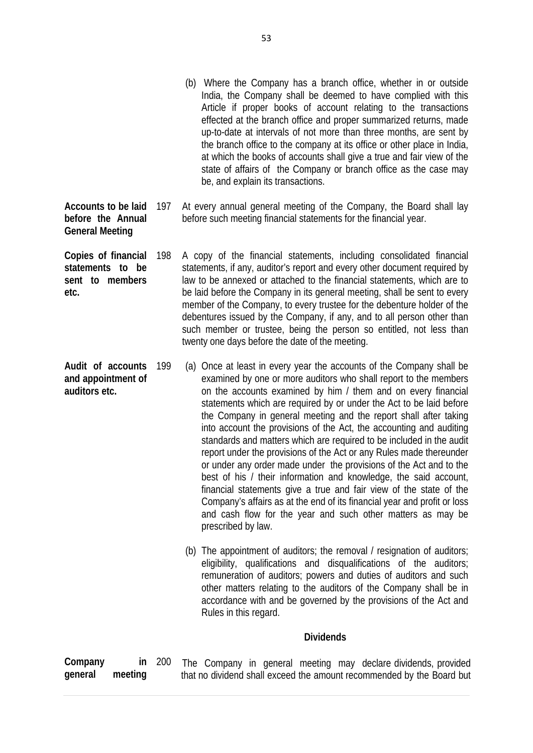(b) Where the Company has a branch office, whether in or outside India, the Company shall be deemed to have complied with this Article if proper books of account relating to the transactions effected at the branch office and proper summarized returns, made up-to-date at intervals of not more than three months, are sent by the branch office to the company at its office or other place in India, at which the books of accounts shall give a true and fair view of the state of affairs of the Company or branch office as the case may be, and explain its transactions.

**Accounts to be laid before the Annual General Meeting**

197 At every annual general meeting of the Company, the Board shall lay before such meeting financial statements for the financial year.

**Copies of financial statements to be sent to members etc.**

198 A copy of the financial statements, including consolidated financial statements, if any, auditor's report and every other document required by law to be annexed or attached to the financial statements, which are to be laid before the Company in its general meeting, shall be sent to every member of the Company, to every trustee for the debenture holder of the debentures issued by the Company, if any, and to all person other than such member or trustee, being the person so entitled, not less than twenty one days before the date of the meeting.

**Audit of accounts and appointment of auditors etc.**

199 (a) Once at least in every year the accounts of the Company shall be examined by one or more auditors who shall report to the members on the accounts examined by him / them and on every financial statements which are required by or under the Act to be laid before the Company in general meeting and the report shall after taking into account the provisions of the Act, the accounting and auditing standards and matters which are required to be included in the audit report under the provisions of the Act or any Rules made thereunder or under any order made under the provisions of the Act and to the best of his / their information and knowledge, the said account, financial statements give a true and fair view of the state of the Company's affairs as at the end of its financial year and profit or loss and cash flow for the year and such other matters as may be prescribed by law.

(b) The appointment of auditors; the removal / resignation of auditors; eligibility, qualifications and disqualifications of the auditors; remuneration of auditors; powers and duties of auditors and such other matters relating to the auditors of the Company shall be in accordance with and be governed by the provisions of the Act and Rules in this regard.

### Dividends

**Company in general meeting**

200 The Company in general meeting may declare dividends, provided that no dividend shall exceed the amount recommended by the Board but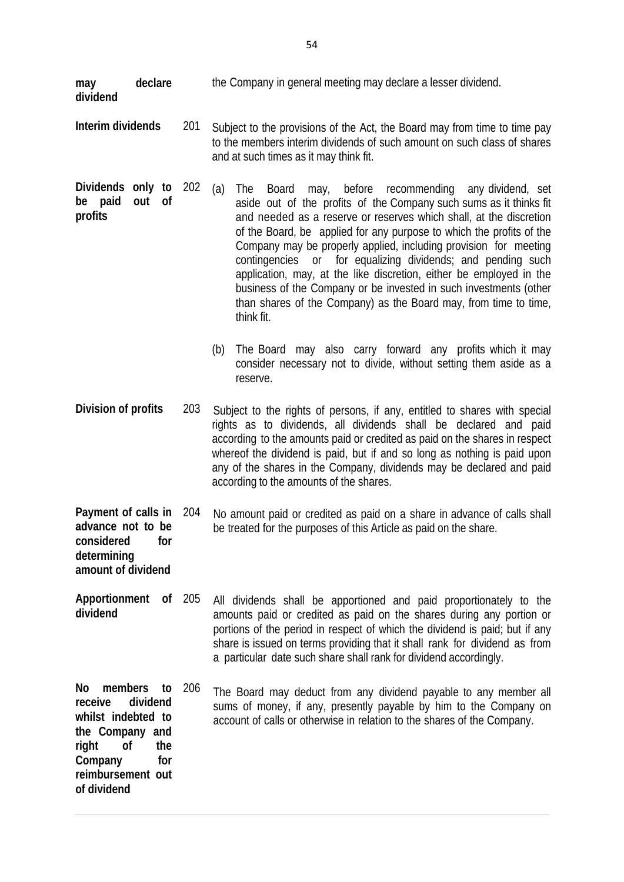**may declare dividend** — the Company in general meeting may declare a lesser dividend.

**Interim dividends**

201 Subject to the provisions of the Act, the Board may from time to time pay to the members interim dividends of such amount on such class of shares and at such times as it may think fit.

**Dividends only to be paid out of profits**

202 (a) The Board may, before recommending any dividend, set aside out of the profits of the Company such sums as it thinks fit and needed as a reserve or reserves which shall, at the discretion of the Board, be applied for any purpose to which the profits of the Company may be properly applied, including provision for meeting contingencies or for equalizing dividends; and pending such application, may, at the like discretion, either be employed in the business of the Company or be invested in such investments (other than shares of the Company) as the Board may, from time to time, think fit.

(b) The Board may also carry forward any profits which it may consider necessary not to divide, without setting them aside as a reserve.

**Division of profits**

203 Subject to the rights of persons, if any, entitled to shares with special rights as to dividends, all dividends shall be declared and paid according to the amounts paid or credited as paid on the shares in respect whereof the dividend is paid, but if and so long as nothing is paid upon any of the shares in the Company, dividends may be declared and paid according to the amounts of the shares.

**Payment of calls in advance not to be considered for determining amount of dividend**

204 No amount paid or credited as paid on a share in advance of calls shall be treated for the purposes of this Article as paid on the share.

**Apportionment of dividend**

205 All dividends shall be apportioned and paid proportionately to the amounts paid or credited as paid on the shares during any portion or portions of the period in respect of which the dividend is paid; but if any share is issued on terms providing that it shall rank for dividend as from a particular date such share shall rank for dividend accordingly.

**No members to receive dividend whilst indebted to the Company and right of the Company for reimbursement out of dividend**

206 The Board may deduct from any dividend payable to any member all sums of money, if any, presently payable by him to the Company on account of calls or otherwise in relation to the shares of the Company.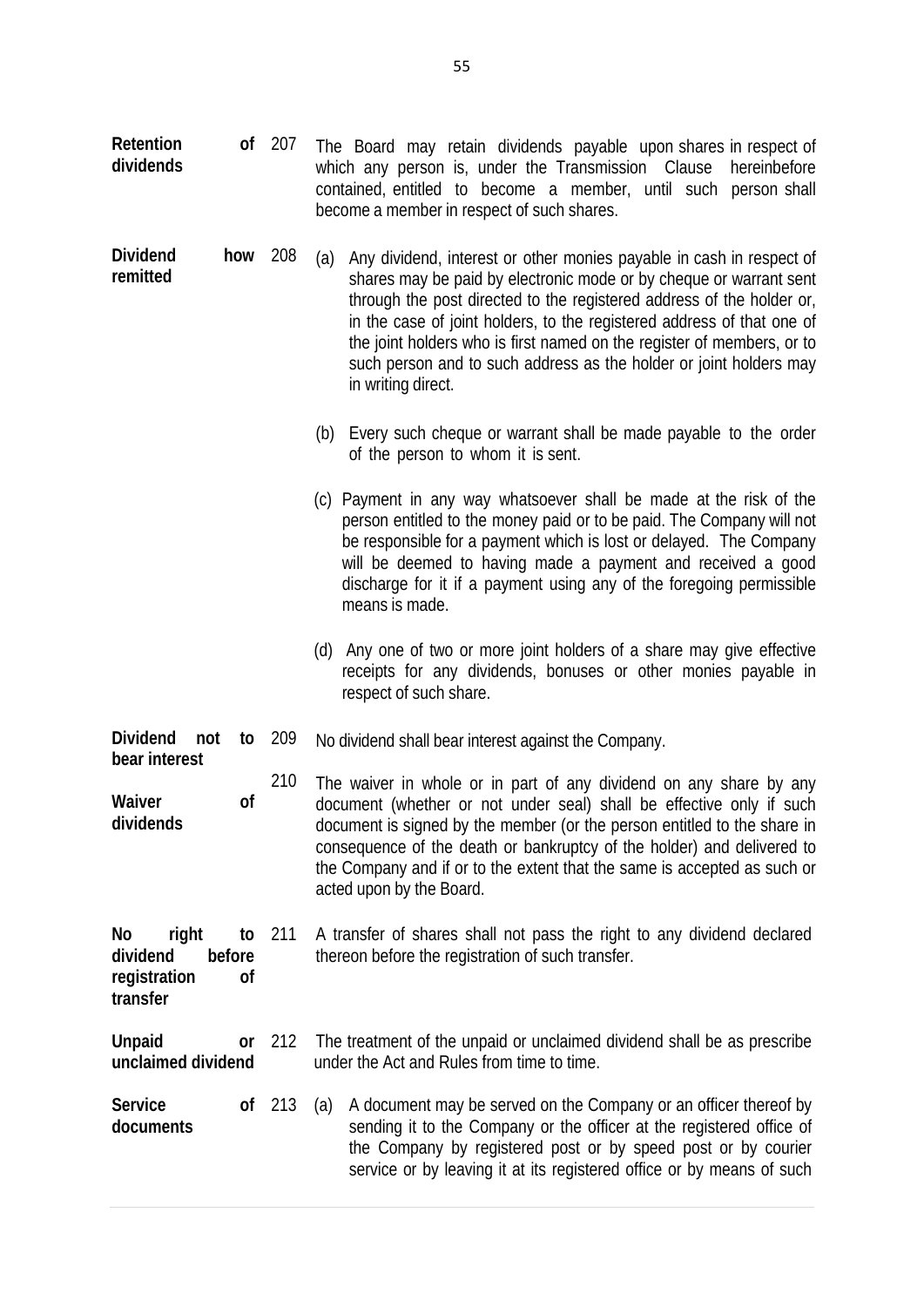**Retention of dividends** 207 The Board may retain dividends payable upon shares in respect of which any person is, under the Transmission Clause hereinbefore contained, entitled to become a member, until such person shall become a member in respect of such shares.

**Dividend how remitted** 208

(a) Any dividend, interest or other monies payable in cash in respect of shares may be paid by electronic mode or by cheque or warrant sent through the post directed to the registered address of the holder or, in the case of joint holders, to the registered address of that one of the joint holders who is first named on the register of members, or to such person and to such address as the holder or joint holders may in writing direct.

(b) Every such cheque or warrant shall be made payable to the order of the person to whom it is sent.

(c) Payment in any way whatsoever shall be made at the risk of the person entitled to the money paid or to be paid. The Company will not be responsible for a payment which is lost or delayed. The Company will be deemed to having made a payment and received a good discharge for it if a payment using any of the foregoing permissible means is made.

(d) Any one of two or more joint holders of a share may give effective receipts for any dividends, bonuses or other monies payable in respect of such share.

**Dividend not to bear interest** 209 No dividend shall bear interest against the Company.

**Waiver of dividends** 210 The waiver in whole or in part of any dividend on any share by any document (whether or not under seal) shall be effective only if such document is signed by the member (or the person entitled to the share in consequence of the death or bankruptcy of the holder) and delivered to the Company and if or to the extent that the same is accepted as such or acted upon by the Board.

**No right to dividend before registration of transfer** 211 A transfer of shares shall not pass the right to any dividend declared thereon before the registration of such transfer.

**Unpaid or unclaimed dividend** 212 The treatment of the unpaid or unclaimed dividend shall be as prescribe under the Act and Rules from time to time.

**Service of documents** 213

(a) A document may be served on the Company or an officer thereof by sending it to the Company or the officer at the registered office of the Company by registered post or by speed post or by courier service or by leaving it at its registered office or by means of such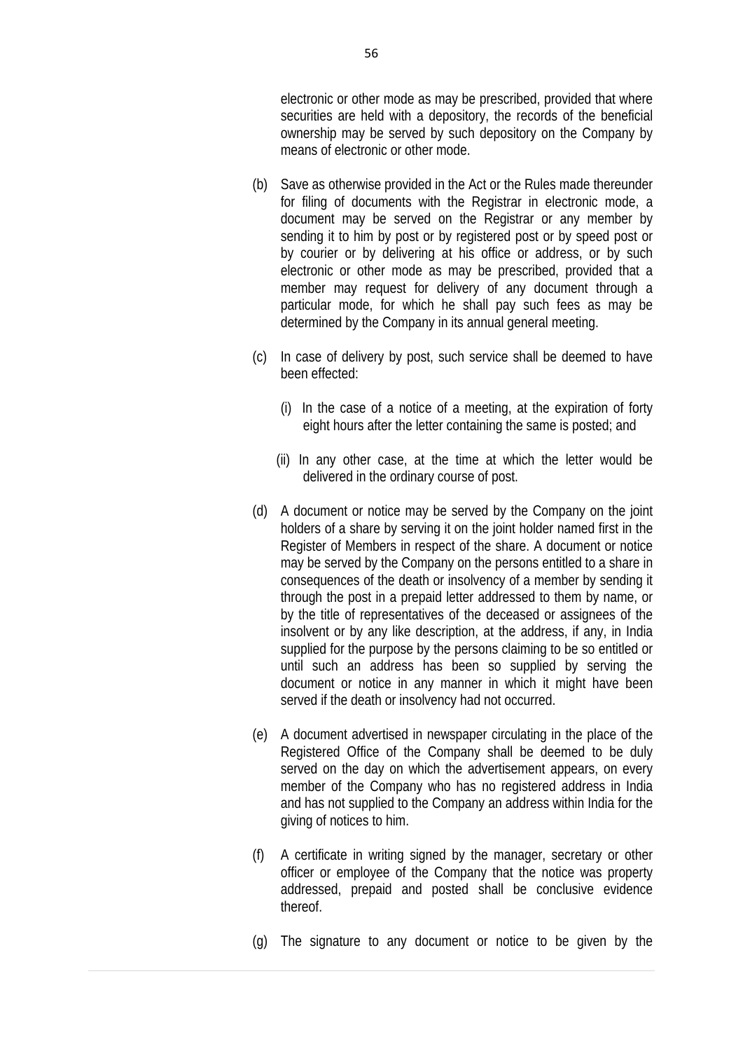electronic or other mode as may be prescribed, provided that where securities are held with a depository, the records of the beneficial ownership may be served by such depository on the Company by means of electronic or other mode.

(b) Save as otherwise provided in the Act or the Rules made thereunder for filing of documents with the Registrar in electronic mode, a document may be served on the Registrar or any member by sending it to him by post or by registered post or by speed post or by courier or by delivering at his office or address, or by such electronic or other mode as may be prescribed, provided that a member may request for delivery of any document through a particular mode, for which he shall pay such fees as may be determined by the Company in its annual general meeting.

(c) In case of delivery by post, such service shall be deemed to have been effected:

(i) In the case of a notice of a meeting, at the expiration of forty eight hours after the letter containing the same is posted; and

(ii) In any other case, at the time at which the letter would be delivered in the ordinary course of post.

(d) A document or notice may be served by the Company on the joint holders of a share by serving it on the joint holder named first in the Register of Members in respect of the share. A document or notice may be served by the Company on the persons entitled to a share in consequences of the death or insolvency of a member by sending it through the post in a prepaid letter addressed to them by name, or by the title of representatives of the deceased or assignees of the insolvent or by any like description, at the address, if any, in India supplied for the purpose by the persons claiming to be so entitled or until such an address has been so supplied by serving the document or notice in any manner in which it might have been served if the death or insolvency had not occurred.

(e) A document advertised in newspaper circulating in the place of the Registered Office of the Company shall be deemed to be duly served on the day on which the advertisement appears, on every member of the Company who has no registered address in India and has not supplied to the Company an address within India for the giving of notices to him.

(f) A certificate in writing signed by the manager, secretary or other officer or employee of the Company that the notice was property addressed, prepaid and posted shall be conclusive evidence thereof.

(g) The signature to any document or notice to be given by the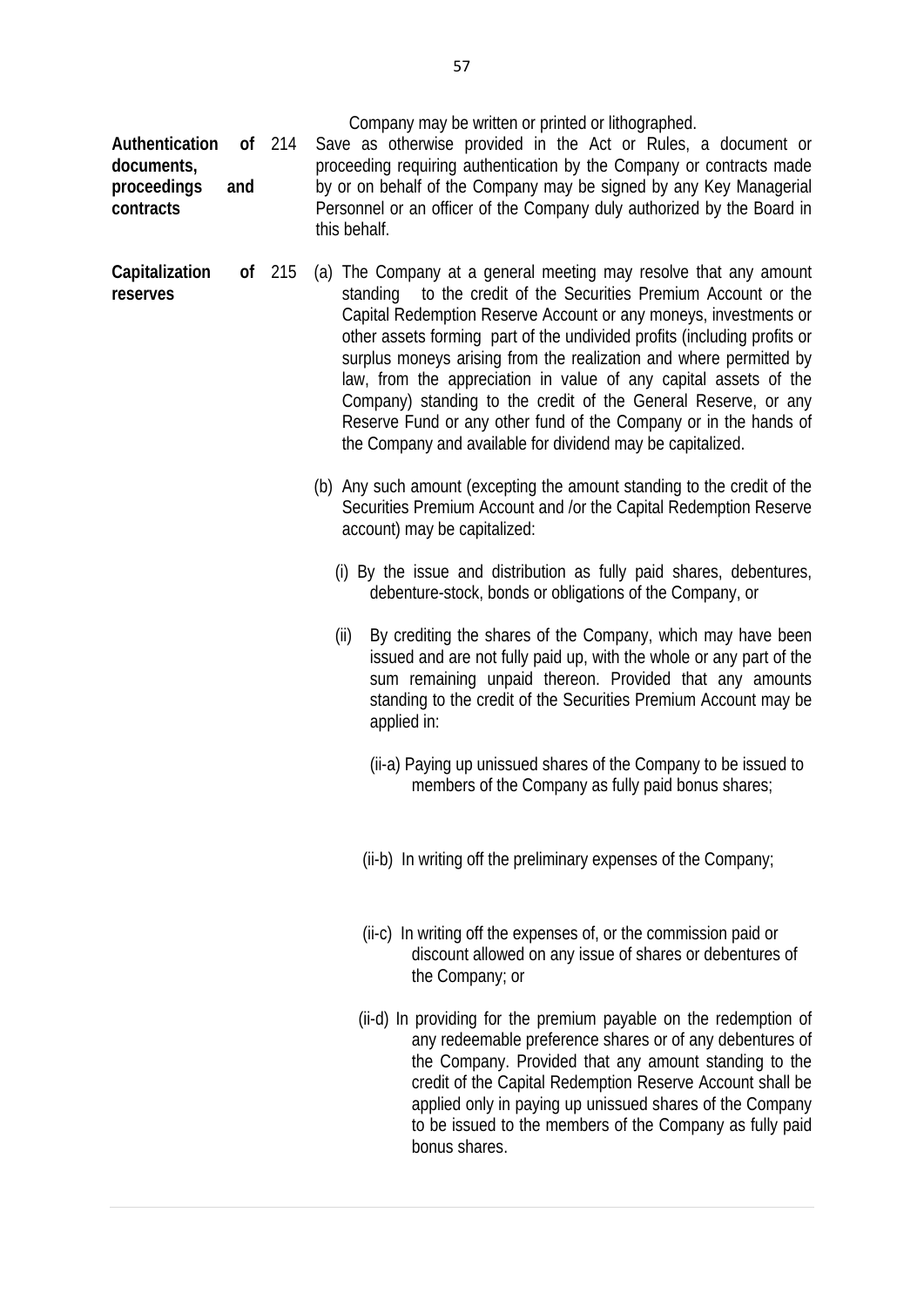Company may be written or printed or lithographed.

**Authentication of documents, proceedings and contracts**

214 Save as otherwise provided in the Act or Rules, a document or proceeding requiring authentication by the Company or contracts made by or on behalf of the Company may be signed by any Key Managerial Personnel or an officer of the Company duly authorized by the Board in this behalf.

**Capitalization of reserves**

215 (a) The Company at a general meeting may resolve that any amount standing to the credit of the Securities Premium Account or the Capital Redemption Reserve Account or any moneys, investments or other assets forming part of the undivided profits (including profits or surplus moneys arising from the realization and where permitted by law, from the appreciation in value of any capital assets of the Company) standing to the credit of the General Reserve, or any Reserve Fund or any other fund of the Company or in the hands of the Company and available for dividend may be capitalized.

(b) Any such amount (excepting the amount standing to the credit of the Securities Premium Account and /or the Capital Redemption Reserve account) may be capitalized:

(i) By the issue and distribution as fully paid shares, debentures, debenture-stock, bonds or obligations of the Company, or

(ii) By crediting the shares of the Company, which may have been issued and are not fully paid up, with the whole or any part of the sum remaining unpaid thereon. Provided that any amounts standing to the credit of the Securities Premium Account may be applied in:

(ii-a) Paying up unissued shares of the Company to be issued to members of the Company as fully paid bonus shares;

(ii-b) In writing off the preliminary expenses of the Company;

(ii-c) In writing off the expenses of, or the commission paid or discount allowed on any issue of shares or debentures of the Company; or

(ii-d) In providing for the premium payable on the redemption of any redeemable preference shares or of any debentures of the Company. Provided that any amount standing to the credit of the Capital Redemption Reserve Account shall be applied only in paying up unissued shares of the Company to be issued to the members of the Company as fully paid bonus shares.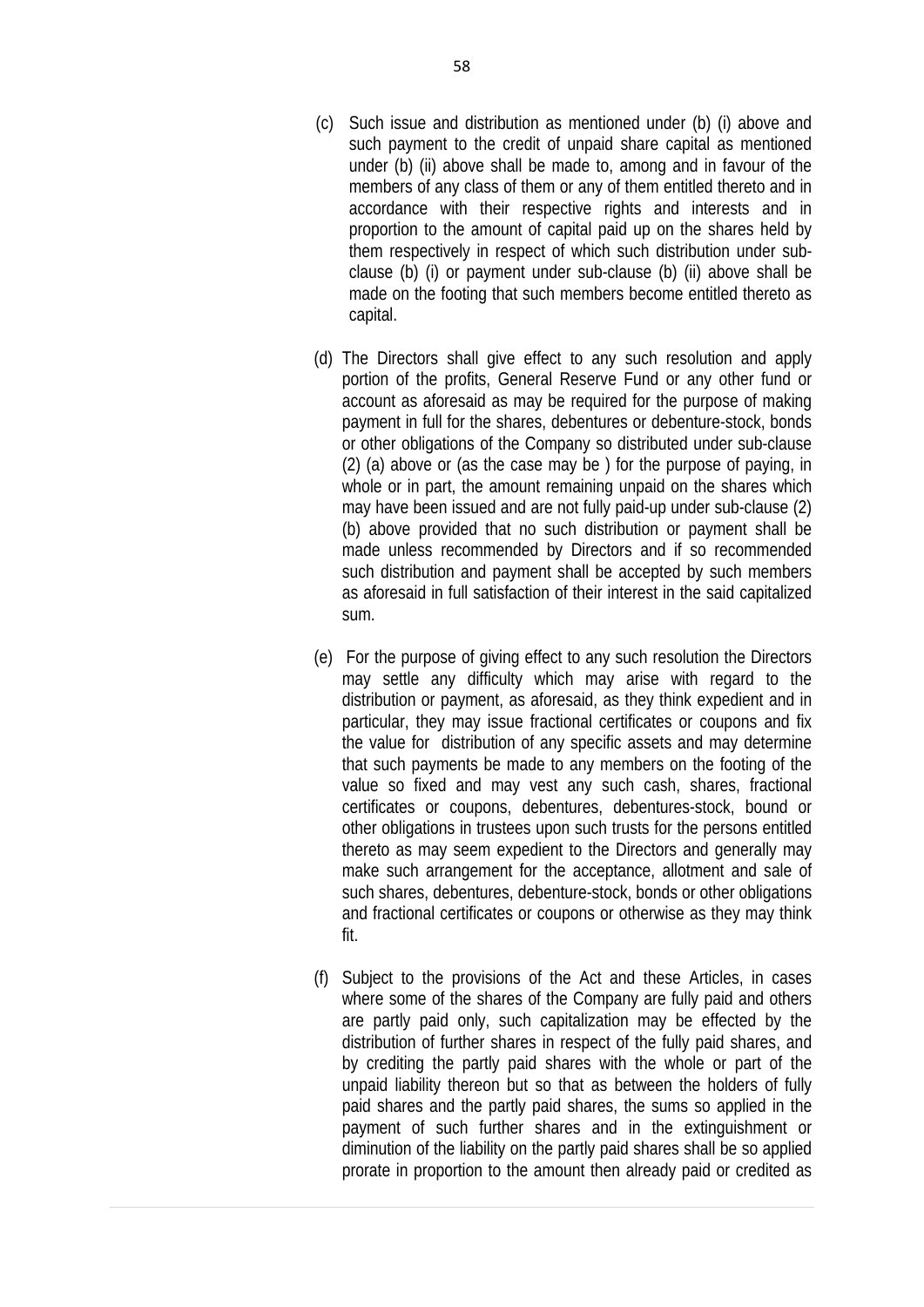(c) Such issue and distribution as mentioned under (b) (i) above and such payment to the credit of unpaid share capital as mentioned under (b) (ii) above shall be made to, among and in favour of the members of any class of them or any of them entitled thereto and in accordance with their respective rights and interests and in proportion to the amount of capital paid up on the shares held by them respectively in respect of which such distribution under sub-clause (b) (i) or payment under sub-clause (b) (ii) above shall be made on the footing that such members become entitled thereto as capital.

(d) The Directors shall give effect to any such resolution and apply portion of the profits, General Reserve Fund or any other fund or account as aforesaid as may be required for the purpose of making payment in full for the shares, debentures or debenture-stock, bonds or other obligations of the Company so distributed under sub-clause (2) (a) above or (as the case may be ) for the purpose of paying, in whole or in part, the amount remaining unpaid on the shares which may have been issued and are not fully paid-up under sub-clause (2) (b) above provided that no such distribution or payment shall be made unless recommended by Directors and if so recommended such distribution and payment shall be accepted by such members as aforesaid in full satisfaction of their interest in the said capitalized sum.

(e) For the purpose of giving effect to any such resolution the Directors may settle any difficulty which may arise with regard to the distribution or payment, as aforesaid, as they think expedient and in particular, they may issue fractional certificates or coupons and fix the value for distribution of any specific assets and may determine that such payments be made to any members on the footing of the value so fixed and may vest any such cash, shares, fractional certificates or coupons, debentures, debentures-stock, bound or other obligations in trustees upon such trusts for the persons entitled thereto as may seem expedient to the Directors and generally may make such arrangement for the acceptance, allotment and sale of such shares, debentures, debenture-stock, bonds or other obligations and fractional certificates or coupons or otherwise as they may think fit.

(f) Subject to the provisions of the Act and these Articles, in cases where some of the shares of the Company are fully paid and others are partly paid only, such capitalization may be effected by the distribution of further shares in respect of the fully paid shares, and by crediting the partly paid shares with the whole or part of the unpaid liability thereon but so that as between the holders of fully paid shares and the partly paid shares, the sums so applied in the payment of such further shares and in the extinguishment or diminution of the liability on the partly paid shares shall be so applied prorate in proportion to the amount then already paid or credited as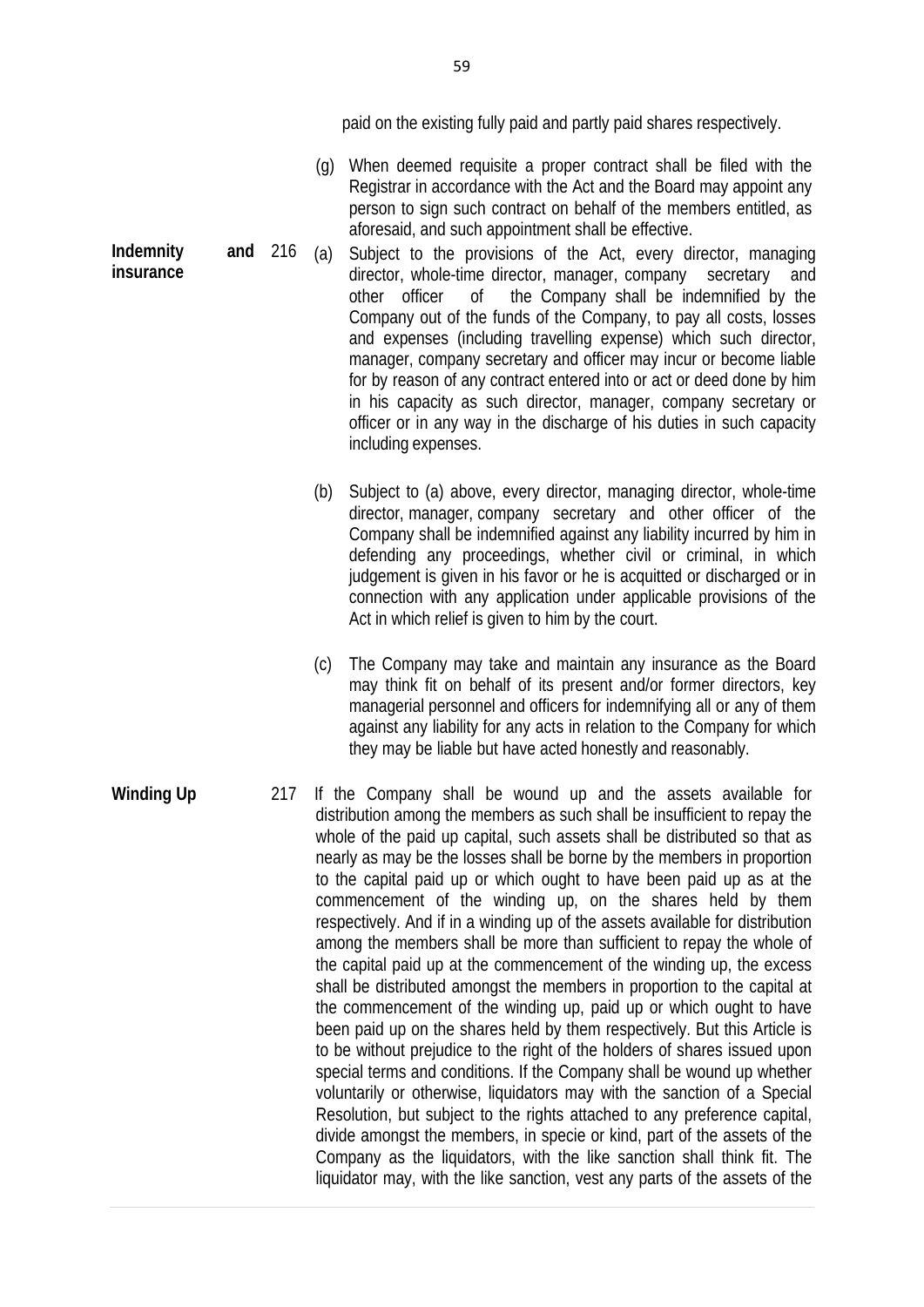paid on the existing fully paid and partly paid shares respectively.

(g) When deemed requisite a proper contract shall be filed with the Registrar in accordance with the Act and the Board may appoint any person to sign such contract on behalf of the members entitled, as aforesaid, and such appointment shall be effective.

**Indemnity and insurance**

216 (a) Subject to the provisions of the Act, every director, managing director, whole-time director, manager, company secretary and other officer of the Company shall be indemnified by the Company out of the funds of the Company, to pay all costs, losses and expenses (including travelling expense) which such director, manager, company secretary and officer may incur or become liable for by reason of any contract entered into or act or deed done by him in his capacity as such director, manager, company secretary or officer or in any way in the discharge of his duties in such capacity including expenses.

(b) Subject to (a) above, every director, managing director, whole-time director, manager, company secretary and other officer of the Company shall be indemnified against any liability incurred by him in defending any proceedings, whether civil or criminal, in which judgement is given in his favor or he is acquitted or discharged or in connection with any application under applicable provisions of the Act in which relief is given to him by the court.

(c) The Company may take and maintain any insurance as the Board may think fit on behalf of its present and/or former directors, key managerial personnel and officers for indemnifying all or any of them against any liability for any acts in relation to the Company for which they may be liable but have acted honestly and reasonably.

**Winding Up**

217 If the Company shall be wound up and the assets available for distribution among the members as such shall be insufficient to repay the whole of the paid up capital, such assets shall be distributed so that as nearly as may be the losses shall be borne by the members in proportion to the capital paid up or which ought to have been paid up as at the commencement of the winding up, on the shares held by them respectively. And if in a winding up of the assets available for distribution among the members shall be more than sufficient to repay the whole of the capital paid up at the commencement of the winding up, the excess shall be distributed amongst the members in proportion to the capital at the commencement of the winding up, paid up or which ought to have been paid up on the shares held by them respectively. But this Article is to be without prejudice to the right of the holders of shares issued upon special terms and conditions. If the Company shall be wound up whether voluntarily or otherwise, liquidators may with the sanction of a Special Resolution, but subject to the rights attached to any preference capital, divide amongst the members, in specie or kind, part of the assets of the Company as the liquidators, with the like sanction shall think fit. The liquidator may, with the like sanction, vest any parts of the assets of the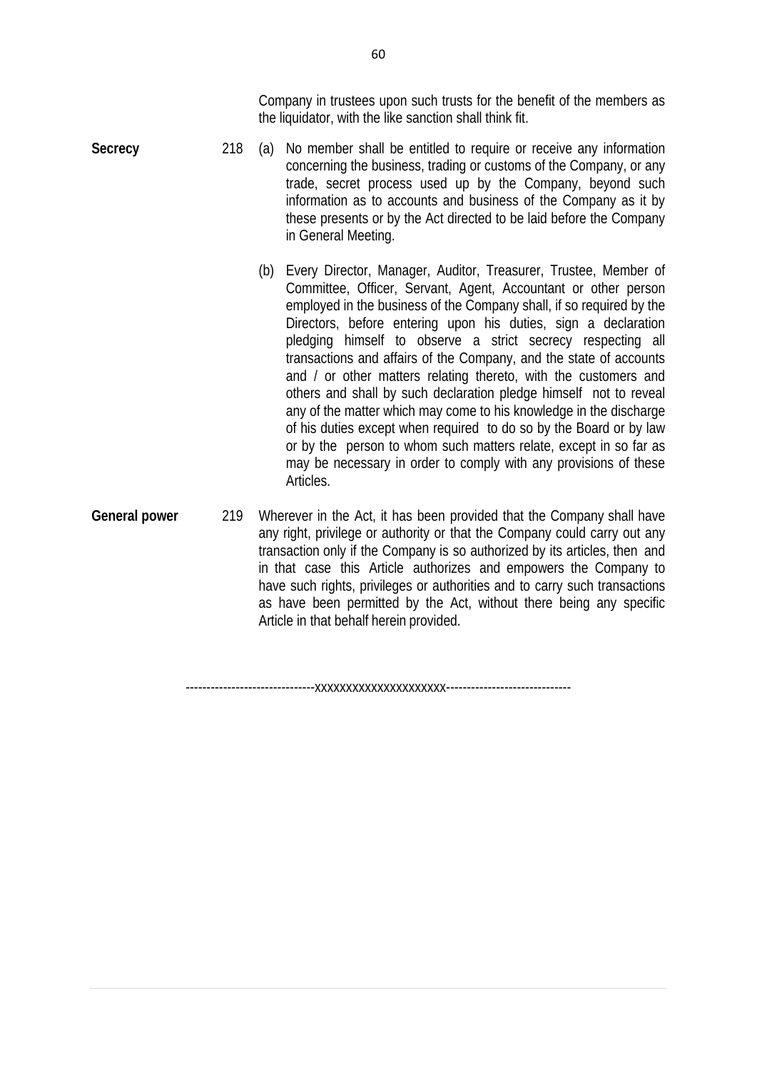Company in trustees upon such trusts for the benefit of the members as the liquidator, with the like sanction shall think fit.

**Secrecy**

218 (a) No member shall be entitled to require or receive any information concerning the business, trading or customs of the Company, or any trade, secret process used up by the Company, beyond such information as to accounts and business of the Company as it by these presents or by the Act directed to be laid before the Company in General Meeting.

(b) Every Director, Manager, Auditor, Treasurer, Trustee, Member of Committee, Officer, Servant, Agent, Accountant or other person employed in the business of the Company shall, if so required by the Directors, before entering upon his duties, sign a declaration pledging himself to observe a strict secrecy respecting all transactions and affairs of the Company, and the state of accounts and / or other matters relating thereto, with the customers and others and shall by such declaration pledge himself not to reveal any of the matter which may come to his knowledge in the discharge of his duties except when required to do so by the Board or by law or by the person to whom such matters relate, except in so far as may be necessary in order to comply with any provisions of these Articles.

**General power**

219 Wherever in the Act, it has been provided that the Company shall have any right, privilege or authority or that the Company could carry out any transaction only if the Company is so authorized by its articles, then and in that case this Article authorizes and empowers the Company to have such rights, privileges or authorities and to carry such transactions as have been permitted by the Act, without there being any specific Article in that behalf herein provided.

------------------------------xxxxxxxxxxxxxxxxxxxxx------------------------------